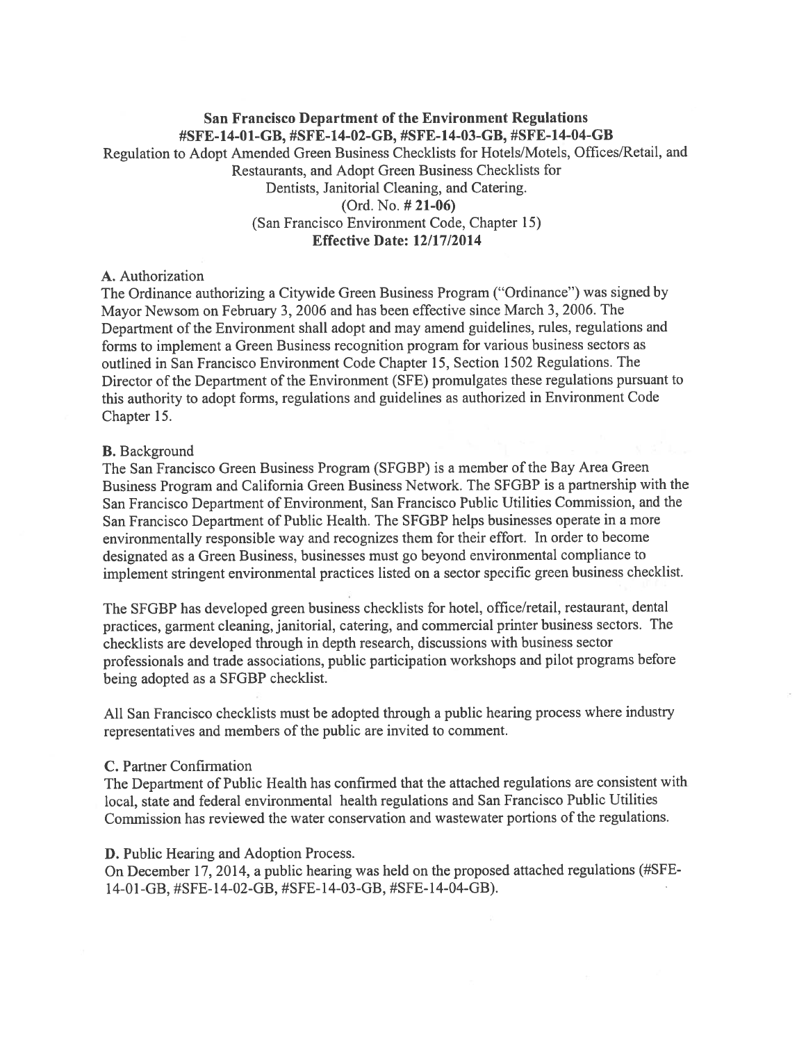# San Francisco Department of the Environment Regulations
## #SFE-14-01-GB, #SFE-14-02-GB, #SFE-14-03-GB, #SFE-14-04-GB

Regulation to Adopt Amended Green Business Checklists for Hotels/Motels, Offices/Retail, and Restaurants, and Adopt Green Business Checklists for Dentists, Janitorial Cleaning, and Catering.

(Ord. No. # **21-06**)

(San Francisco Environment Code, Chapter 15)

**Effective Date: 12/17/2014**

**A.** Authorization

The Ordinance authorizing a Citywide Green Business Program ("Ordinance") was signed by Mayor Newsom on February 3, 2006 and has been effective since March 3, 2006. The Department of the Environment shall adopt and may amend guidelines, rules, regulations and forms to implement a Green Business recognition program for various business sectors as outlined in San Francisco Environment Code Chapter 15, Section 1502 Regulations. The Director of the Department of the Environment (SFE) promulgates these regulations pursuant to this authority to adopt forms, regulations and guidelines as authorized in Environment Code Chapter 15.

**B.** Background

The San Francisco Green Business Program (SFGBP) is a member of the Bay Area Green Business Program and California Green Business Network. The SFGBP is a partnership with the San Francisco Department of Environment, San Francisco Public Utilities Commission, and the San Francisco Department of Public Health. The SFGBP helps businesses operate in a more environmentally responsible way and recognizes them for their effort. In order to become designated as a Green Business, businesses must go beyond environmental compliance to implement stringent environmental practices listed on a sector specific green business checklist.

The SFGBP has developed green business checklists for hotel, office/retail, restaurant, dental practices, garment cleaning, janitorial, catering, and commercial printer business sectors. The checklists are developed through in depth research, discussions with business sector professionals and trade associations, public participation workshops and pilot programs before being adopted as a SFGBP checklist.

All San Francisco checklists must be adopted through a public hearing process where industry representatives and members of the public are invited to comment.

**C.** Partner Confirmation

The Department of Public Health has confirmed that the attached regulations are consistent with local, state and federal environmental health regulations and San Francisco Public Utilities Commission has reviewed the water conservation and wastewater portions of the regulations.

**D.** Public Hearing and Adoption Process.

On December 17, 2014, a public hearing was held on the proposed attached regulations (#SFE-14-01-GB, #SFE-14-02-GB, #SFE-14-03-GB, #SFE-14-04-GB).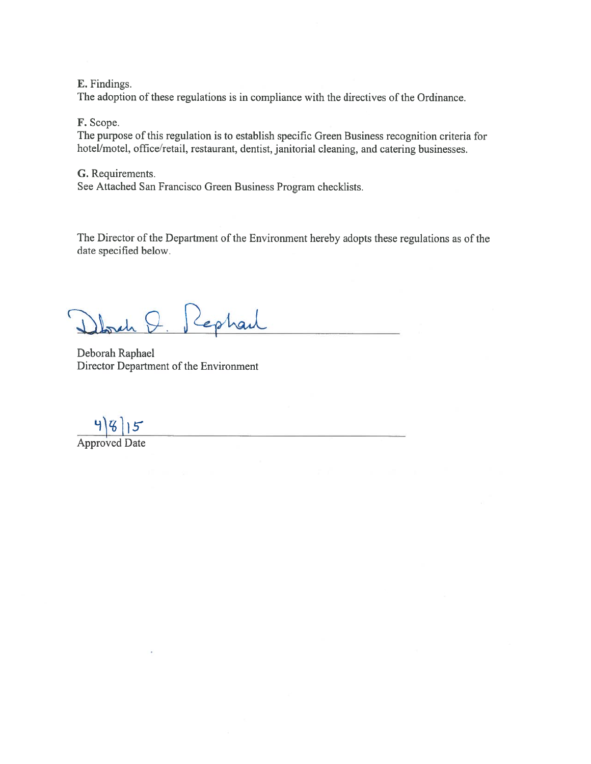**E.** Findings.
The adoption of these regulations is in compliance with the directives of the Ordinance.

**F.** Scope.
The purpose of this regulation is to establish specific Green Business recognition criteria for hotel/motel, office/retail, restaurant, dentist, janitorial cleaning, and catering businesses.

**G.** Requirements.
See Attached San Francisco Green Business Program checklists.

The Director of the Department of the Environment hereby adopts these regulations as of the date specified below.

Deborah O. Raphael

Deborah Raphael
Director Department of the Environment

4/8/15
Approved Date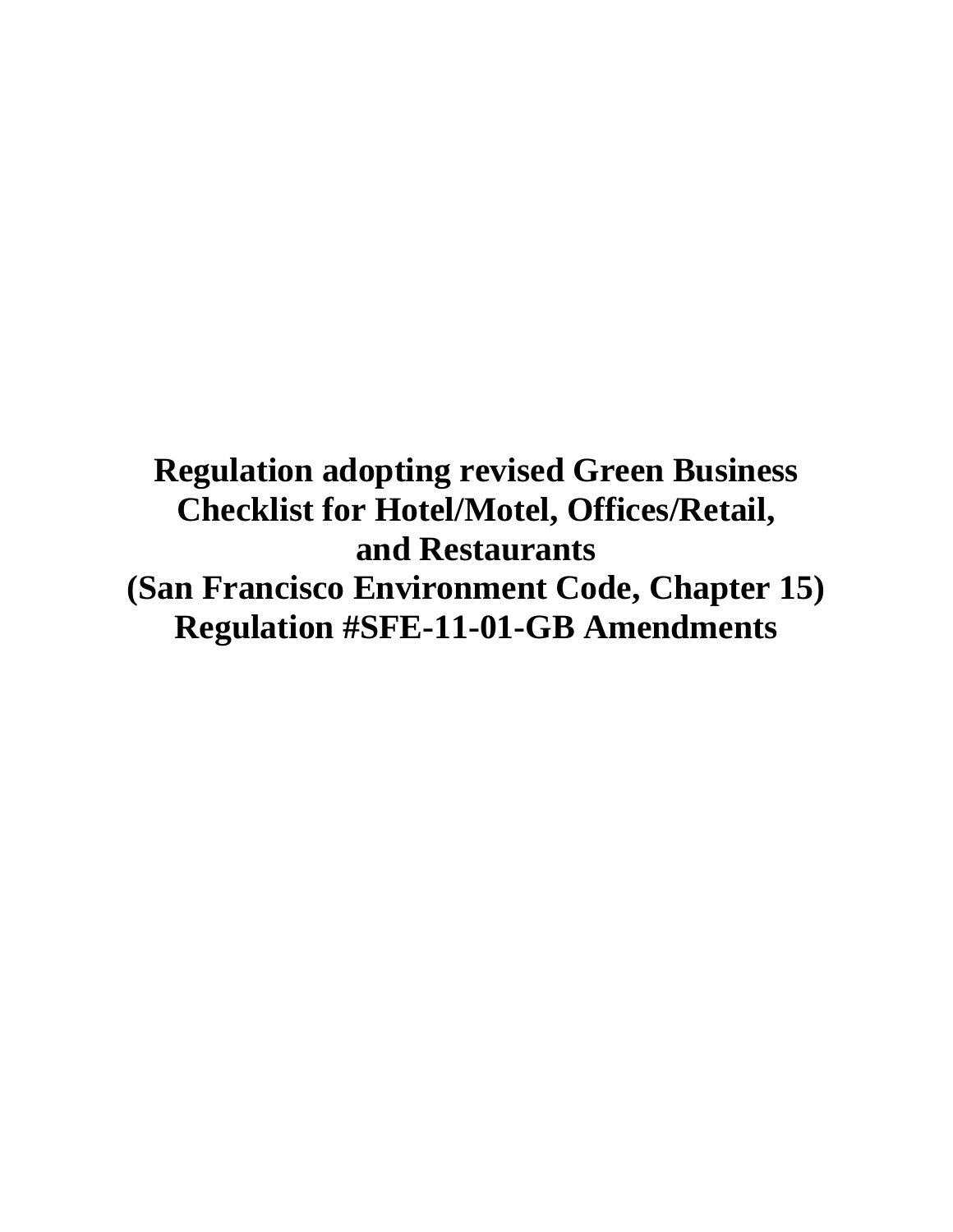# Regulation adopting revised Green Business Checklist for Hotel/Motel, Offices/Retail, and Restaurants
# (San Francisco Environment Code, Chapter 15)
# Regulation #SFE-11-01-GB Amendments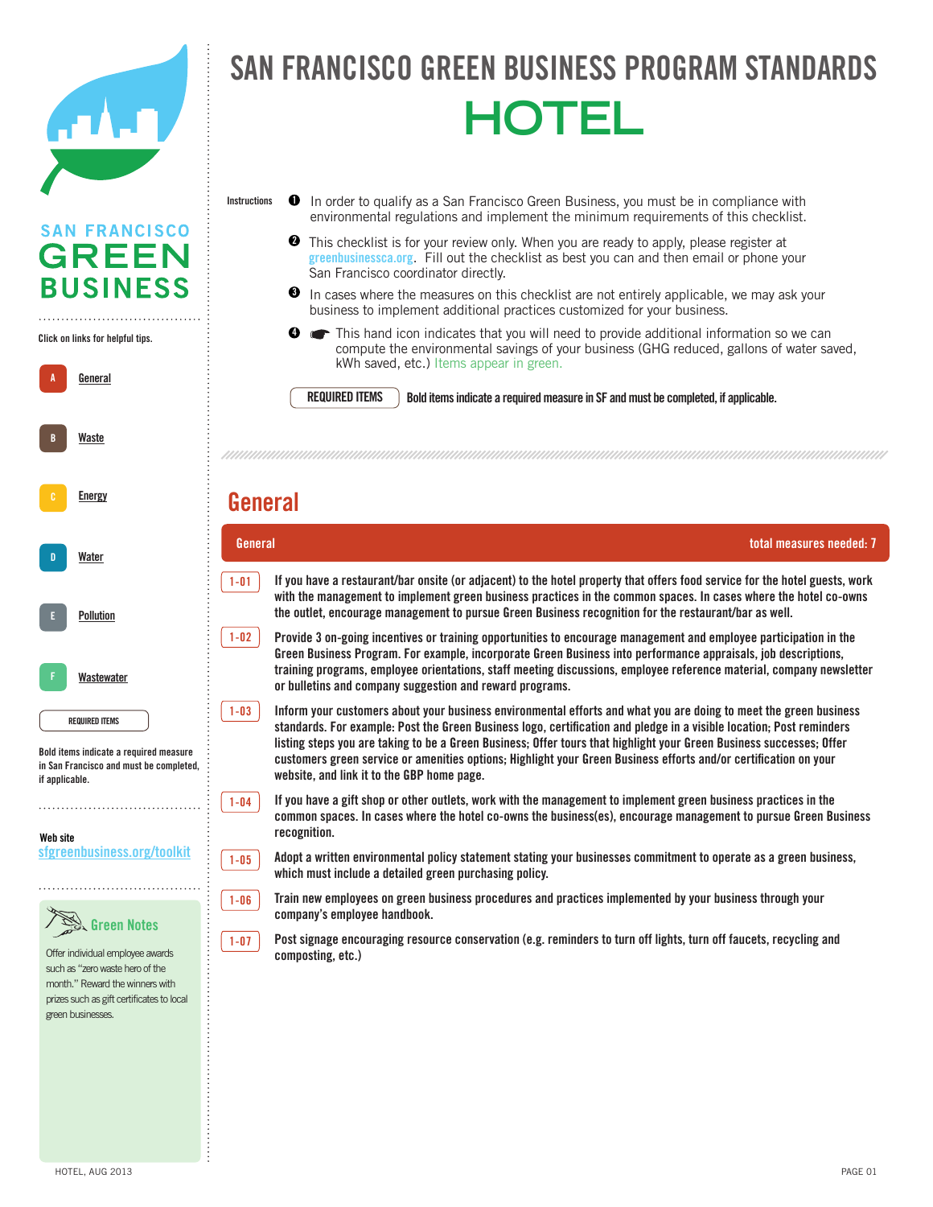# SAN FRANCISCO GREEN BUSINESS PROGRAM STANDARDS

# HOTEL

SAN FRANCISCO GREEN BUSINESS

Click on links for helpful tips.

- A General
- B Waste
- C Energy
- D Water
- E Pollution
- F Wastewater

REQUIRED ITEMS

Bold items indicate a required measure in San Francisco and must be completed, if applicable.

Web site
sfgreenbusiness.org/toolkit

**Green Notes**

Offer individual employee awards such as "zero waste hero of the month." Reward the winners with prizes such as gift certificates to local green businesses.

Instructions

1. In order to qualify as a San Francisco Green Business, you must be in compliance with environmental regulations and implement the minimum requirements of this checklist.
2. This checklist is for your review only. When you are ready to apply, please register at greenbusinessca.org. Fill out the checklist as best you can and then email or phone your San Francisco coordinator directly.
3. In cases where the measures on this checklist are not entirely applicable, we may ask your business to implement additional practices customized for your business.
4. ☛ This hand icon indicates that you will need to provide additional information so we can compute the environmental savings of your business (GHG reduced, gallons of water saved, kWh saved, etc.) Items appear in green.

REQUIRED ITEMS **Bold items indicate a required measure in SF and must be completed, if applicable.**

## General

**General** — total measures needed: 7

**1-01** **If you have a restaurant/bar onsite (or adjacent) to the hotel property that offers food service for the hotel guests, work with the management to implement green business practices in the common spaces. In cases where the hotel co-owns the outlet, encourage management to pursue Green Business recognition for the restaurant/bar as well.**

**1-02** **Provide 3 on-going incentives or training opportunities to encourage management and employee participation in the Green Business Program. For example, incorporate Green Business into performance appraisals, job descriptions, training programs, employee orientations, staff meeting discussions, employee reference material, company newsletter or bulletins and company suggestion and reward programs.**

**1-03** **Inform your customers about your business environmental efforts and what you are doing to meet the green business standards. For example: Post the Green Business logo, certification and pledge in a visible location; Post reminders listing steps you are taking to be a Green Business; Offer tours that highlight your Green Business successes; Offer customers green service or amenities options; Highlight your Green Business efforts and/or certification on your website, and link it to the GBP home page.**

**1-04** **If you have a gift shop or other outlets, work with the management to implement green business practices in the common spaces. In cases where the hotel co-owns the business(es), encourage management to pursue Green Business recognition.**

**1-05** **Adopt a written environmental policy statement stating your businesses commitment to operate as a green business, which must include a detailed green purchasing policy.**

**1-06** **Train new employees on green business procedures and practices implemented by your business through your company's employee handbook.**

**1-07** **Post signage encouraging resource conservation (e.g. reminders to turn off lights, turn off faucets, recycling and composting, etc.)**

HOTEL, AUG 2013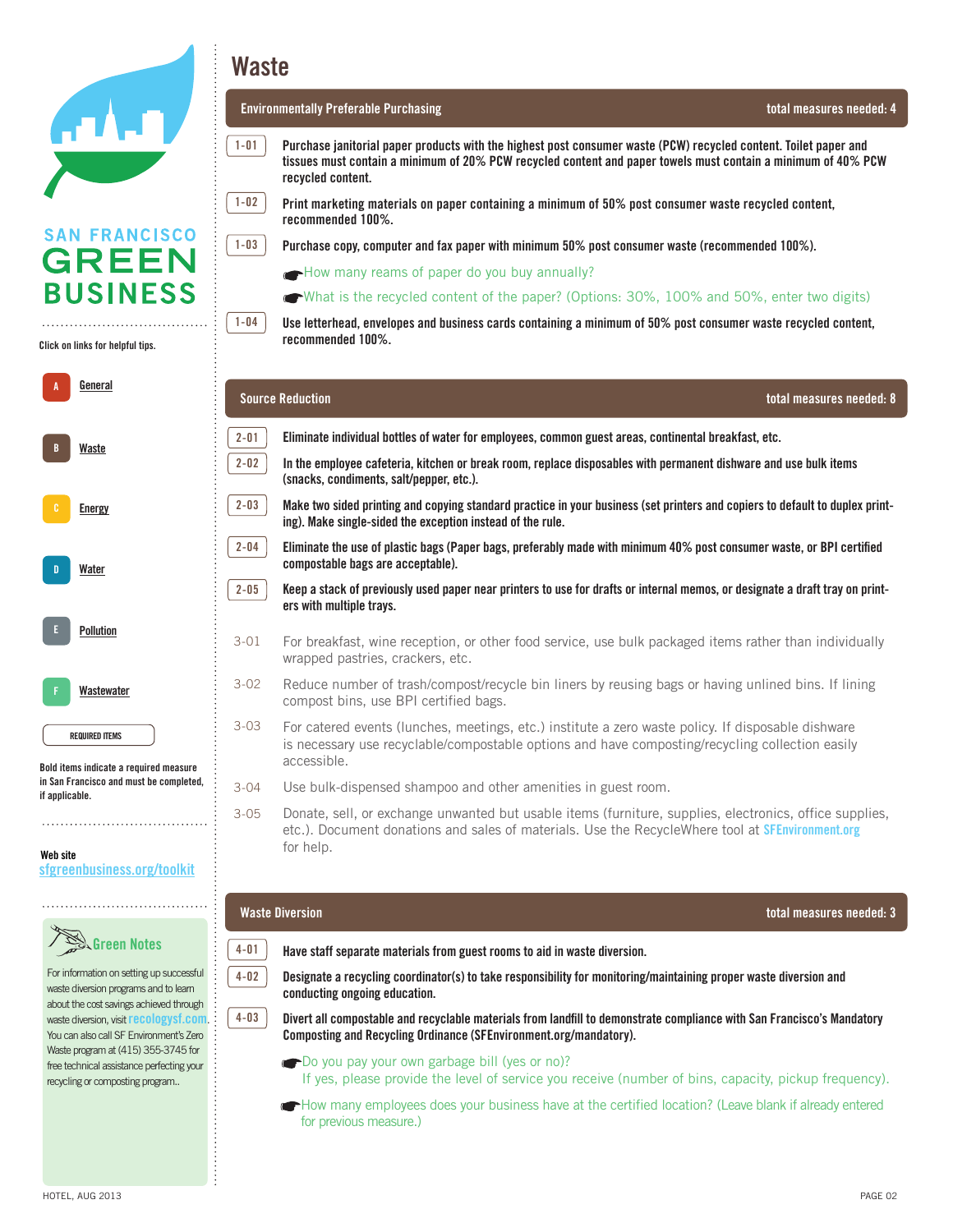SAN FRANCISCO
GREEN
BUSINESS

Click on links for helpful tips.

- A General
- B Waste
- C Energy
- D Water
- E Pollution
- F Wastewater

REQUIRED ITEMS

Bold items indicate a required measure in San Francisco and must be completed, if applicable.

Web site
sfgreenbusiness.org/toolkit

**Green Notes**

For information on setting up successful waste diversion programs and to learn about the cost savings achieved through waste diversion, visit recologysf.com. You can also call SF Environment's Zero Waste program at (415) 355-3745 for free technical assistance perfecting your recycling or composting program..

# Waste

## Environmentally Preferable Purchasing — total measures needed: 4

**1-01** **Purchase janitorial paper products with the highest post consumer waste (PCW) recycled content. Toilet paper and tissues must contain a minimum of 20% PCW recycled content and paper towels must contain a minimum of 40% PCW recycled content.**

**1-02** **Print marketing materials on paper containing a minimum of 50% post consumer waste recycled content, recommended 100%.**

**1-03** **Purchase copy, computer and fax paper with minimum 50% post consumer waste (recommended 100%).**

- ☛ How many reams of paper do you buy annually?
- ☛ What is the recycled content of the paper? (Options: 30%, 100% and 50%, enter two digits)

**1-04** **Use letterhead, envelopes and business cards containing a minimum of 50% post consumer waste recycled content, recommended 100%.**

## Source Reduction — total measures needed: 8

**2-01** **Eliminate individual bottles of water for employees, common guest areas, continental breakfast, etc.**

**2-02** **In the employee cafeteria, kitchen or break room, replace disposables with permanent dishware and use bulk items (snacks, condiments, salt/pepper, etc.).**

**2-03** **Make two sided printing and copying standard practice in your business (set printers and copiers to default to duplex printing). Make single-sided the exception instead of the rule.**

**2-04** **Eliminate the use of plastic bags (Paper bags, preferably made with minimum 40% post consumer waste, or BPI certified compostable bags are acceptable).**

**2-05** **Keep a stack of previously used paper near printers to use for drafts or internal memos, or designate a draft tray on printers with multiple trays.**

3-01 For breakfast, wine reception, or other food service, use bulk packaged items rather than individually wrapped pastries, crackers, etc.

3-02 Reduce number of trash/compost/recycle bin liners by reusing bags or having unlined bins. If lining compost bins, use BPI certified bags.

3-03 For catered events (lunches, meetings, etc.) institute a zero waste policy. If disposable dishware is necessary use recyclable/compostable options and have composting/recycling collection easily accessible.

3-04 Use bulk-dispensed shampoo and other amenities in guest room.

3-05 Donate, sell, or exchange unwanted but usable items (furniture, supplies, electronics, office supplies, etc.). Document donations and sales of materials. Use the RecycleWhere tool at SFEnvironment.org for help.

## Waste Diversion — total measures needed: 3

**4-01** **Have staff separate materials from guest rooms to aid in waste diversion.**

**4-02** **Designate a recycling coordinator(s) to take responsibility for monitoring/maintaining proper waste diversion and conducting ongoing education.**

**4-03** **Divert all compostable and recyclable materials from landfill to demonstrate compliance with San Francisco's Mandatory Composting and Recycling Ordinance (SFEnvironment.org/mandatory).**

- ☛ Do you pay your own garbage bill (yes or no)?
  If yes, please provide the level of service you receive (number of bins, capacity, pickup frequency).
- ☛ How many employees does your business have at the certified location? (Leave blank if already entered for previous measure.)

HOTEL, AUG 2013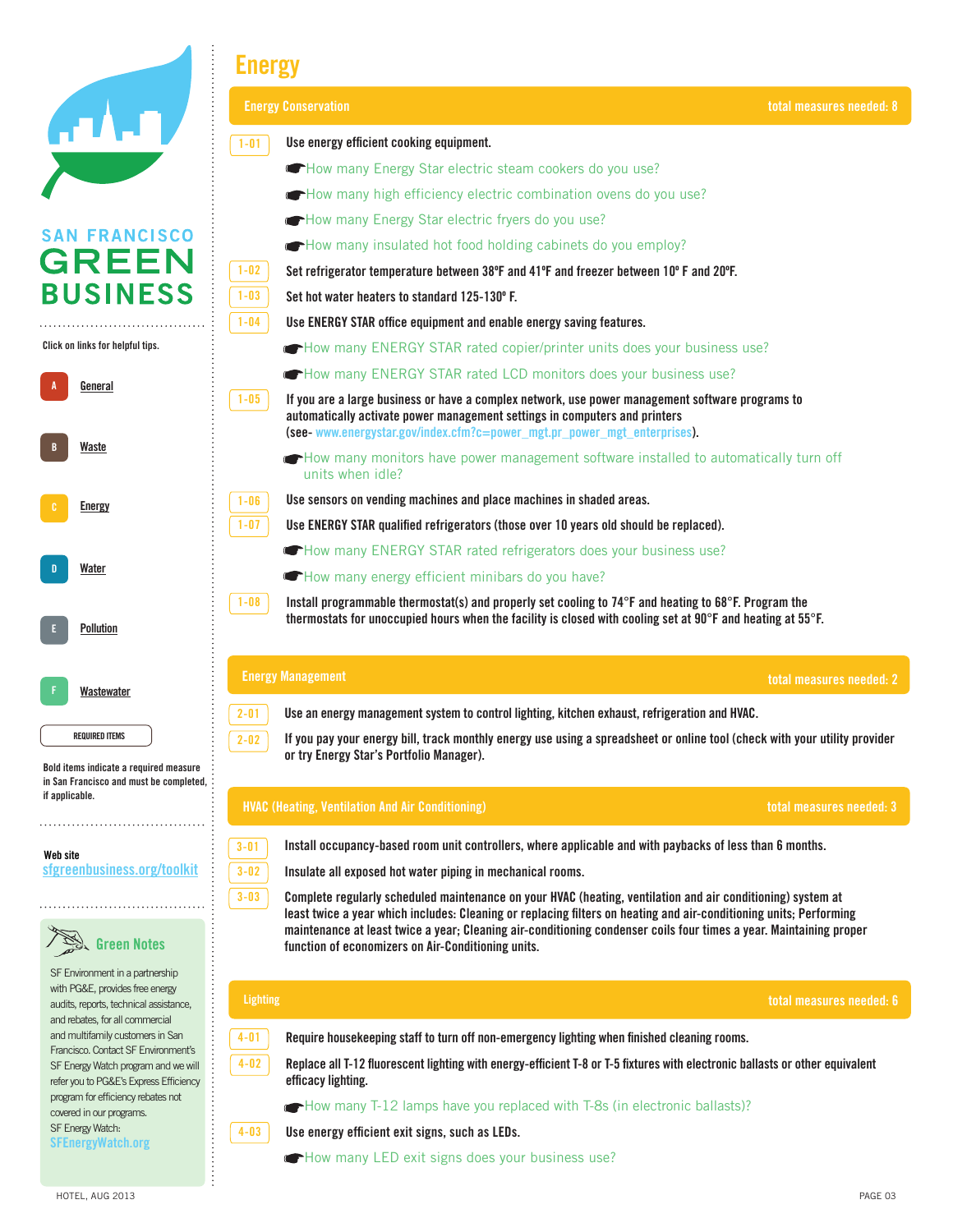SAN FRANCISCO GREEN BUSINESS

Click on links for helpful tips.

- A General
- B Waste
- C Energy
- D Water
- E Pollution
- F Wastewater

REQUIRED ITEMS

Bold items indicate a required measure in San Francisco and must be completed, if applicable.

Web site
sfgreenbusiness.org/toolkit

**Green Notes**

SF Environment in a partnership with PG&E, provides free energy audits, reports, technical assistance, and rebates, for all commercial and multifamily customers in San Francisco. Contact SF Environment's SF Energy Watch program and we will refer you to PG&E's Express Efficiency program for efficiency rebates not covered in our programs.
SF Energy Watch:
SFEnergyWatch.org

# Energy

## Energy Conservation — total measures needed: 8

**1-01** **Use energy efficient cooking equipment.**

- How many Energy Star electric steam cookers do you use?
- How many high efficiency electric combination ovens do you use?
- How many Energy Star electric fryers do you use?
- How many insulated hot food holding cabinets do you employ?

**1-02** **Set refrigerator temperature between 38ºF and 41ºF and freezer between 10º F and 20ºF.**

**1-03** **Set hot water heaters to standard 125-130º F.**

**1-04** **Use ENERGY STAR office equipment and enable energy saving features.**

- How many ENERGY STAR rated copier/printer units does your business use?
- How many ENERGY STAR rated LCD monitors does your business use?

**1-05** If you are a large business or have a complex network, use power management software programs to automatically activate power management settings in computers and printers (see- www.energystar.gov/index.cfm?c=power_mgt.pr_power_mgt_enterprises).

- How many monitors have power management software installed to automatically turn off units when idle?

**1-06** Use sensors on vending machines and place machines in shaded areas.

**1-07** Use ENERGY STAR qualified refrigerators (those over 10 years old should be replaced).

- How many ENERGY STAR rated refrigerators does your business use?
- How many energy efficient minibars do you have?

**1-08** Install programmable thermostat(s) and properly set cooling to 74°F and heating to 68°F. Program the thermostats for unoccupied hours when the facility is closed with cooling set at 90°F and heating at 55°F.

## Energy Management — total measures needed: 2

**2-01** Use an energy management system to control lighting, kitchen exhaust, refrigeration and HVAC.

**2-02** If you pay your energy bill, track monthly energy use using a spreadsheet or online tool (check with your utility provider or try Energy Star's Portfolio Manager).

## HVAC (Heating, Ventilation And Air Conditioning) — total measures needed: 3

**3-01** Install occupancy-based room unit controllers, where applicable and with paybacks of less than 6 months.

**3-02** Insulate all exposed hot water piping in mechanical rooms.

**3-03** Complete regularly scheduled maintenance on your HVAC (heating, ventilation and air conditioning) system at least twice a year which includes: Cleaning or replacing filters on heating and air-conditioning units; Performing maintenance at least twice a year; Cleaning air-conditioning condenser coils four times a year. Maintaining proper function of economizers on Air-Conditioning units.

## Lighting — total measures needed: 6

**4-01** **Require housekeeping staff to turn off non-emergency lighting when finished cleaning rooms.**

**4-02** Replace all T-12 fluorescent lighting with energy-efficient T-8 or T-5 fixtures with electronic ballasts or other equivalent efficacy lighting.

- How many T-12 lamps have you replaced with T-8s (in electronic ballasts)?

**4-03** Use energy efficient exit signs, such as LEDs.

- How many LED exit signs does your business use?

HOTEL, AUG 2013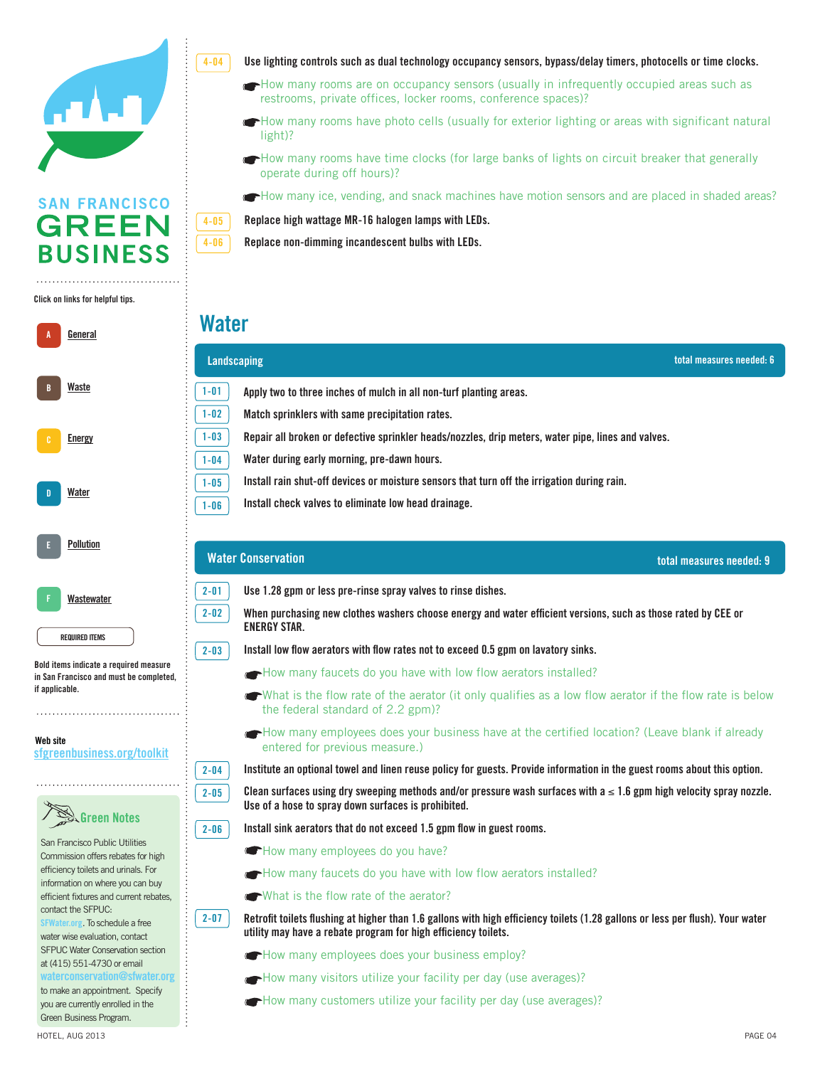**SAN FRANCISCO GREEN BUSINESS**

Click on links for helpful tips.

- A General
- B Waste
- C Energy
- D Water
- E Pollution
- F Wastewater

REQUIRED ITEMS

Bold items indicate a required measure in San Francisco and must be completed, if applicable.

Web site
sfgreenbusiness.org/toolkit

**Green Notes**

San Francisco Public Utilities Commission offers rebates for high efficiency toilets and urinals. For information on where you can buy efficient fixtures and current rebates, contact the SFPUC: SFWater.org. To schedule a free water wise evaluation, contact SFPUC Water Conservation section at (415) 551-4730 or email waterconservation@sfwater.org to make an appointment. Specify you are currently enrolled in the Green Business Program.

4-04 **Use lighting controls such as dual technology occupancy sensors, bypass/delay timers, photocells or time clocks.**

- How many rooms are on occupancy sensors (usually in infrequently occupied areas such as restrooms, private offices, locker rooms, conference spaces)?
- How many rooms have photo cells (usually for exterior lighting or areas with significant natural light)?
- How many rooms have time clocks (for large banks of lights on circuit breaker that generally operate during off hours)?
- How many ice, vending, and snack machines have motion sensors and are placed in shaded areas?

4-05 **Replace high wattage MR-16 halogen lamps with LEDs.**

4-06 **Replace non-dimming incandescent bulbs with LEDs.**

# Water

## Landscaping — total measures needed: 6

1-01 **Apply two to three inches of mulch in all non-turf planting areas.**

1-02 **Match sprinklers with same precipitation rates.**

1-03 **Repair all broken or defective sprinkler heads/nozzles, drip meters, water pipe, lines and valves.**

1-04 **Water during early morning, pre-dawn hours.**

1-05 **Install rain shut-off devices or moisture sensors that turn off the irrigation during rain.**

1-06 **Install check valves to eliminate low head drainage.**

## Water Conservation — total measures needed: 9

2-01 **Use 1.28 gpm or less pre-rinse spray valves to rinse dishes.**

2-02 **When purchasing new clothes washers choose energy and water efficient versions, such as those rated by CEE or ENERGY STAR.**

2-03 **Install low flow aerators with flow rates not to exceed 0.5 gpm on lavatory sinks.**

- How many faucets do you have with low flow aerators installed?
- What is the flow rate of the aerator (it only qualifies as a low flow aerator if the flow rate is below the federal standard of 2.2 gpm)?
- How many employees does your business have at the certified location? (Leave blank if already entered for previous measure.)

2-04 **Institute an optional towel and linen reuse policy for guests. Provide information in the guest rooms about this option.**

2-05 **Clean surfaces using dry sweeping methods and/or pressure wash surfaces with a ≤ 1.6 gpm high velocity spray nozzle. Use of a hose to spray down surfaces is prohibited.**

2-06 **Install sink aerators that do not exceed 1.5 gpm flow in guest rooms.**

- How many employees do you have?
- How many faucets do you have with low flow aerators installed?
- What is the flow rate of the aerator?

2-07 **Retrofit toilets flushing at higher than 1.6 gallons with high efficiency toilets (1.28 gallons or less per flush). Your water utility may have a rebate program for high efficiency toilets.**

- How many employees does your business employ?
- How many visitors utilize your facility per day (use averages)?
- How many customers utilize your facility per day (use averages)?

HOTEL, AUG 2013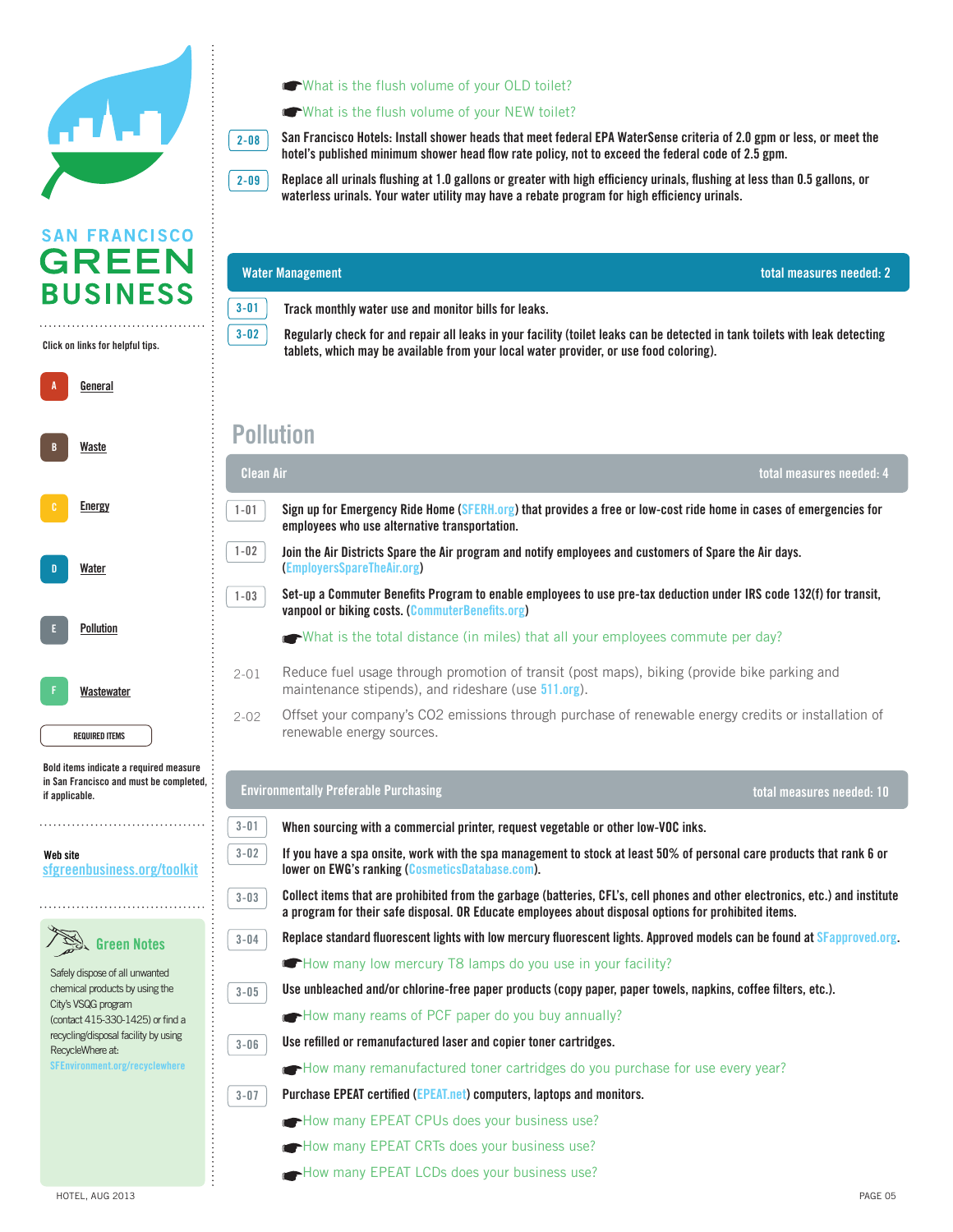SAN FRANCISCO GREEN BUSINESS

Click on links for helpful tips.

- A [General]
- B [Waste]
- C [Energy]
- D [Water]
- E [Pollution]
- F [Wastewater]

REQUIRED ITEMS

Bold items indicate a required measure in San Francisco and must be completed, if applicable.

Web site
sfgreenbusiness.org/toolkit

### Green Notes

Safely dispose of all unwanted chemical products by using the City's VSQG program (contact 415-330-1425) or find a recycling/disposal facility by using RecycleWhere at: SFEnvironment.org/recyclewhere

---

☛What is the flush volume of your OLD toilet?

☛What is the flush volume of your NEW toilet?

2-08 **San Francisco Hotels: Install shower heads that meet federal EPA WaterSense criteria of 2.0 gpm or less, or meet the hotel's published minimum shower head flow rate policy, not to exceed the federal code of 2.5 gpm.**

2-09 **Replace all urinals flushing at 1.0 gallons or greater with high efficiency urinals, flushing at less than 0.5 gallons, or waterless urinals. Your water utility may have a rebate program for high efficiency urinals.**

### Water Management — total measures needed: 2

3-01 **Track monthly water use and monitor bills for leaks.**

3-02 **Regularly check for and repair all leaks in your facility (toilet leaks can be detected in tank toilets with leak detecting tablets, which may be available from your local water provider, or use food coloring).**

## Pollution

### Clean Air — total measures needed: 4

1-01 **Sign up for Emergency Ride Home (SFERH.org) that provides a free or low-cost ride home in cases of emergencies for employees who use alternative transportation.**

1-02 **Join the Air Districts Spare the Air program and notify employees and customers of Spare the Air days. (EmployersSpareTheAir.org)**

1-03 **Set-up a Commuter Benefits Program to enable employees to use pre-tax deduction under IRS code 132(f) for transit, vanpool or biking costs. (CommuterBenefits.org)**

☛What is the total distance (in miles) that all your employees commute per day?

2-01 Reduce fuel usage through promotion of transit (post maps), biking (provide bike parking and maintenance stipends), and rideshare (use 511.org).

2-02 Offset your company's CO2 emissions through purchase of renewable energy credits or installation of renewable energy sources.

### Environmentally Preferable Purchasing — total measures needed: 10

3-01 **When sourcing with a commercial printer, request vegetable or other low-VOC inks.**

3-02 **If you have a spa onsite, work with the spa management to stock at least 50% of personal care products that rank 6 or lower on EWG's ranking (CosmeticsDatabase.com).**

3-03 **Collect items that are prohibited from the garbage (batteries, CFL's, cell phones and other electronics, etc.) and institute a program for their safe disposal. OR Educate employees about disposal options for prohibited items.**

3-04 **Replace standard fluorescent lights with low mercury fluorescent lights. Approved models can be found at SFapproved.org.**

☛How many low mercury T8 lamps do you use in your facility?

3-05 **Use unbleached and/or chlorine-free paper products (copy paper, paper towels, napkins, coffee filters, etc.).**

☛How many reams of PCF paper do you buy annually?

3-06 **Use refilled or remanufactured laser and copier toner cartridges.**

☛How many remanufactured toner cartridges do you purchase for use every year?

3-07 **Purchase EPEAT certified (EPEAT.net) computers, laptops and monitors.**

☛How many EPEAT CPUs does your business use?

☛How many EPEAT CRTs does your business use?

☛How many EPEAT LCDs does your business use?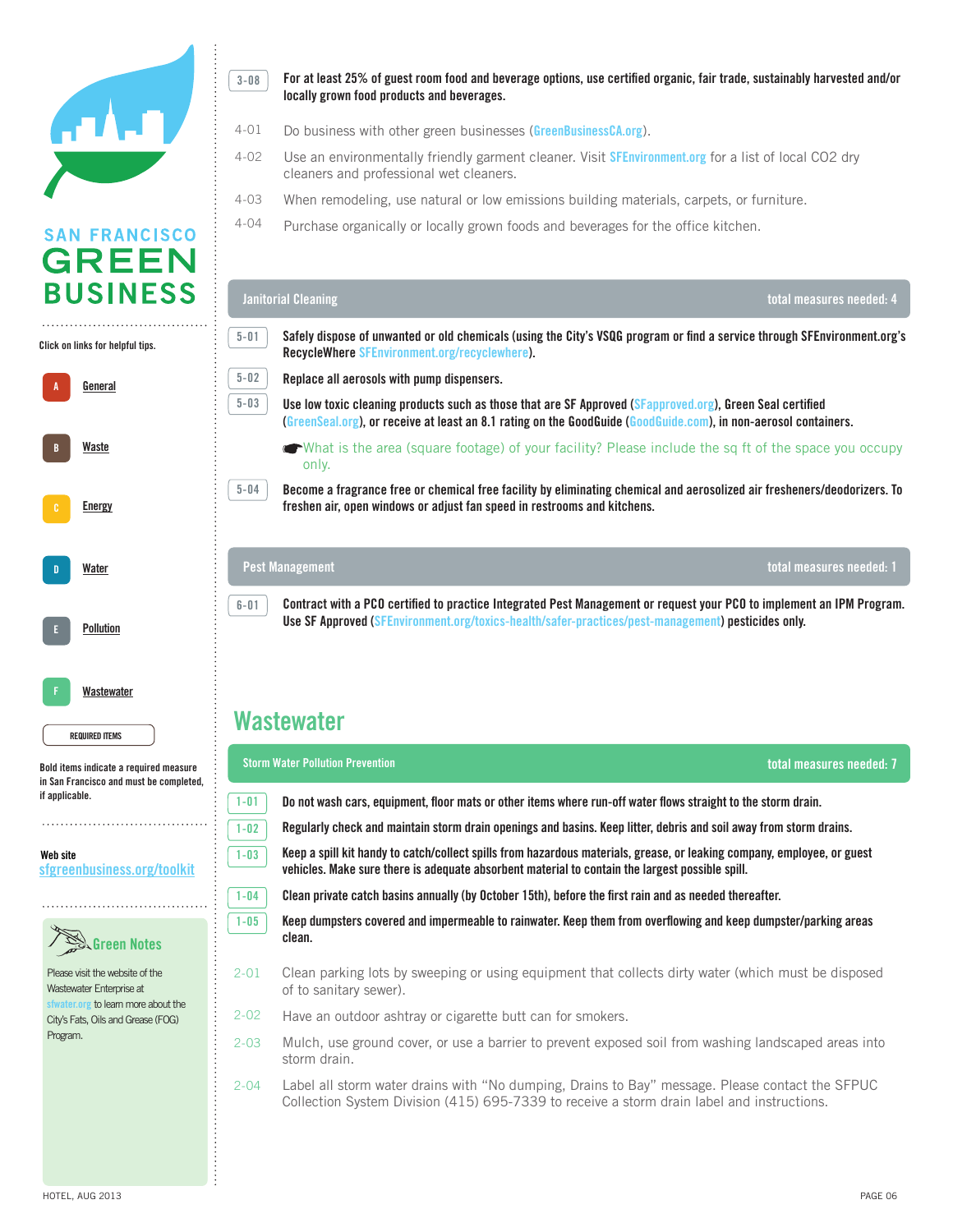**3-08** **For at least 25% of guest room food and beverage options, use certified organic, fair trade, sustainably harvested and/or locally grown food products and beverages.**

4-01 Do business with other green businesses (GreenBusinessCA.org).

4-02 Use an environmentally friendly garment cleaner. Visit SFEnvironment.org for a list of local CO2 dry cleaners and professional wet cleaners.

4-03 When remodeling, use natural or low emissions building materials, carpets, or furniture.

4-04 Purchase organically or locally grown foods and beverages for the office kitchen.

### Janitorial Cleaning — total measures needed: 4

**5-01** **Safely dispose of unwanted or old chemicals (using the City's VSQG program or find a service through SFEnvironment.org's RecycleWhere SFEnvironment.org/recyclewhere).**

**5-02** **Replace all aerosols with pump dispensers.**

**5-03** **Use low toxic cleaning products such as those that are SF Approved (SFapproved.org), Green Seal certified (GreenSeal.org), or receive at least an 8.1 rating on the GoodGuide (GoodGuide.com), in non-aerosol containers.**

☛What is the area (square footage) of your facility? Please include the sq ft of the space you occupy only.

**5-04** **Become a fragrance free or chemical free facility by eliminating chemical and aerosolized air fresheners/deodorizers. To freshen air, open windows or adjust fan speed in restrooms and kitchens.**

### Pest Management — total measures needed: 1

**6-01** **Contract with a PCO certified to practice Integrated Pest Management or request your PCO to implement an IPM Program. Use SF Approved (SFEnvironment.org/toxics-health/safer-practices/pest-management) pesticides only.**

## Wastewater

### Storm Water Pollution Prevention — total measures needed: 7

**1-01** **Do not wash cars, equipment, floor mats or other items where run-off water flows straight to the storm drain.**

**1-02** **Regularly check and maintain storm drain openings and basins. Keep litter, debris and soil away from storm drains.**

**1-03** **Keep a spill kit handy to catch/collect spills from hazardous materials, grease, or leaking company, employee, or guest vehicles. Make sure there is adequate absorbent material to contain the largest possible spill.**

**1-04** **Clean private catch basins annually (by October 15th), before the first rain and as needed thereafter.**

**1-05** **Keep dumpsters covered and impermeable to rainwater. Keep them from overflowing and keep dumpster/parking areas clean.**

2-01 Clean parking lots by sweeping or using equipment that collects dirty water (which must be disposed of to sanitary sewer).

2-02 Have an outdoor ashtray or cigarette butt can for smokers.

2-03 Mulch, use ground cover, or use a barrier to prevent exposed soil from washing landscaped areas into storm drain.

2-04 Label all storm water drains with "No dumping, Drains to Bay" message. Please contact the SFPUC Collection System Division (415) 695-7339 to receive a storm drain label and instructions.

---

SAN FRANCISCO GREEN BUSINESS

Click on links for helpful tips.

- A General
- B Waste
- C Energy
- D Water
- E Pollution
- F Wastewater

REQUIRED ITEMS

Bold items indicate a required measure in San Francisco and must be completed, if applicable.

Web site
sfgreenbusiness.org/toolkit

**Green Notes**

Please visit the website of the Wastewater Enterprise at sfwater.org to learn more about the City's Fats, Oils and Grease (FOG) Program.

HOTEL, AUG 2013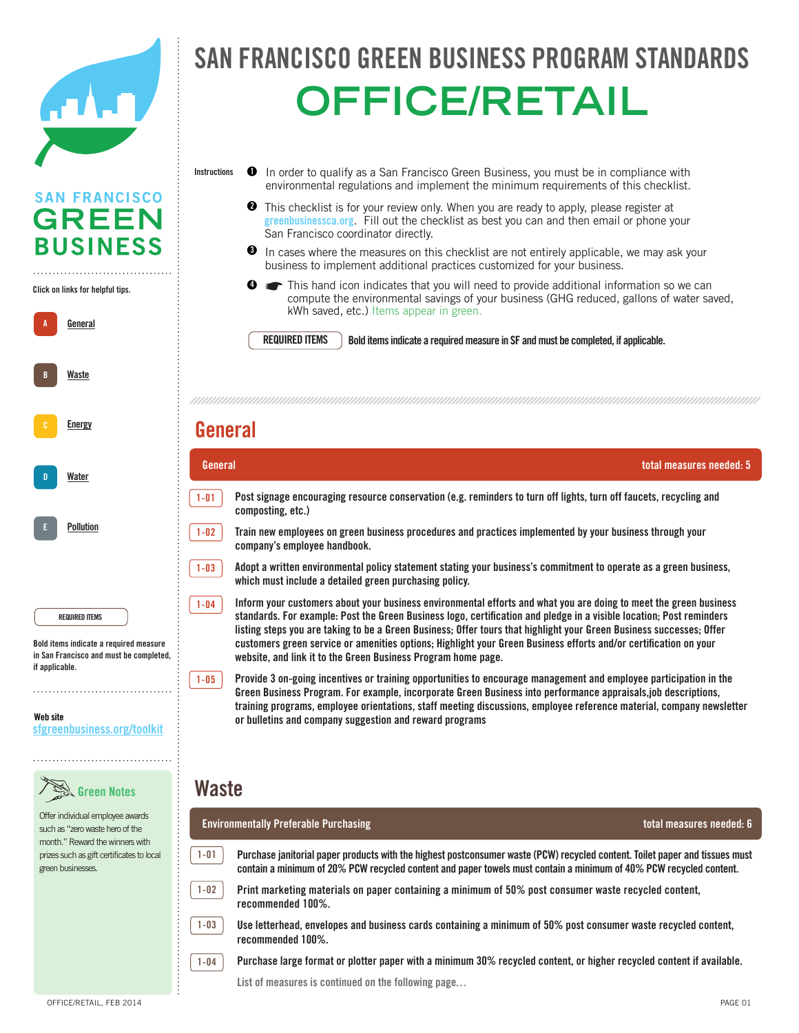# SAN FRANCISCO GREEN BUSINESS PROGRAM STANDARDS

# OFFICE/RETAIL

SAN FRANCISCO GREEN BUSINESS

Click on links for helpful tips.

- A General
- B Waste
- C Energy
- D Water
- E Pollution

REQUIRED ITEMS

Bold items indicate a required measure in San Francisco and must be completed, if applicable.

Web site
sfgreenbusiness.org/toolkit

**Green Notes**

Offer individual employee awards such as "zero waste hero of the month." Reward the winners with prizes such as gift certificates to local green businesses.

Instructions

1. In order to qualify as a San Francisco Green Business, you must be in compliance with environmental regulations and implement the minimum requirements of this checklist.
2. This checklist is for your review only. When you are ready to apply, please register at greenbusinessca.org. Fill out the checklist as best you can and then email or phone your San Francisco coordinator directly.
3. In cases where the measures on this checklist are not entirely applicable, we may ask your business to implement additional practices customized for your business.
4. ☛ This hand icon indicates that you will need to provide additional information so we can compute the environmental savings of your business (GHG reduced, gallons of water saved, kWh saved, etc.) Items appear in green.

REQUIRED ITEMS — **Bold items indicate a required measure in SF and must be completed, if applicable.**

## General

### General — total measures needed: 5

- **1-01** **Post signage encouraging resource conservation (e.g. reminders to turn off lights, turn off faucets, recycling and composting, etc.)**
- **1-02** **Train new employees on green business procedures and practices implemented by your business through your company's employee handbook.**
- **1-03** **Adopt a written environmental policy statement stating your business's commitment to operate as a green business, which must include a detailed green purchasing policy.**
- **1-04** **Inform your customers about your business environmental efforts and what you are doing to meet the green business standards. For example: Post the Green Business logo, certification and pledge in a visible location; Post reminders listing steps you are taking to be a Green Business; Offer tours that highlight your Green Business successes; Offer customers green service or amenities options; Highlight your Green Business efforts and/or certification on your website, and link it to the Green Business Program home page.**
- **1-05** **Provide 3 on-going incentives or training opportunities to encourage management and employee participation in the Green Business Program. For example, incorporate Green Business into performance appraisals,job descriptions, training programs, employee orientations, staff meeting discussions, employee reference material, company newsletter or bulletins and company suggestion and reward programs**

## Waste

### Environmentally Preferable Purchasing — total measures needed: 6

- **1-01** **Purchase janitorial paper products with the highest postconsumer waste (PCW) recycled content. Toilet paper and tissues must contain a minimum of 20% PCW recycled content and paper towels must contain a minimum of 40% PCW recycled content.**
- **1-02** **Print marketing materials on paper containing a minimum of 50% post consumer waste recycled content, recommended 100%.**
- **1-03** **Use letterhead, envelopes and business cards containing a minimum of 50% post consumer waste recycled content, recommended 100%.**
- **1-04** **Purchase large format or plotter paper with a minimum 30% recycled content, or higher recycled content if available.**

List of measures is continued on the following page...

OFFICE/RETAIL, FEB 2014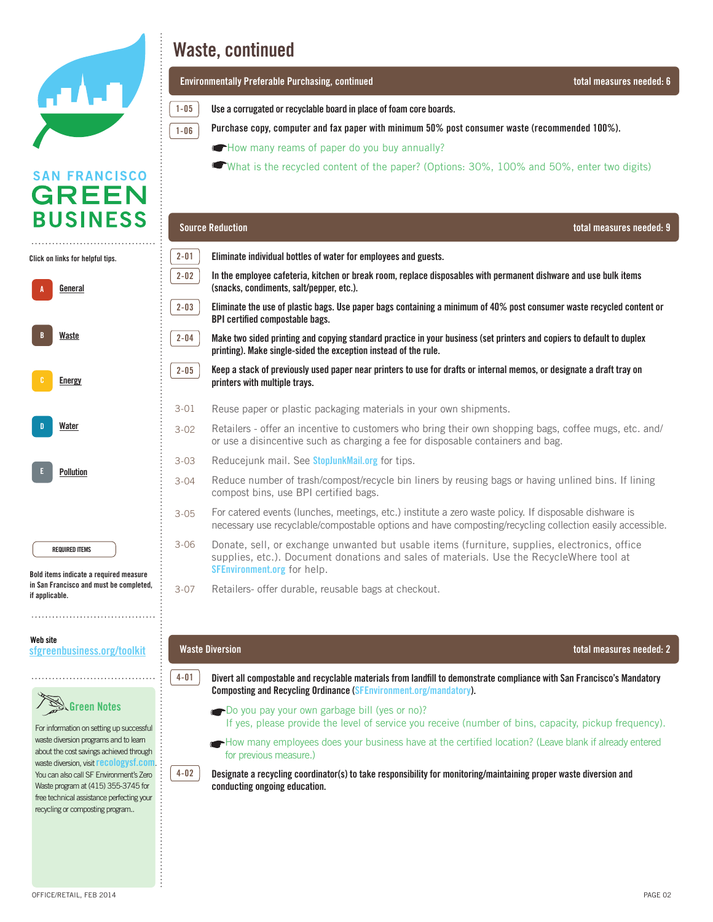# Waste, continued

## Environmentally Preferable Purchasing, continued — total measures needed: 6

**1-05** **Use a corrugated or recyclable board in place of foam core boards.**

**1-06** **Purchase copy, computer and fax paper with minimum 50% post consumer waste (recommended 100%).**

- How many reams of paper do you buy annually?
- What is the recycled content of the paper? (Options: 30%, 100% and 50%, enter two digits)

## Source Reduction — total measures needed: 9

**2-01** **Eliminate individual bottles of water for employees and guests.**

**2-02** **In the employee cafeteria, kitchen or break room, replace disposables with permanent dishware and use bulk items (snacks, condiments, salt/pepper, etc.).**

**2-03** **Eliminate the use of plastic bags. Use paper bags containing a minimum of 40% post consumer waste recycled content or BPI certified compostable bags.**

**2-04** **Make two sided printing and copying standard practice in your business (set printers and copiers to default to duplex printing). Make single-sided the exception instead of the rule.**

**2-05** **Keep a stack of previously used paper near printers to use for drafts or internal memos, or designate a draft tray on printers with multiple trays.**

3-01 Reuse paper or plastic packaging materials in your own shipments.

3-02 Retailers - offer an incentive to customers who bring their own shopping bags, coffee mugs, etc. and/or use a disincentive such as charging a fee for disposable containers and bag.

3-03 Reducejunk mail. See StopJunkMail.org for tips.

3-04 Reduce number of trash/compost/recycle bin liners by reusing bags or having unlined bins. If lining compost bins, use BPI certified bags.

3-05 For catered events (lunches, meetings, etc.) institute a zero waste policy. If disposable dishware is necessary use recyclable/compostable options and have composting/recycling collection easily accessible.

3-06 Donate, sell, or exchange unwanted but usable items (furniture, supplies, electronics, office supplies, etc.). Document donations and sales of materials. Use the RecycleWhere tool at SFEnvironment.org for help.

3-07 Retailers- offer durable, reusable bags at checkout.

## Waste Diversion — total measures needed: 2

**4-01** **Divert all compostable and recyclable materials from landfill to demonstrate compliance with San Francisco's Mandatory Composting and Recycling Ordinance (SFEnvironment.org/mandatory).**

- Do you pay your own garbage bill (yes or no)? If yes, please provide the level of service you receive (number of bins, capacity, pickup frequency).
- How many employees does your business have at the certified location? (Leave blank if already entered for previous measure.)

**4-02** **Designate a recycling coordinator(s) to take responsibility for monitoring/maintaining proper waste diversion and conducting ongoing education.**

---

SAN FRANCISCO GREEN BUSINESS

Click on links for helpful tips.

- A General
- B Waste
- C Energy
- D Water
- E Pollution

REQUIRED ITEMS

Bold items indicate a required measure in San Francisco and must be completed, if applicable.

Web site
sfgreenbusiness.org/toolkit

### Green Notes

For information on setting up successful waste diversion programs and to learn about the cost savings achieved through waste diversion, visit recologysf.com. You can also call SF Environment's Zero Waste program at (415) 355-3745 for free technical assistance perfecting your recycling or composting program..

OFFICE/RETAIL, FEB 2014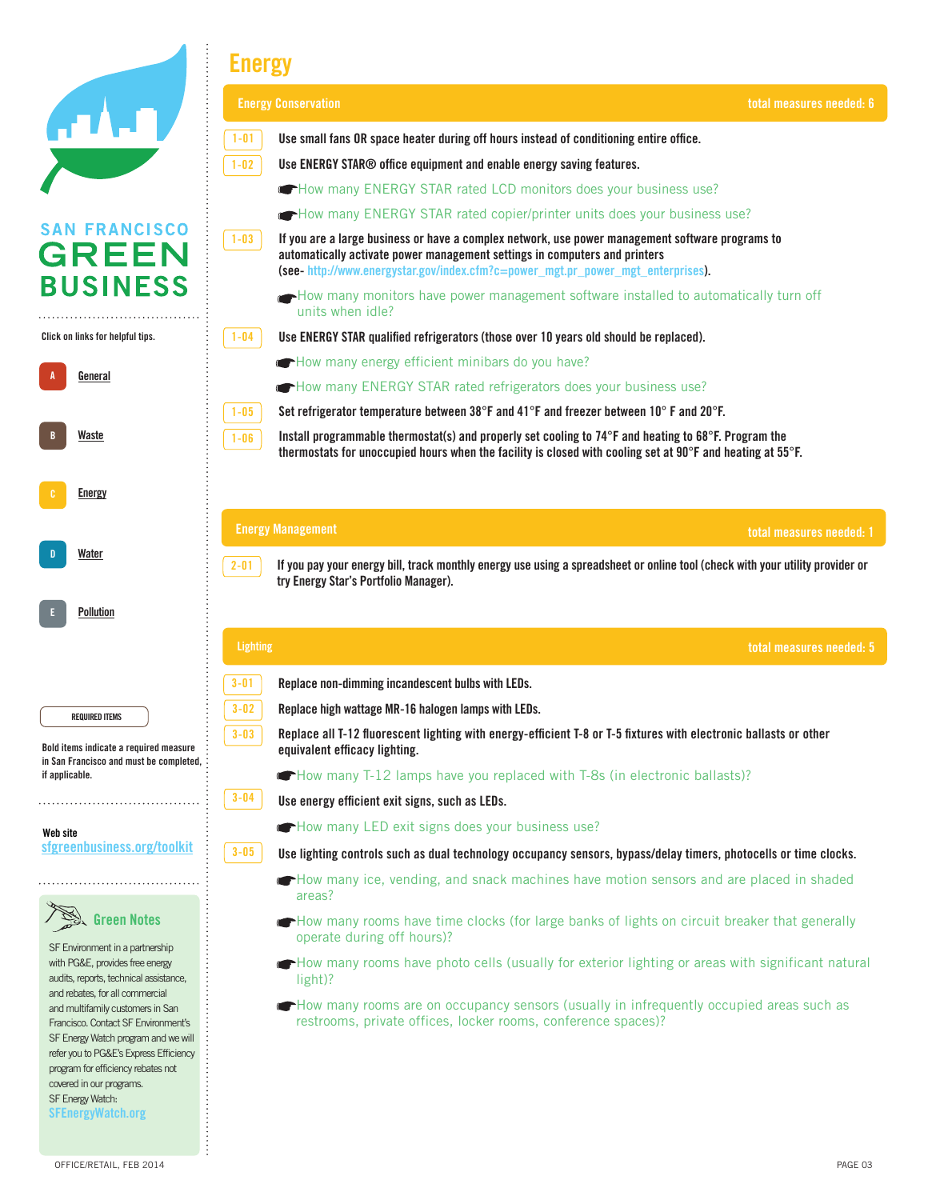# Energy

## Energy Conservation

total measures needed: 6

**1-01** **Use small fans OR space heater during off hours instead of conditioning entire office.**

**1-02** **Use ENERGY STAR® office equipment and enable energy saving features.**

- How many ENERGY STAR rated LCD monitors does your business use?
- How many ENERGY STAR rated copier/printer units does your business use?

**1-03** **If you are a large business or have a complex network, use power management software programs to automatically activate power management settings in computers and printers (see- http://www.energystar.gov/index.cfm?c=power_mgt.pr_power_mgt_enterprises).**

- How many monitors have power management software installed to automatically turn off units when idle?

**1-04** **Use ENERGY STAR qualified refrigerators (those over 10 years old should be replaced).**

- How many energy efficient minibars do you have?
- How many ENERGY STAR rated refrigerators does your business use?

**1-05** **Set refrigerator temperature between 38°F and 41°F and freezer between 10° F and 20°F.**

**1-06** **Install programmable thermostat(s) and properly set cooling to 74°F and heating to 68°F. Program the thermostats for unoccupied hours when the facility is closed with cooling set at 90°F and heating at 55°F.**

## Energy Management

total measures needed: 1

**2-01** **If you pay your energy bill, track monthly energy use using a spreadsheet or online tool (check with your utility provider or try Energy Star's Portfolio Manager).**

## Lighting

total measures needed: 5

**3-01** **Replace non-dimming incandescent bulbs with LEDs.**

**3-02** **Replace high wattage MR-16 halogen lamps with LEDs.**

**3-03** **Replace all T-12 fluorescent lighting with energy-efficient T-8 or T-5 fixtures with electronic ballasts or other equivalent efficacy lighting.**

- How many T-12 lamps have you replaced with T-8s (in electronic ballasts)?

**3-04** **Use energy efficient exit signs, such as LEDs.**

- How many LED exit signs does your business use?

**3-05** **Use lighting controls such as dual technology occupancy sensors, bypass/delay timers, photocells or time clocks.**

- How many ice, vending, and snack machines have motion sensors and are placed in shaded areas?
- How many rooms have time clocks (for large banks of lights on circuit breaker that generally operate during off hours)?
- How many rooms have photo cells (usually for exterior lighting or areas with significant natural light)?
- How many rooms are on occupancy sensors (usually in infrequently occupied areas such as restrooms, private offices, locker rooms, conference spaces)?

---

SAN FRANCISCO GREEN BUSINESS

Click on links for helpful tips.

- A General
- B Waste
- C Energy
- D Water
- E Pollution

REQUIRED ITEMS

Bold items indicate a required measure in San Francisco and must be completed, if applicable.

Web site
sfgreenbusiness.org/toolkit

### Green Notes

SF Environment in a partnership with PG&E, provides free energy audits, reports, technical assistance, and rebates, for all commercial and multifamily customers in San Francisco. Contact SF Environment's SF Energy Watch program and we will refer you to PG&E's Express Efficiency program for efficiency rebates not covered in our programs.
SF Energy Watch:
SFEnergyWatch.org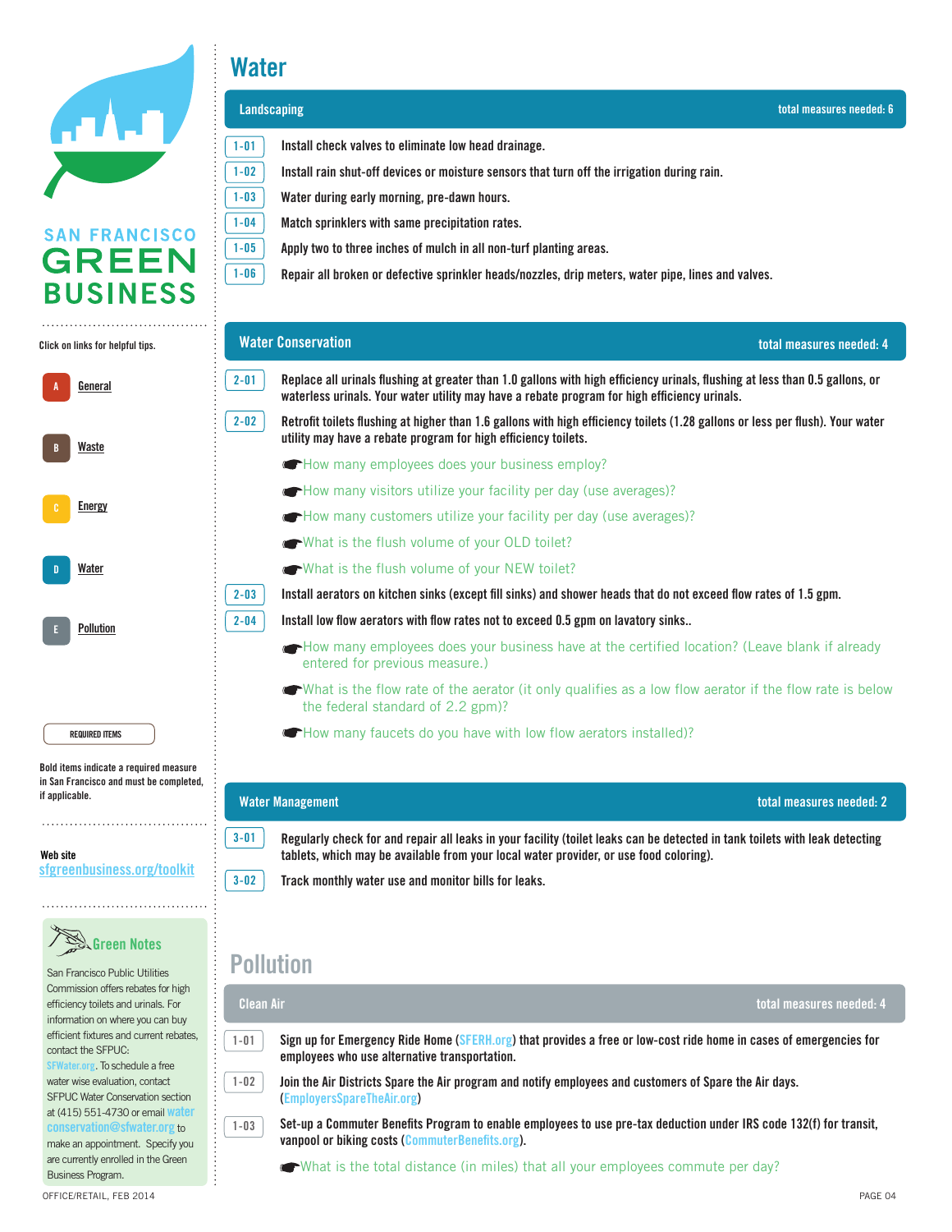SAN FRANCISCO GREEN BUSINESS

Click on links for helpful tips.

- A General
- B Waste
- C Energy
- D Water
- E Pollution

REQUIRED ITEMS

Bold items indicate a required measure in San Francisco and must be completed, if applicable.

Web site
sfgreenbusiness.org/toolkit

## Green Notes

San Francisco Public Utilities Commission offers rebates for high efficiency toilets and urinals. For information on where you can buy efficient fixtures and current rebates, contact the SFPUC: SFWater.org. To schedule a free water wise evaluation, contact SFPUC Water Conservation section at (415) 551-4730 or email waterconservation@sfwater.org to make an appointment. Specify you are currently enrolled in the Green Business Program.

# Water

## Landscaping — total measures needed: 6

- **1-01** Install check valves to eliminate low head drainage.
- **1-02** Install rain shut-off devices or moisture sensors that turn off the irrigation during rain.
- **1-03** Water during early morning, pre-dawn hours.
- **1-04** Match sprinklers with same precipitation rates.
- **1-05** Apply two to three inches of mulch in all non-turf planting areas.
- **1-06** Repair all broken or defective sprinkler heads/nozzles, drip meters, water pipe, lines and valves.

## Water Conservation — total measures needed: 4

- **2-01** Replace all urinals flushing at greater than 1.0 gallons with high efficiency urinals, flushing at less than 0.5 gallons, or waterless urinals. Your water utility may have a rebate program for high efficiency urinals.
- **2-02** Retrofit toilets flushing at higher than 1.6 gallons with high efficiency toilets (1.28 gallons or less per flush). Your water utility may have a rebate program for high efficiency toilets.
  - ☛ How many employees does your business employ?
  - ☛ How many visitors utilize your facility per day (use averages)?
  - ☛ How many customers utilize your facility per day (use averages)?
  - ☛ What is the flush volume of your OLD toilet?
  - ☛ What is the flush volume of your NEW toilet?
- **2-03** Install aerators on kitchen sinks (except fill sinks) and shower heads that do not exceed flow rates of 1.5 gpm.
- **2-04** Install low flow aerators with flow rates not to exceed 0.5 gpm on lavatory sinks..
  - ☛ How many employees does your business have at the certified location? (Leave blank if already entered for previous measure.)
  - ☛ What is the flow rate of the aerator (it only qualifies as a low flow aerator if the flow rate is below the federal standard of 2.2 gpm)?
  - ☛ How many faucets do you have with low flow aerators installed)?

## Water Management — total measures needed: 2

- **3-01** Regularly check for and repair all leaks in your facility (toilet leaks can be detected in tank toilets with leak detecting tablets, which may be available from your local water provider, or use food coloring).
- **3-02** Track monthly water use and monitor bills for leaks.

# Pollution

## Clean Air — total measures needed: 4

- **1-01** Sign up for Emergency Ride Home (SFERH.org) that provides a free or low-cost ride home in cases of emergencies for employees who use alternative transportation.
- **1-02** Join the Air Districts Spare the Air program and notify employees and customers of Spare the Air days. (EmployersSpareTheAir.org)
- **1-03** Set-up a Commuter Benefits Program to enable employees to use pre-tax deduction under IRS code 132(f) for transit, vanpool or biking costs (CommuterBenefits.org).
  - ☛ What is the total distance (in miles) that all your employees commute per day?

OFFICE/RETAIL, FEB 2014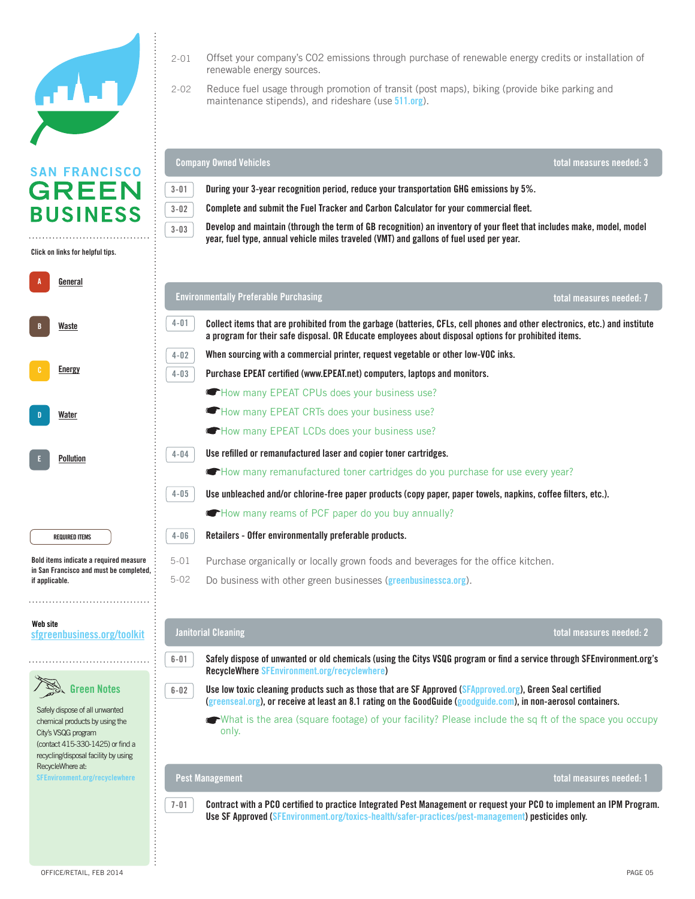**SAN FRANCISCO GREEN BUSINESS**

Click on links for helpful tips.

- A General
- B Waste
- C Energy
- D Water
- E Pollution

REQUIRED ITEMS

Bold items indicate a required measure in San Francisco and must be completed, if applicable.

Web site
sfgreenbusiness.org/toolkit

**Green Notes**

Safely dispose of all unwanted chemical products by using the City's VSQG program (contact 415-330-1425) or find a recycling/disposal facility by using RecycleWhere at: SFEnvironment.org/recyclewhere

2-01 Offset your company's CO2 emissions through purchase of renewable energy credits or installation of renewable energy sources.

2-02 Reduce fuel usage through promotion of transit (post maps), biking (provide bike parking and maintenance stipends), and rideshare (use 511.org).

## Company Owned Vehicles — total measures needed: 3

**3-01 During your 3-year recognition period, reduce your transportation GHG emissions by 5%.**

**3-02 Complete and submit the Fuel Tracker and Carbon Calculator for your commercial fleet.**

**3-03 Develop and maintain (through the term of GB recognition) an inventory of your fleet that includes make, model, model year, fuel type, annual vehicle miles traveled (VMT) and gallons of fuel used per year.**

## Environmentally Preferable Purchasing — total measures needed: 7

**4-01 Collect items that are prohibited from the garbage (batteries, CFLs, cell phones and other electronics, etc.) and institute a program for their safe disposal. OR Educate employees about disposal options for prohibited items.**

**4-02 When sourcing with a commercial printer, request vegetable or other low-VOC inks.**

**4-03 Purchase EPEAT certified (www.EPEAT.net) computers, laptops and monitors.**

☛ How many EPEAT CPUs does your business use?

☛ How many EPEAT CRTs does your business use?

☛ How many EPEAT LCDs does your business use?

**4-04 Use refilled or remanufactured laser and copier toner cartridges.**

☛ How many remanufactured toner cartridges do you purchase for use every year?

**4-05 Use unbleached and/or chlorine-free paper products (copy paper, paper towels, napkins, coffee filters, etc.).**

☛ How many reams of PCF paper do you buy annually?

**4-06 Retailers - Offer environmentally preferable products.**

5-01 Purchase organically or locally grown foods and beverages for the office kitchen.

5-02 Do business with other green businesses (greenbusinessca.org).

## Janitorial Cleaning — total measures needed: 2

**6-01 Safely dispose of unwanted or old chemicals (using the Citys VSQG program or find a service through SFEnvironment.org's RecycleWhere SFEnvironment.org/recyclewhere)**

**6-02 Use low toxic cleaning products such as those that are SF Approved (SFApproved.org), Green Seal certified (greenseal.org), or receive at least an 8.1 rating on the GoodGuide (goodguide.com), in non-aerosol containers.**

☛ What is the area (square footage) of your facility? Please include the sq ft of the space you occupy only.

## Pest Management — total measures needed: 1

**7-01 Contract with a PCO certified to practice Integrated Pest Management or request your PCO to implement an IPM Program. Use SF Approved (SFEnvironment.org/toxics-health/safer-practices/pest-management) pesticides only.**

OFFICE/RETAIL, FEB 2014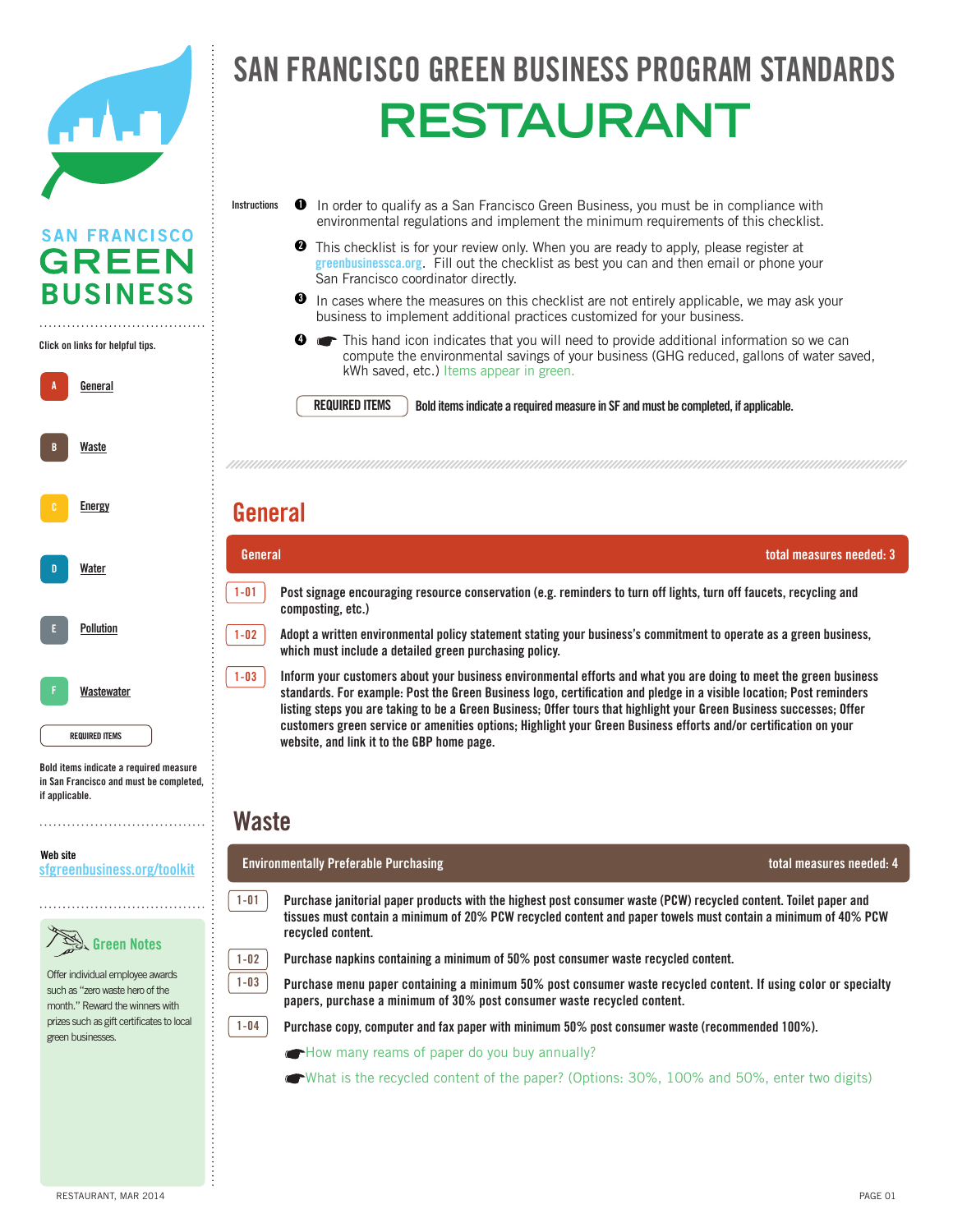# SAN FRANCISCO GREEN BUSINESS PROGRAM STANDARDS

# RESTAURANT

SAN FRANCISCO GREEN BUSINESS

Click on links for helpful tips.

- A General
- B Waste
- C Energy
- D Water
- E Pollution
- F Wastewater

REQUIRED ITEMS

Bold items indicate a required measure in San Francisco and must be completed, if applicable.

Web site
sfgreenbusiness.org/toolkit

**Green Notes**

Offer individual employee awards such as "zero waste hero of the month." Reward the winners with prizes such as gift certificates to local green businesses.

Instructions

1. In order to qualify as a San Francisco Green Business, you must be in compliance with environmental regulations and implement the minimum requirements of this checklist.
2. This checklist is for your review only. When you are ready to apply, please register at greenbusinessca.org. Fill out the checklist as best you can and then email or phone your San Francisco coordinator directly.
3. In cases where the measures on this checklist are not entirely applicable, we may ask your business to implement additional practices customized for your business.
4. ☛ This hand icon indicates that you will need to provide additional information so we can compute the environmental savings of your business (GHG reduced, gallons of water saved, kWh saved, etc.) Items appear in green.

REQUIRED ITEMS — **Bold items indicate a required measure in SF and must be completed, if applicable.**

## General

**General** — total measures needed: 3

- 1-01 **Post signage encouraging resource conservation (e.g. reminders to turn off lights, turn off faucets, recycling and composting, etc.)**
- 1-02 **Adopt a written environmental policy statement stating your business's commitment to operate as a green business, which must include a detailed green purchasing policy.**
- 1-03 **Inform your customers about your business environmental efforts and what you are doing to meet the green business standards. For example: Post the Green Business logo, certification and pledge in a visible location; Post reminders listing steps you are taking to be a Green Business; Offer tours that highlight your Green Business successes; Offer customers green service or amenities options; Highlight your Green Business efforts and/or certification on your website, and link it to the GBP home page.**

## Waste

**Environmentally Preferable Purchasing** — total measures needed: 4

- 1-01 **Purchase janitorial paper products with the highest post consumer waste (PCW) recycled content. Toilet paper and tissues must contain a minimum of 20% PCW recycled content and paper towels must contain a minimum of 40% PCW recycled content.**
- 1-02 **Purchase napkins containing a minimum of 50% post consumer waste recycled content.**
- 1-03 **Purchase menu paper containing a minimum 50% post consumer waste recycled content. If using color or specialty papers, purchase a minimum of 30% post consumer waste recycled content.**
- 1-04 **Purchase copy, computer and fax paper with minimum 50% post consumer waste (recommended 100%).**
  - ☛ How many reams of paper do you buy annually?
  - ☛ What is the recycled content of the paper? (Options: 30%, 100% and 50%, enter two digits)

RESTAURANT, MAR 2014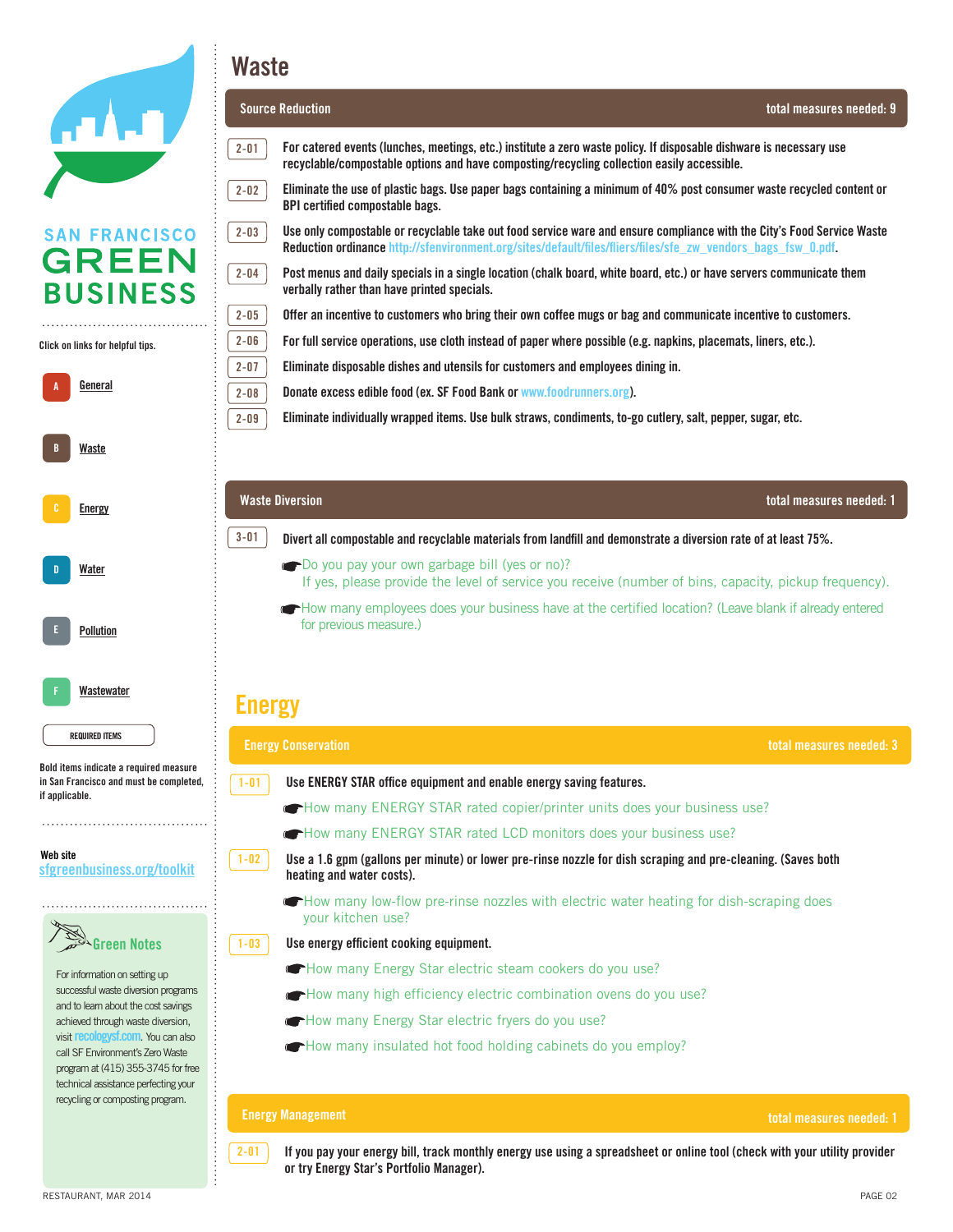SAN FRANCISCO GREEN BUSINESS

Click on links for helpful tips.

- A General
- B Waste
- C Energy
- D Water
- E Pollution
- F Wastewater

REQUIRED ITEMS

Bold items indicate a required measure in San Francisco and must be completed, if applicable.

Web site
sfgreenbusiness.org/toolkit

**Green Notes**

For information on setting up successful waste diversion programs and to learn about the cost savings achieved through waste diversion, visit recologysf.com. You can also call SF Environment's Zero Waste program at (415) 355-3745 for free technical assistance perfecting your recycling or composting program.

# Waste

## Source Reduction — total measures needed: 9

**2-01** For catered events (lunches, meetings, etc.) institute a zero waste policy. If disposable dishware is necessary use recyclable/compostable options and have composting/recycling collection easily accessible.

**2-02** Eliminate the use of plastic bags. Use paper bags containing a minimum of 40% post consumer waste recycled content or BPI certified compostable bags.

**2-03** Use only compostable or recyclable take out food service ware and ensure compliance with the City's Food Service Waste Reduction ordinance http://sfenvironment.org/sites/default/files/fliers/files/sfe_zw_vendors_bags_fsw_0.pdf.

**2-04** Post menus and daily specials in a single location (chalk board, white board, etc.) or have servers communicate them verbally rather than have printed specials.

**2-05** Offer an incentive to customers who bring their own coffee mugs or bag and communicate incentive to customers.

**2-06** For full service operations, use cloth instead of paper where possible (e.g. napkins, placemats, liners, etc.).

**2-07** Eliminate disposable dishes and utensils for customers and employees dining in.

**2-08** Donate excess edible food (ex. SF Food Bank or www.foodrunners.org).

**2-09** Eliminate individually wrapped items. Use bulk straws, condiments, to-go cutlery, salt, pepper, sugar, etc.

## Waste Diversion — total measures needed: 1

**3-01** Divert all compostable and recyclable materials from landfill and demonstrate a diversion rate of at least 75%.

- Do you pay your own garbage bill (yes or no)? If yes, please provide the level of service you receive (number of bins, capacity, pickup frequency).
- How many employees does your business have at the certified location? (Leave blank if already entered for previous measure.)

# Energy

## Energy Conservation — total measures needed: 3

**1-01** Use ENERGY STAR office equipment and enable energy saving features.

- How many ENERGY STAR rated copier/printer units does your business use?
- How many ENERGY STAR rated LCD monitors does your business use?

**1-02** Use a 1.6 gpm (gallons per minute) or lower pre-rinse nozzle for dish scraping and pre-cleaning. (Saves both heating and water costs).

- How many low-flow pre-rinse nozzles with electric water heating for dish-scraping does your kitchen use?

**1-03** Use energy efficient cooking equipment.

- How many Energy Star electric steam cookers do you use?
- How many high efficiency electric combination ovens do you use?
- How many Energy Star electric fryers do you use?
- How many insulated hot food holding cabinets do you employ?

## Energy Management — total measures needed: 1

**2-01** If you pay your energy bill, track monthly energy use using a spreadsheet or online tool (check with your utility provider or try Energy Star's Portfolio Manager).

RESTAURANT, MAR 2014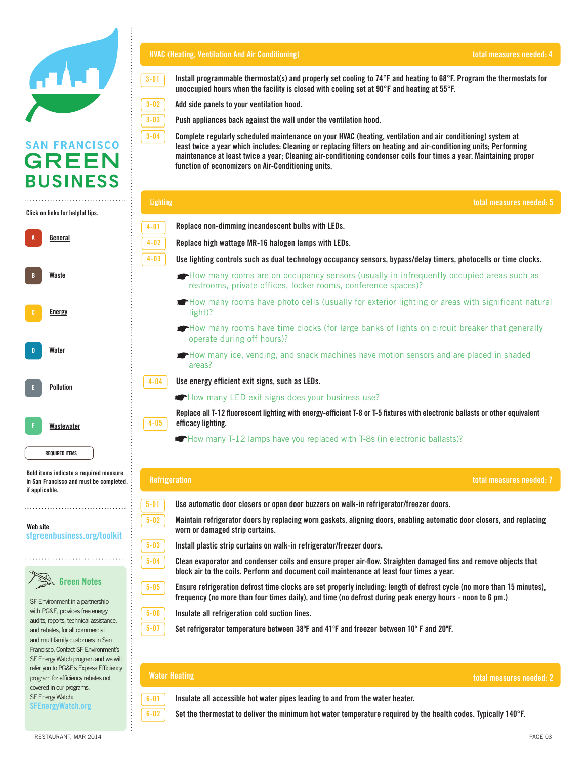# SAN FRANCISCO GREEN BUSINESS

Click on links for helpful tips.

- A [General]
- B [Waste]
- C [Energy]
- D [Water]
- E [Pollution]
- F [Wastewater]

REQUIRED ITEMS

Bold items indicate a required measure in San Francisco and must be completed, if applicable.

Web site
sfgreenbusiness.org/toolkit

### Green Notes

SF Environment in a partnership with PG&E, provides free energy audits, reports, technical assistance, and rebates, for all commercial and multifamily customers in San Francisco. Contact SF Environment's SF Energy Watch program and we will refer you to PG&E's Express Efficiency program for efficiency rebates not covered in our programs.
SF Energy Watch:
SFEnergyWatch.org

## HVAC (Heating, Ventilation And Air Conditioning) — total measures needed: 4

- **3-01** **Install programmable thermostat(s) and properly set cooling to 74°F and heating to 68°F. Program the thermostats for unoccupied hours when the facility is closed with cooling set at 90°F and heating at 55°F.**
- **3-02** **Add side panels to your ventilation hood.**
- **3-03** **Push appliances back against the wall under the ventilation hood.**
- **3-04** **Complete regularly scheduled maintenance on your HVAC (heating, ventilation and air conditioning) system at least twice a year which includes: Cleaning or replacing filters on heating and air-conditioning units; Performing maintenance at least twice a year; Cleaning air-conditioning condenser coils four times a year. Maintaining proper function of economizers on Air-Conditioning units.**

## Lighting — total measures needed: 5

- **4-01** **Replace non-dimming incandescent bulbs with LEDs.**
- **4-02** **Replace high wattage MR-16 halogen lamps with LEDs.**
- **4-03** **Use lighting controls such as dual technology occupancy sensors, bypass/delay timers, photocells or time clocks.**
  - ☛How many rooms are on occupancy sensors (usually in infrequently occupied areas such as restrooms, private offices, locker rooms, conference spaces)?
  - ☛How many rooms have photo cells (usually for exterior lighting or areas with significant natural light)?
  - ☛How many rooms have time clocks (for large banks of lights on circuit breaker that generally operate during off hours)?
  - ☛How many ice, vending, and snack machines have motion sensors and are placed in shaded areas?
- **4-04** **Use energy efficient exit signs, such as LEDs.**
  - ☛How many LED exit signs does your business use?
- **4-05** **Replace all T-12 fluorescent lighting with energy-efficient T-8 or T-5 fixtures with electronic ballasts or other equivalent efficacy lighting.**
  - ☛How many T-12 lamps have you replaced with T-8s (in electronic ballasts)?

## Refrigeration — total measures needed: 7

- **5-01** **Use automatic door closers or open door buzzers on walk-in refrigerator/freezer doors.**
- **5-02** **Maintain refrigerator doors by replacing worn gaskets, aligning doors, enabling automatic door closers, and replacing worn or damaged strip curtains.**
- **5-03** **Install plastic strip curtains on walk-in refrigerator/freezer doors.**
- **5-04** **Clean evaporator and condenser coils and ensure proper air-flow. Straighten damaged fins and remove objects that block air to the coils. Perform and document coil maintenance at least four times a year.**
- **5-05** **Ensure refrigeration defrost time clocks are set properly including: length of defrost cycle (no more than 15 minutes), frequency (no more than four times daily), and time (no defrost during peak energy hours - noon to 6 pm.)**
- **5-06** **Insulate all refrigeration cold suction lines.**
- **5-07** **Set refrigerator temperature between 38ºF and 41ºF and freezer between 10º F and 20ºF.**

## Water Heating — total measures needed: 2

- **6-01** **Insulate all accessible hot water pipes leading to and from the water heater.**
- **6-02** **Set the thermostat to deliver the minimum hot water temperature required by the health codes. Typically 140°F.**

RESTAURANT, MAR 2014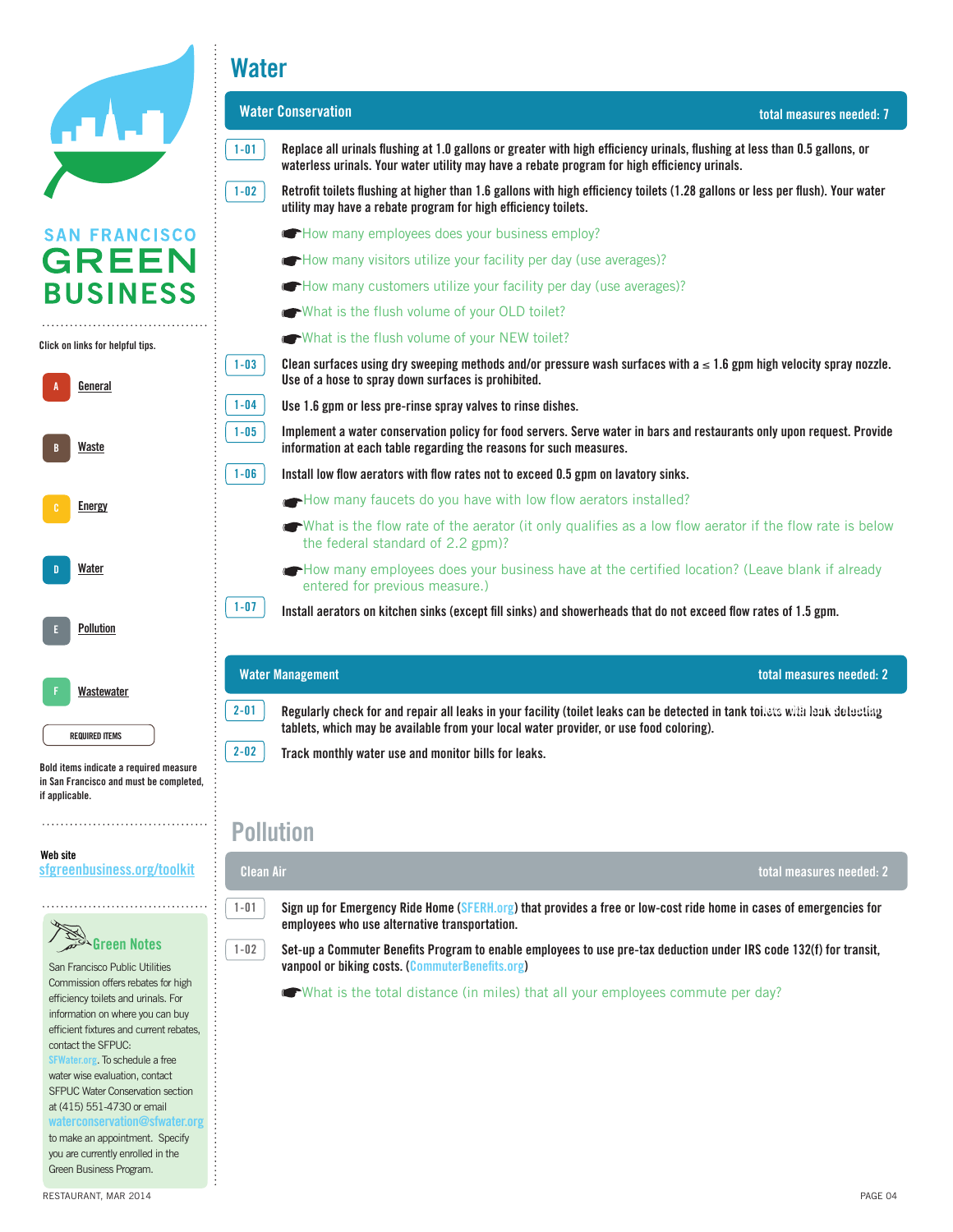# Water

## Water Conservation

total measures needed: 7

**1-01** **Replace all urinals flushing at 1.0 gallons or greater with high efficiency urinals, flushing at less than 0.5 gallons, or waterless urinals. Your water utility may have a rebate program for high efficiency urinals.**

**1-02** **Retrofit toilets flushing at higher than 1.6 gallons with high efficiency toilets (1.28 gallons or less per flush). Your water utility may have a rebate program for high efficiency toilets.**

- ☛How many employees does your business employ?
- ☛How many visitors utilize your facility per day (use averages)?
- ☛How many customers utilize your facility per day (use averages)?
- ☛What is the flush volume of your OLD toilet?
- ☛What is the flush volume of your NEW toilet?

**1-03** **Clean surfaces using dry sweeping methods and/or pressure wash surfaces with a ≤ 1.6 gpm high velocity spray nozzle. Use of a hose to spray down surfaces is prohibited.**

**1-04** **Use 1.6 gpm or less pre-rinse spray valves to rinse dishes.**

**1-05** **Implement a water conservation policy for food servers. Serve water in bars and restaurants only upon request. Provide information at each table regarding the reasons for such measures.**

**1-06** **Install low flow aerators with flow rates not to exceed 0.5 gpm on lavatory sinks.**

- ☛How many faucets do you have with low flow aerators installed?
- ☛What is the flow rate of the aerator (it only qualifies as a low flow aerator if the flow rate is below the federal standard of 2.2 gpm)?
- ☛How many employees does your business have at the certified location? (Leave blank if already entered for previous measure.)

**1-07** **Install aerators on kitchen sinks (except fill sinks) and showerheads that do not exceed flow rates of 1.5 gpm.**

## Water Management

total measures needed: 2

**2-01** **Regularly check for and repair all leaks in your facility (toilet leaks can be detected in tank toilets with leak detecting tablets, which may be available from your local water provider, or use food coloring).**

**2-02** **Track monthly water use and monitor bills for leaks.**

# Pollution

## Clean Air

total measures needed: 2

**1-01** **Sign up for Emergency Ride Home (SFERH.org) that provides a free or low-cost ride home in cases of emergencies for employees who use alternative transportation.**

**1-02** **Set-up a Commuter Benefits Program to enable employees to use pre-tax deduction under IRS code 132(f) for transit, vanpool or biking costs. (CommuterBenefits.org)**

- ☛What is the total distance (in miles) that all your employees commute per day?

---

SAN FRANCISCO GREEN BUSINESS

Click on links for helpful tips.

- A General
- B Waste
- C Energy
- D Water
- E Pollution
- F Wastewater

REQUIRED ITEMS

Bold items indicate a required measure in San Francisco and must be completed, if applicable.

Web site
sfgreenbusiness.org/toolkit

**Green Notes**

San Francisco Public Utilities Commission offers rebates for high efficiency toilets and urinals. For information on where you can buy efficient fixtures and current rebates, contact the SFPUC: SFWater.org. To schedule a free water wise evaluation, contact SFPUC Water Conservation section at (415) 551-4730 or email waterconservation@sfwater.org to make an appointment. Specify you are currently enrolled in the Green Business Program.

RESTAURANT, MAR 2014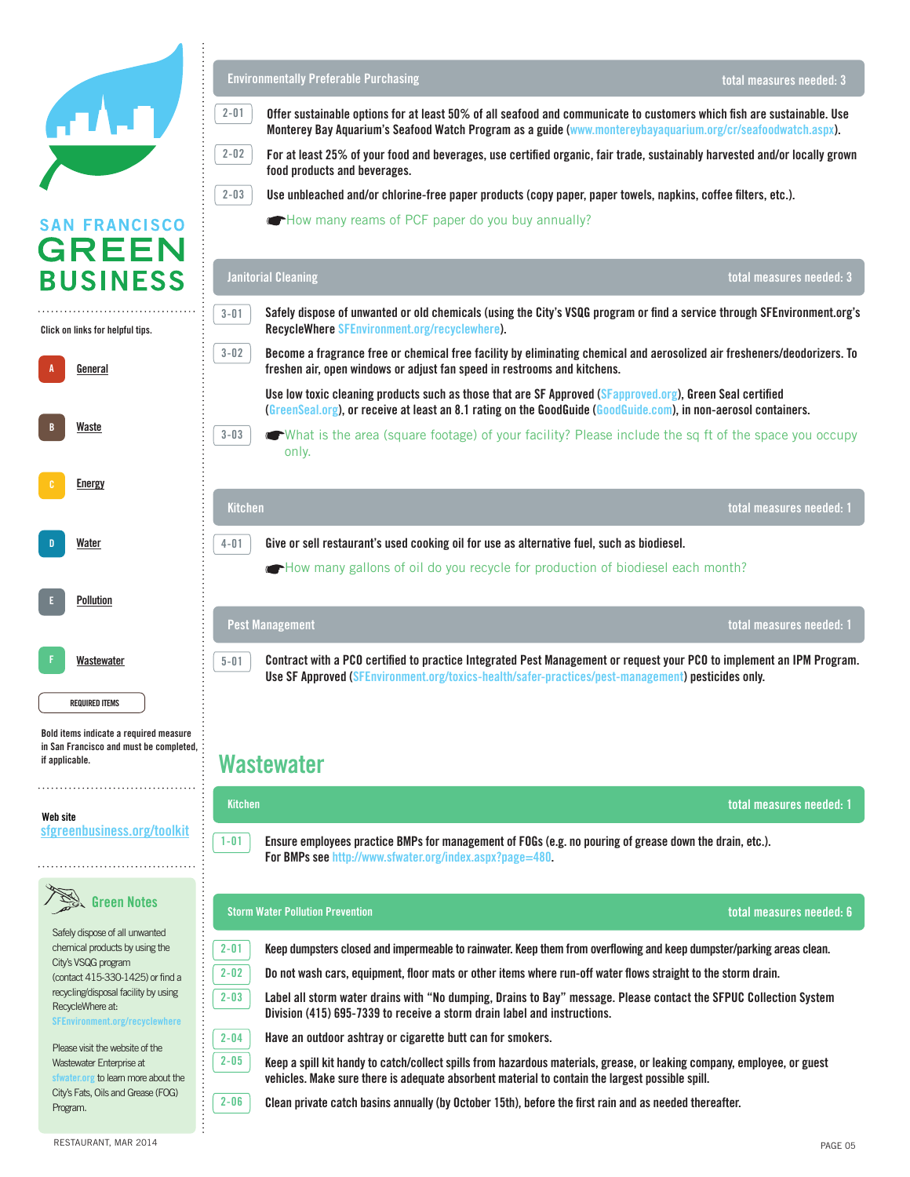SAN FRANCISCO GREEN BUSINESS

Click on links for helpful tips.

- A General
- B Waste
- C Energy
- D Water
- E Pollution
- F Wastewater

REQUIRED ITEMS

Bold items indicate a required measure in San Francisco and must be completed, if applicable.

Web site
sfgreenbusiness.org/toolkit

### Green Notes

Safely dispose of all unwanted chemical products by using the City's VSQG program (contact 415-330-1425) or find a recycling/disposal facility by using RecycleWhere at: SFEnvironment.org/recyclewhere

Please visit the website of the Wastewater Enterprise at sfwater.org to learn more about the City's Fats, Oils and Grease (FOG) Program.

### Environmentally Preferable Purchasing — total measures needed: 3

**2-01** **Offer sustainable options for at least 50% of all seafood and communicate to customers which fish are sustainable. Use Monterey Bay Aquarium's Seafood Watch Program as a guide (www.montereybayaquarium.org/cr/seafoodwatch.aspx).**

**2-02** **For at least 25% of your food and beverages, use certified organic, fair trade, sustainably harvested and/or locally grown food products and beverages.**

**2-03** **Use unbleached and/or chlorine-free paper products (copy paper, paper towels, napkins, coffee filters, etc.).**

☛ How many reams of PCF paper do you buy annually?

### Janitorial Cleaning — total measures needed: 3

**3-01** **Safely dispose of unwanted or old chemicals (using the City's VSQG program or find a service through SFEnvironment.org's RecycleWhere SFEnvironment.org/recyclewhere).**

**3-02** **Become a fragrance free or chemical free facility by eliminating chemical and aerosolized air fresheners/deodorizers. To freshen air, open windows or adjust fan speed in restrooms and kitchens.**

**Use low toxic cleaning products such as those that are SF Approved (SFapproved.org), Green Seal certified (GreenSeal.org), or receive at least an 8.1 rating on the GoodGuide (GoodGuide.com), in non-aerosol containers.**

**3-03** ☛ What is the area (square footage) of your facility? Please include the sq ft of the space you occupy only.

### Kitchen — total measures needed: 1

**4-01** **Give or sell restaurant's used cooking oil for use as alternative fuel, such as biodiesel.**

☛ How many gallons of oil do you recycle for production of biodiesel each month?

### Pest Management — total measures needed: 1

**5-01** **Contract with a PCO certified to practice Integrated Pest Management or request your PCO to implement an IPM Program. Use SF Approved (SFEnvironment.org/toxics-health/safer-practices/pest-management) pesticides only.**

## Wastewater

### Kitchen — total measures needed: 1

**1-01** **Ensure employees practice BMPs for management of FOGs (e.g. no pouring of grease down the drain, etc.). For BMPs see http://www.sfwater.org/index.aspx?page=480.**

### Storm Water Pollution Prevention — total measures needed: 6

**2-01** **Keep dumpsters closed and impermeable to rainwater. Keep them from overflowing and keep dumpster/parking areas clean.**

**2-02** **Do not wash cars, equipment, floor mats or other items where run-off water flows straight to the storm drain.**

**2-03** **Label all storm water drains with "No dumping, Drains to Bay" message. Please contact the SFPUC Collection System Division (415) 695-7339 to receive a storm drain label and instructions.**

**2-04** **Have an outdoor ashtray or cigarette butt can for smokers.**

**2-05** **Keep a spill kit handy to catch/collect spills from hazardous materials, grease, or leaking company, employee, or guest vehicles. Make sure there is adequate absorbent material to contain the largest possible spill.**

**2-06** **Clean private catch basins annually (by October 15th), before the first rain and as needed thereafter.**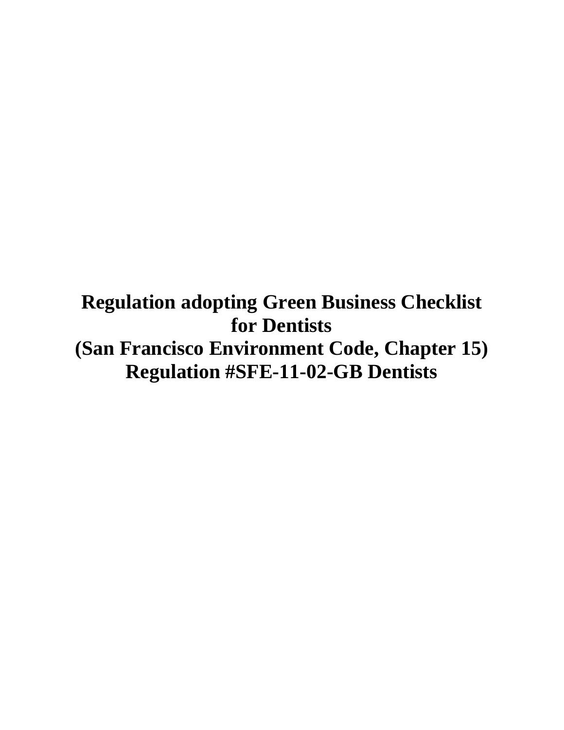# Regulation adopting Green Business Checklist for Dentists (San Francisco Environment Code, Chapter 15) Regulation #SFE-11-02-GB Dentists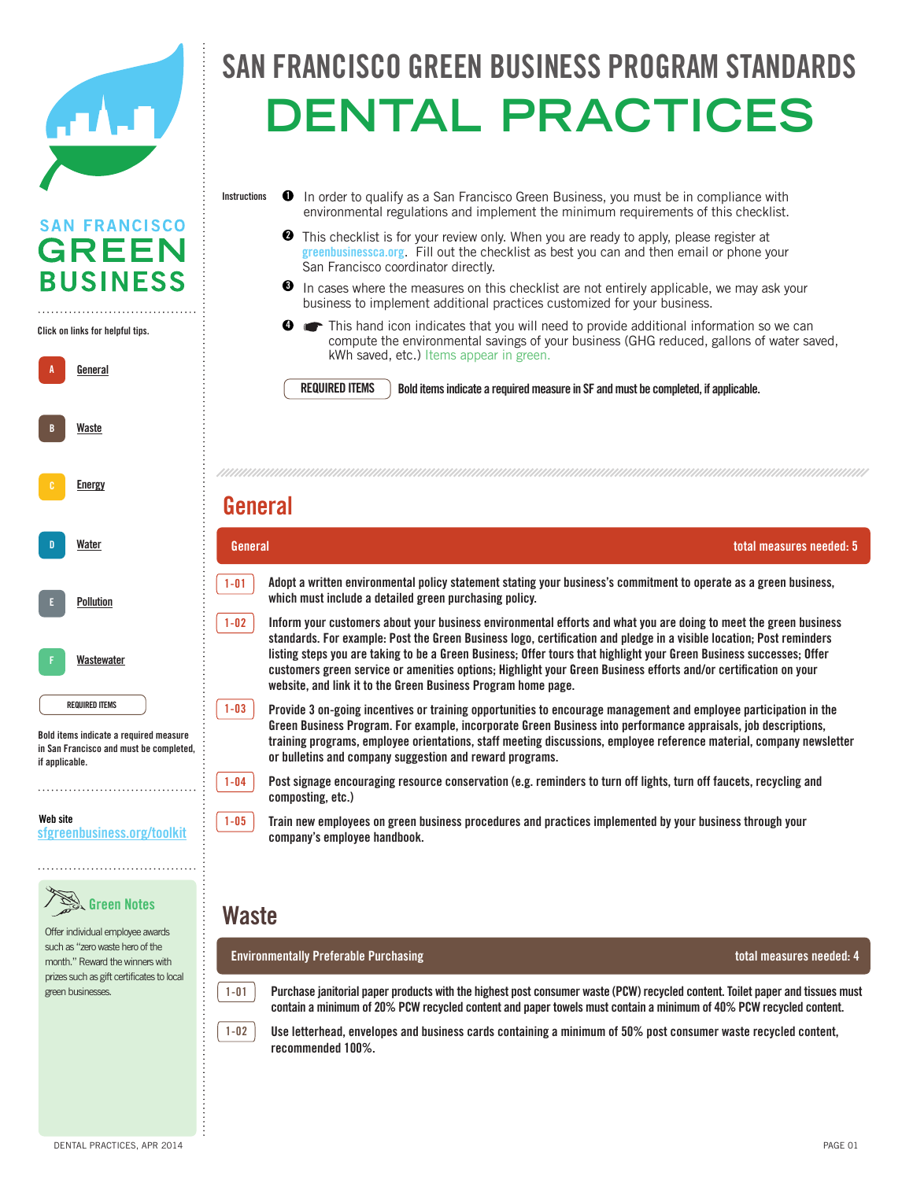# SAN FRANCISCO GREEN BUSINESS PROGRAM STANDARDS

# DENTAL PRACTICES

SAN FRANCISCO GREEN BUSINESS

Click on links for helpful tips.

- A General
- B Waste
- C Energy
- D Water
- E Pollution
- F Wastewater

REQUIRED ITEMS

Bold items indicate a required measure in San Francisco and must be completed, if applicable.

Web site
sfgreenbusiness.org/toolkit

**Green Notes**

Offer individual employee awards such as "zero waste hero of the month." Reward the winners with prizes such as gift certificates to local green businesses.

Instructions

1. In order to qualify as a San Francisco Green Business, you must be in compliance with environmental regulations and implement the minimum requirements of this checklist.
2. This checklist is for your review only. When you are ready to apply, please register at greenbusinessca.org. Fill out the checklist as best you can and then email or phone your San Francisco coordinator directly.
3. In cases where the measures on this checklist are not entirely applicable, we may ask your business to implement additional practices customized for your business.
4. ☛ This hand icon indicates that you will need to provide additional information so we can compute the environmental savings of your business (GHG reduced, gallons of water saved, kWh saved, etc.) Items appear in green.

REQUIRED ITEMS — **Bold items indicate a required measure in SF and must be completed, if applicable.**

## General

**General** — total measures needed: 5

- 1-01 **Adopt a written environmental policy statement stating your business's commitment to operate as a green business, which must include a detailed green purchasing policy.**
- 1-02 **Inform your customers about your business environmental efforts and what you are doing to meet the green business standards. For example: Post the Green Business logo, certification and pledge in a visible location; Post reminders listing steps you are taking to be a Green Business; Offer tours that highlight your Green Business successes; Offer customers green service or amenities options; Highlight your Green Business efforts and/or certification on your website, and link it to the Green Business Program home page.**
- 1-03 **Provide 3 on-going incentives or training opportunities to encourage management and employee participation in the Green Business Program. For example, incorporate Green Business into performance appraisals, job descriptions, training programs, employee orientations, staff meeting discussions, employee reference material, company newsletter or bulletins and company suggestion and reward programs.**
- 1-04 **Post signage encouraging resource conservation (e.g. reminders to turn off lights, turn off faucets, recycling and composting, etc.)**
- 1-05 **Train new employees on green business procedures and practices implemented by your business through your company's employee handbook.**

## Waste

**Environmentally Preferable Purchasing** — total measures needed: 4

- 1-01 **Purchase janitorial paper products with the highest post consumer waste (PCW) recycled content. Toilet paper and tissues must contain a minimum of 20% PCW recycled content and paper towels must contain a minimum of 40% PCW recycled content.**
- 1-02 **Use letterhead, envelopes and business cards containing a minimum of 50% post consumer waste recycled content, recommended 100%.**

DENTAL PRACTICES, APR 2014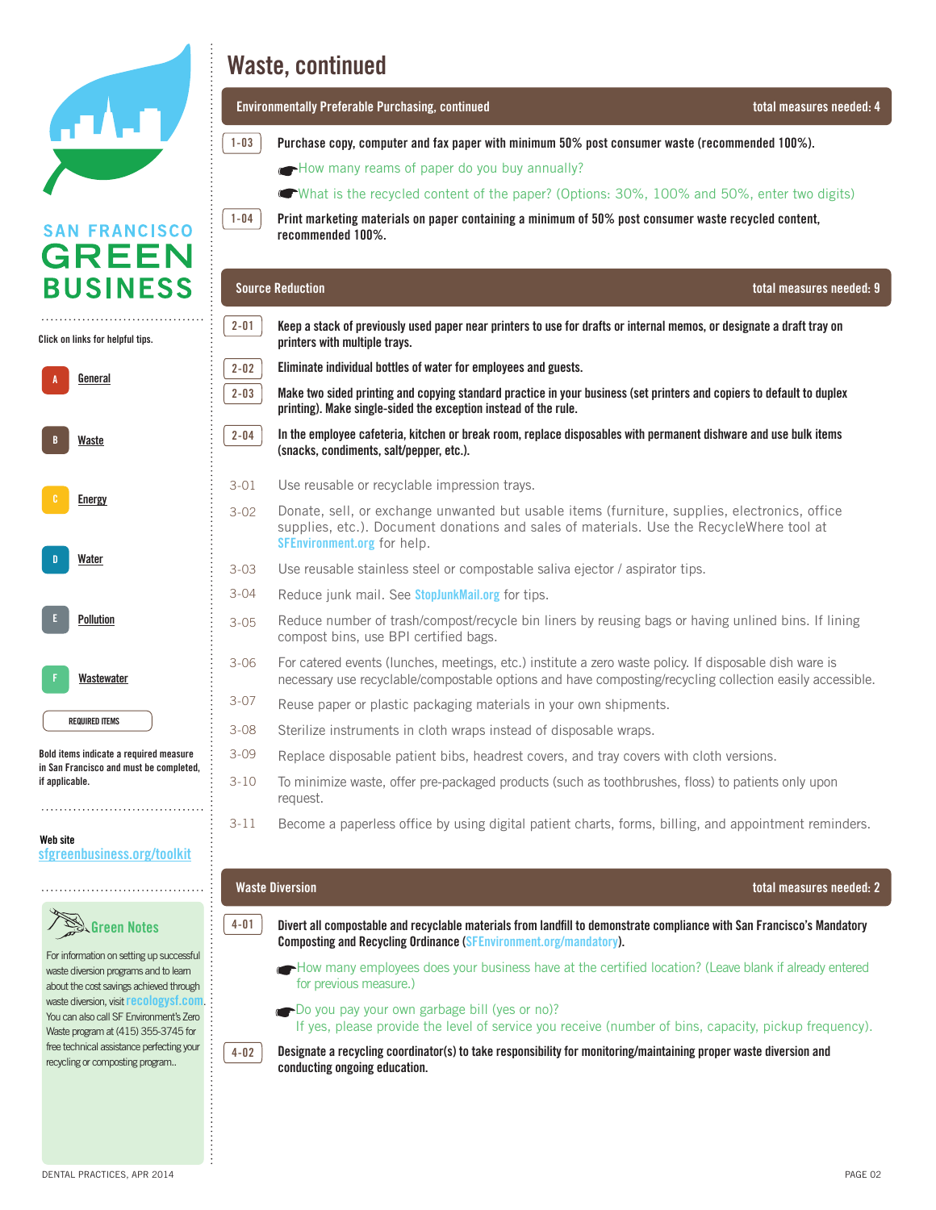# Waste, continued

## Environmentally Preferable Purchasing, continued — total measures needed: 4

**1-03 Purchase copy, computer and fax paper with minimum 50% post consumer waste (recommended 100%).**

☛How many reams of paper do you buy annually?

☛What is the recycled content of the paper? (Options: 30%, 100% and 50%, enter two digits)

**1-04 Print marketing materials on paper containing a minimum of 50% post consumer waste recycled content, recommended 100%.**

## Source Reduction — total measures needed: 9

**2-01 Keep a stack of previously used paper near printers to use for drafts or internal memos, or designate a draft tray on printers with multiple trays.**

**2-02 Eliminate individual bottles of water for employees and guests.**

**2-03 Make two sided printing and copying standard practice in your business (set printers and copiers to default to duplex printing). Make single-sided the exception instead of the rule.**

**2-04 In the employee cafeteria, kitchen or break room, replace disposables with permanent dishware and use bulk items (snacks, condiments, salt/pepper, etc.).**

3-01 Use reusable or recyclable impression trays.

3-02 Donate, sell, or exchange unwanted but usable items (furniture, supplies, electronics, office supplies, etc.). Document donations and sales of materials. Use the RecycleWhere tool at SFEnvironment.org for help.

3-03 Use reusable stainless steel or compostable saliva ejector / aspirator tips.

3-04 Reduce junk mail. See StopJunkMail.org for tips.

3-05 Reduce number of trash/compost/recycle bin liners by reusing bags or having unlined bins. If lining compost bins, use BPI certified bags.

3-06 For catered events (lunches, meetings, etc.) institute a zero waste policy. If disposable dish ware is necessary use recyclable/compostable options and have composting/recycling collection easily accessible.

3-07 Reuse paper or plastic packaging materials in your own shipments.

3-08 Sterilize instruments in cloth wraps instead of disposable wraps.

3-09 Replace disposable patient bibs, headrest covers, and tray covers with cloth versions.

3-10 To minimize waste, offer pre-packaged products (such as toothbrushes, floss) to patients only upon request.

3-11 Become a paperless office by using digital patient charts, forms, billing, and appointment reminders.

## Waste Diversion — total measures needed: 2

**4-01 Divert all compostable and recyclable materials from landfill to demonstrate compliance with San Francisco's Mandatory Composting and Recycling Ordinance (SFEnvironment.org/mandatory).**

☛How many employees does your business have at the certified location? (Leave blank if already entered for previous measure.)

☛Do you pay your own garbage bill (yes or no)?
If yes, please provide the level of service you receive (number of bins, capacity, pickup frequency).

**4-02 Designate a recycling coordinator(s) to take responsibility for monitoring/maintaining proper waste diversion and conducting ongoing education.**

---

SAN FRANCISCO GREEN BUSINESS

Click on links for helpful tips.

- A General
- B Waste
- C Energy
- D Water
- E Pollution
- F Wastewater

REQUIRED ITEMS

Bold items indicate a required measure in San Francisco and must be completed, if applicable.

Web site
sfgreenbusiness.org/toolkit

### Green Notes

For information on setting up successful waste diversion programs and to learn about the cost savings achieved through waste diversion, visit recologysf.com. You can also call SF Environment's Zero Waste program at (415) 355-3745 for free technical assistance perfecting your recycling or composting program..

DENTAL PRACTICES, APR 2014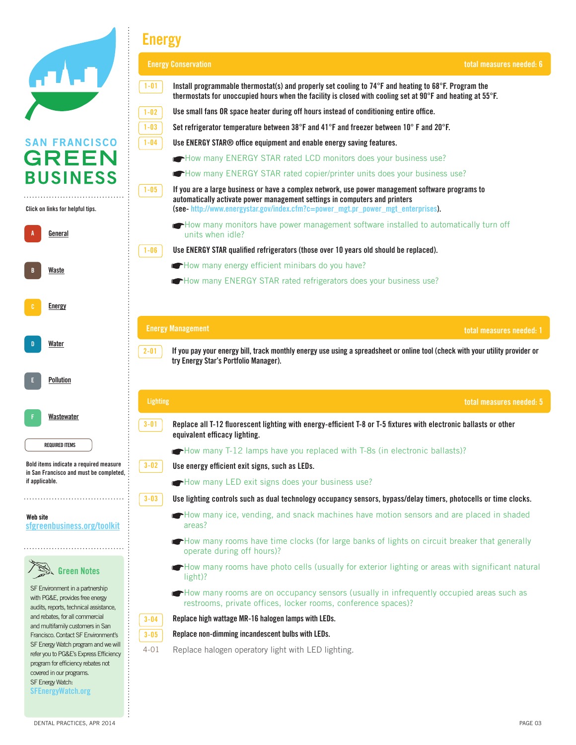# Energy

## Energy Conservation

total measures needed: 6

**1-01** **Install programmable thermostat(s) and properly set cooling to 74°F and heating to 68°F. Program the thermostats for unoccupied hours when the facility is closed with cooling set at 90°F and heating at 55°F.**

**1-02** **Use small fans OR space heater during off hours instead of conditioning entire office.**

**1-03** **Set refrigerator temperature between 38°F and 41°F and freezer between 10° F and 20°F.**

**1-04** **Use ENERGY STAR® office equipment and enable energy saving features.**

- How many ENERGY STAR rated LCD monitors does your business use?
- How many ENERGY STAR rated copier/printer units does your business use?

**1-05** **If you are a large business or have a complex network, use power management software programs to automatically activate power management settings in computers and printers (see- http://www.energystar.gov/index.cfm?c=power_mgt.pr_power_mgt_enterprises).**

- How many monitors have power management software installed to automatically turn off units when idle?

**1-06** **Use ENERGY STAR qualified refrigerators (those over 10 years old should be replaced).**

- How many energy efficient minibars do you have?
- How many ENERGY STAR rated refrigerators does your business use?

## Energy Management

total measures needed: 1

**2-01** **If you pay your energy bill, track monthly energy use using a spreadsheet or online tool (check with your utility provider or try Energy Star's Portfolio Manager).**

## Lighting

total measures needed: 5

**3-01** **Replace all T-12 fluorescent lighting with energy-efficient T-8 or T-5 fixtures with electronic ballasts or other equivalent efficacy lighting.**

- How many T-12 lamps have you replaced with T-8s (in electronic ballasts)?

**3-02** **Use energy efficient exit signs, such as LEDs.**

- How many LED exit signs does your business use?

**3-03** **Use lighting controls such as dual technology occupancy sensors, bypass/delay timers, photocells or time clocks.**

- How many ice, vending, and snack machines have motion sensors and are placed in shaded areas?
- How many rooms have time clocks (for large banks of lights on circuit breaker that generally operate during off hours)?
- How many rooms have photo cells (usually for exterior lighting or areas with significant natural light)?
- How many rooms are on occupancy sensors (usually in infrequently occupied areas such as restrooms, private offices, locker rooms, conference spaces)?

**3-04** **Replace high wattage MR-16 halogen lamps with LEDs.**

**3-05** **Replace non-dimming incandescent bulbs with LEDs.**

4-01 Replace halogen operatory light with LED lighting.

---

SAN FRANCISCO GREEN BUSINESS

Click on links for helpful tips.

- A General
- B Waste
- C Energy
- D Water
- E Pollution
- F Wastewater

REQUIRED ITEMS

Bold items indicate a required measure in San Francisco and must be completed, if applicable.

Web site
sfgreenbusiness.org/toolkit

### Green Notes

SF Environment in a partnership with PG&E, provides free energy audits, reports, technical assistance, and rebates, for all commercial and multifamily customers in San Francisco. Contact SF Environment's SF Energy Watch program and we will refer you to PG&E's Express Efficiency program for efficiency rebates not covered in our programs.
SF Energy Watch:
SFEnergyWatch.org

DENTAL PRACTICES, APR 2014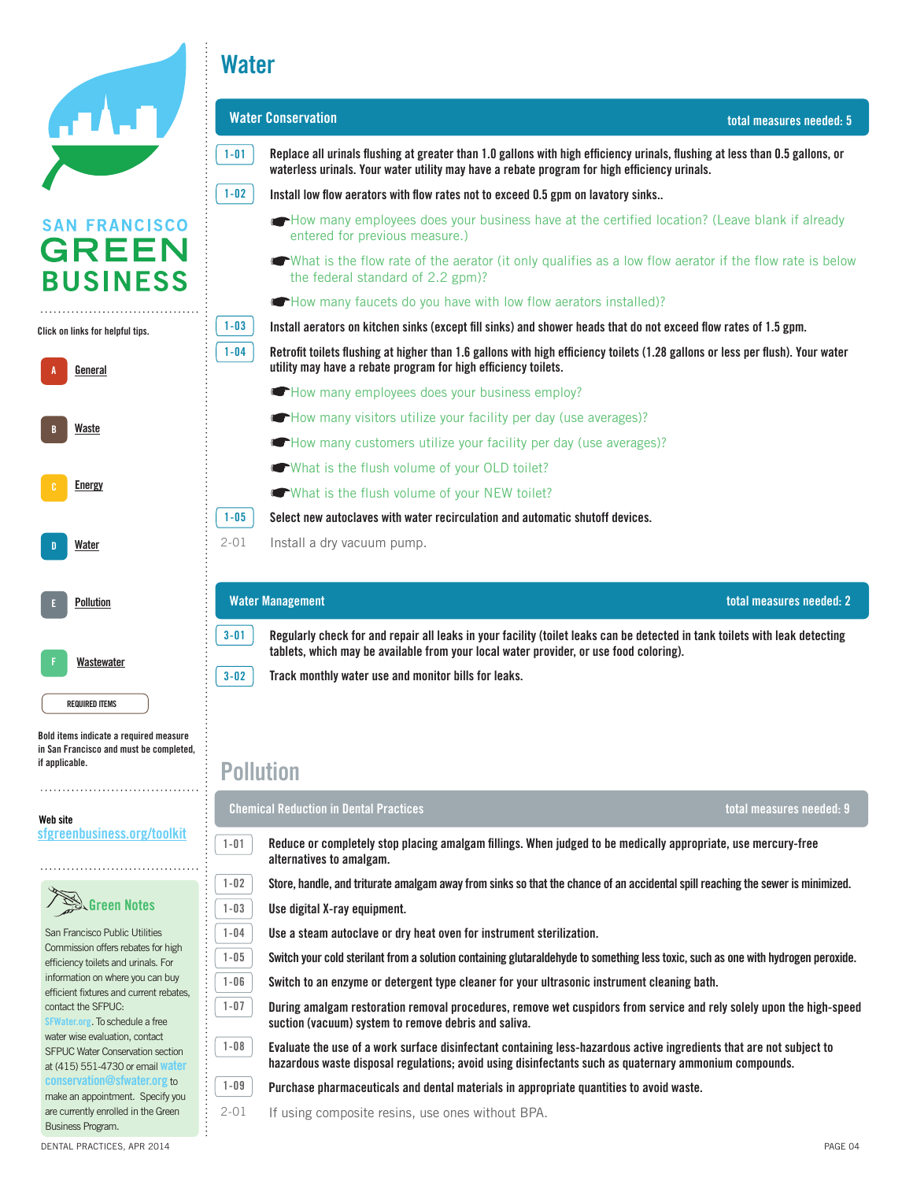# Water

## Water Conservation

**total measures needed: 5**

**1-01** **Replace all urinals flushing at greater than 1.0 gallons with high efficiency urinals, flushing at less than 0.5 gallons, or waterless urinals. Your water utility may have a rebate program for high efficiency urinals.**

**1-02** **Install low flow aerators with flow rates not to exceed 0.5 gpm on lavatory sinks..**

- How many employees does your business have at the certified location? (Leave blank if already entered for previous measure.)
- What is the flow rate of the aerator (it only qualifies as a low flow aerator if the flow rate is below the federal standard of 2.2 gpm)?
- How many faucets do you have with low flow aerators installed)?

**1-03** **Install aerators on kitchen sinks (except fill sinks) and shower heads that do not exceed flow rates of 1.5 gpm.**

**1-04** **Retrofit toilets flushing at higher than 1.6 gallons with high efficiency toilets (1.28 gallons or less per flush). Your water utility may have a rebate program for high efficiency toilets.**

- How many employees does your business employ?
- How many visitors utilize your facility per day (use averages)?
- How many customers utilize your facility per day (use averages)?
- What is the flush volume of your OLD toilet?
- What is the flush volume of your NEW toilet?

**1-05** **Select new autoclaves with water recirculation and automatic shutoff devices.**

2-01 Install a dry vacuum pump.

## Water Management

**total measures needed: 2**

**3-01** **Regularly check for and repair all leaks in your facility (toilet leaks can be detected in tank toilets with leak detecting tablets, which may be available from your local water provider, or use food coloring).**

**3-02** **Track monthly water use and monitor bills for leaks.**

# Pollution

## Chemical Reduction in Dental Practices

**total measures needed: 9**

**1-01** **Reduce or completely stop placing amalgam fillings. When judged to be medically appropriate, use mercury-free alternatives to amalgam.**

**1-02** **Store, handle, and triturate amalgam away from sinks so that the chance of an accidental spill reaching the sewer is minimized.**

**1-03** **Use digital X-ray equipment.**

**1-04** **Use a steam autoclave or dry heat oven for instrument sterilization.**

**1-05** **Switch your cold sterilant from a solution containing glutaraldehyde to something less toxic, such as one with hydrogen peroxide.**

**1-06** **Switch to an enzyme or detergent type cleaner for your ultrasonic instrument cleaning bath.**

**1-07** **During amalgam restoration removal procedures, remove wet cuspidors from service and rely solely upon the high-speed suction (vacuum) system to remove debris and saliva.**

**1-08** **Evaluate the use of a work surface disinfectant containing less-hazardous active ingredients that are not subject to hazardous waste disposal regulations; avoid using disinfectants such as quaternary ammonium compounds.**

**1-09** **Purchase pharmaceuticals and dental materials in appropriate quantities to avoid waste.**

2-01 If using composite resins, use ones without BPA.

---

SAN FRANCISCO GREEN BUSINESS

Click on links for helpful tips.

- A General
- B Waste
- C Energy
- D Water
- E Pollution
- F Wastewater

REQUIRED ITEMS

Bold items indicate a required measure in San Francisco and must be completed, if applicable.

Web site
sfgreenbusiness.org/toolkit

### Green Notes

San Francisco Public Utilities Commission offers rebates for high efficiency toilets and urinals. For information on where you can buy efficient fixtures and current rebates, contact the SFPUC: SFWater.org. To schedule a free water wise evaluation, contact SFPUC Water Conservation section at (415) 551-4730 or email waterconservation@sfwater.org to make an appointment. Specify you are currently enrolled in the Green Business Program.

DENTAL PRACTICES, APR 2014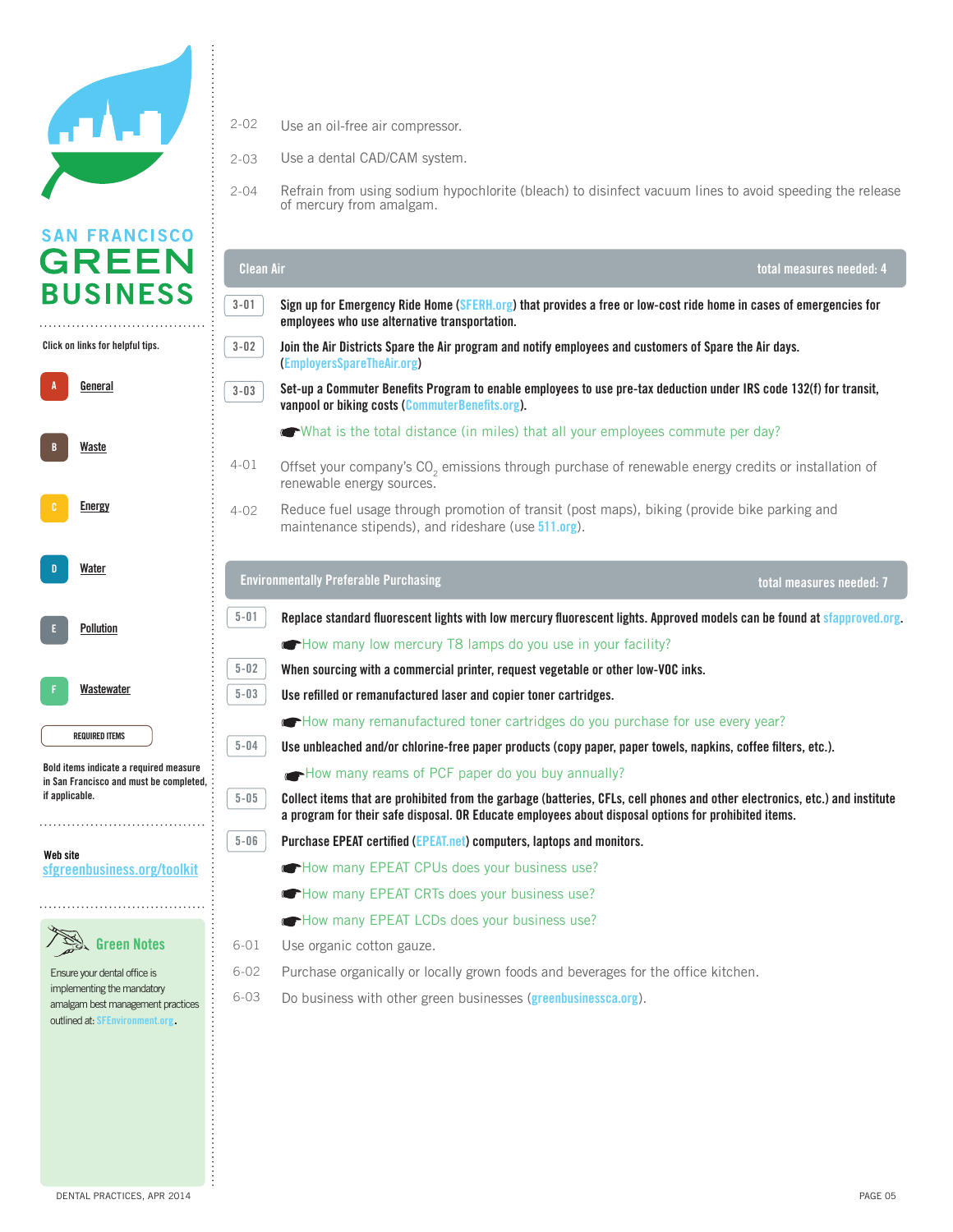# SAN FRANCISCO GREEN BUSINESS

Click on links for helpful tips.

- A **General**
- B **Waste**
- C **Energy**
- D **Water**
- E **Pollution**
- F **Wastewater**

REQUIRED ITEMS

Bold items indicate a required measure in San Francisco and must be completed, if applicable.

Web site
sfgreenbusiness.org/toolkit

### Green Notes

Ensure your dental office is implementing the mandatory amalgam best management practices outlined at: SFEnvironment.org.

---

2-02 Use an oil-free air compressor.

2-03 Use a dental CAD/CAM system.

2-04 Refrain from using sodium hypochlorite (bleach) to disinfect vacuum lines to avoid speeding the release of mercury from amalgam.

## Clean Air — total measures needed: 4

**3-01 Sign up for Emergency Ride Home (SFERH.org) that provides a free or low-cost ride home in cases of emergencies for employees who use alternative transportation.**

**3-02 Join the Air Districts Spare the Air program and notify employees and customers of Spare the Air days. (EmployersSpareTheAir.org)**

**3-03 Set-up a Commuter Benefits Program to enable employees to use pre-tax deduction under IRS code 132(f) for transit, vanpool or biking costs (CommuterBenefits.org).**

☛What is the total distance (in miles) that all your employees commute per day?

4-01 Offset your company's $CO_2$ emissions through purchase of renewable energy credits or installation of renewable energy sources.

4-02 Reduce fuel usage through promotion of transit (post maps), biking (provide bike parking and maintenance stipends), and rideshare (use 511.org).

## Environmentally Preferable Purchasing — total measures needed: 7

**5-01 Replace standard fluorescent lights with low mercury fluorescent lights. Approved models can be found at sfapproved.org.**

☛How many low mercury T8 lamps do you use in your facility?

**5-02 When sourcing with a commercial printer, request vegetable or other low-VOC inks.**

**5-03 Use refilled or remanufactured laser and copier toner cartridges.**

☛How many remanufactured toner cartridges do you purchase for use every year?

**5-04 Use unbleached and/or chlorine-free paper products (copy paper, paper towels, napkins, coffee filters, etc.).**

☛How many reams of PCF paper do you buy annually?

**5-05 Collect items that are prohibited from the garbage (batteries, CFLs, cell phones and other electronics, etc.) and institute a program for their safe disposal. OR Educate employees about disposal options for prohibited items.**

**5-06 Purchase EPEAT certified (EPEAT.net) computers, laptops and monitors.**

☛How many EPEAT CPUs does your business use?

☛How many EPEAT CRTs does your business use?

☛How many EPEAT LCDs does your business use?

6-01 Use organic cotton gauze.

6-02 Purchase organically or locally grown foods and beverages for the office kitchen.

6-03 Do business with other green businesses (greenbusinessca.org).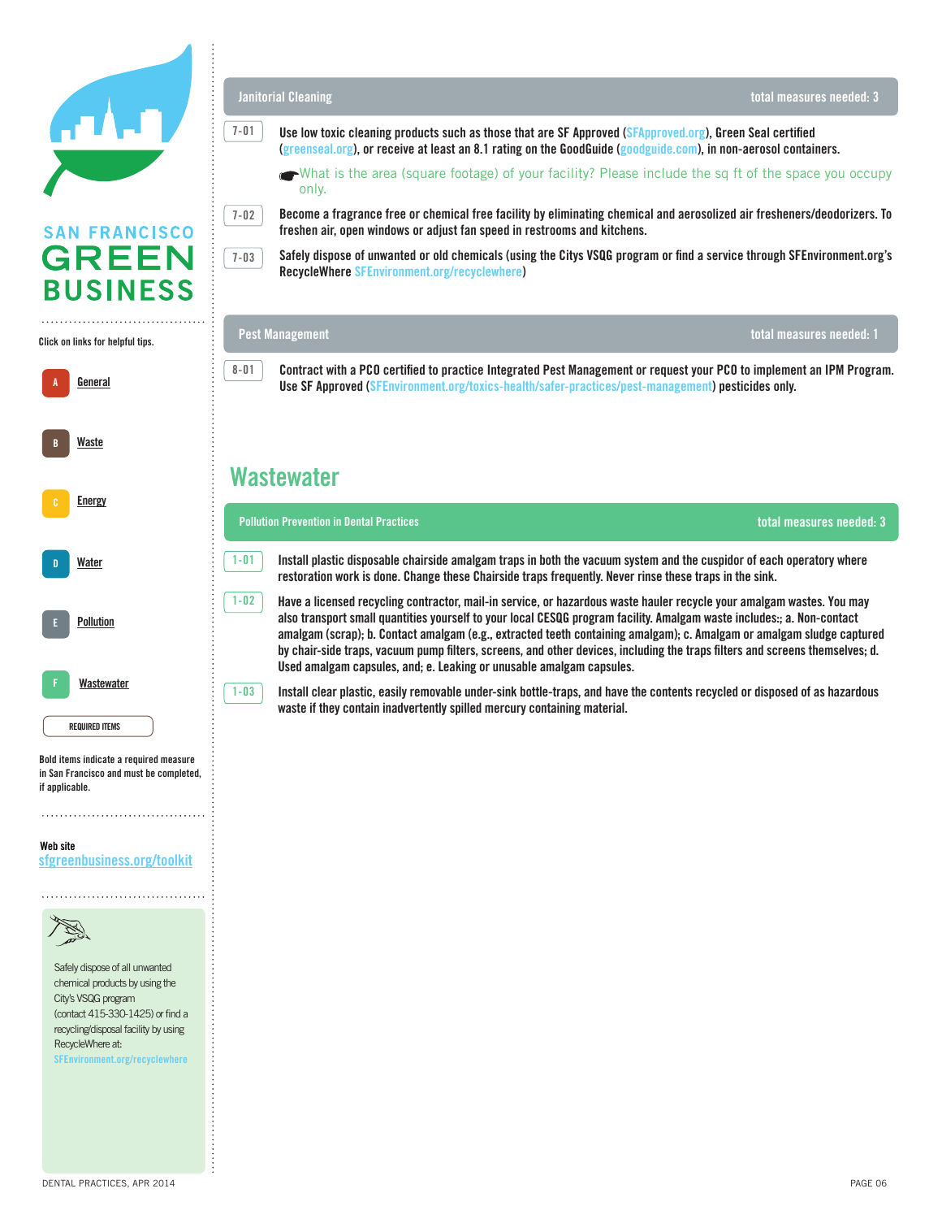SAN FRANCISCO
GREEN
BUSINESS

Click on links for helpful tips.

A General

B Waste

C Energy

D Water

E Pollution

F Wastewater

REQUIRED ITEMS

Bold items indicate a required measure in San Francisco and must be completed, if applicable.

Web site
sfgreenbusiness.org/toolkit

Safely dispose of all unwanted chemical products by using the City's VSQG program (contact 415-330-1425) or find a recycling/disposal facility by using RecycleWhere at: SFEnvironment.org/recyclewhere

### Janitorial Cleaning — total measures needed: 3

7-01 **Use low toxic cleaning products such as those that are SF Approved (SFApproved.org), Green Seal certified (greenseal.org), or receive at least an 8.1 rating on the GoodGuide (goodguide.com), in non-aerosol containers.**

☛ What is the area (square footage) of your facility? Please include the sq ft of the space you occupy only.

7-02 **Become a fragrance free or chemical free facility by eliminating chemical and aerosolized air fresheners/deodorizers. To freshen air, open windows or adjust fan speed in restrooms and kitchens.**

7-03 **Safely dispose of unwanted or old chemicals (using the Citys VSQG program or find a service through SFEnvironment.org's RecycleWhere SFEnvironment.org/recyclewhere)**

### Pest Management — total measures needed: 1

8-01 **Contract with a PCO certified to practice Integrated Pest Management or request your PCO to implement an IPM Program. Use SF Approved (SFEnvironment.org/toxics-health/safer-practices/pest-management) pesticides only.**

## Wastewater

### Pollution Prevention in Dental Practices — total measures needed: 3

1-01 **Install plastic disposable chairside amalgam traps in both the vacuum system and the cuspidor of each operatory where restoration work is done. Change these Chairside traps frequently. Never rinse these traps in the sink.**

1-02 **Have a licensed recycling contractor, mail-in service, or hazardous waste hauler recycle your amalgam wastes. You may also transport small quantities yourself to your local CESQG program facility. Amalgam waste includes:; a. Non-contact amalgam (scrap); b. Contact amalgam (e.g., extracted teeth containing amalgam); c. Amalgam or amalgam sludge captured by chair-side traps, vacuum pump filters, screens, and other devices, including the traps filters and screens themselves; d. Used amalgam capsules, and; e. Leaking or unusable amalgam capsules.**

1-03 **Install clear plastic, easily removable under-sink bottle-traps, and have the contents recycled or disposed of as hazardous waste if they contain inadvertently spilled mercury containing material.**

DENTAL PRACTICES, APR 2014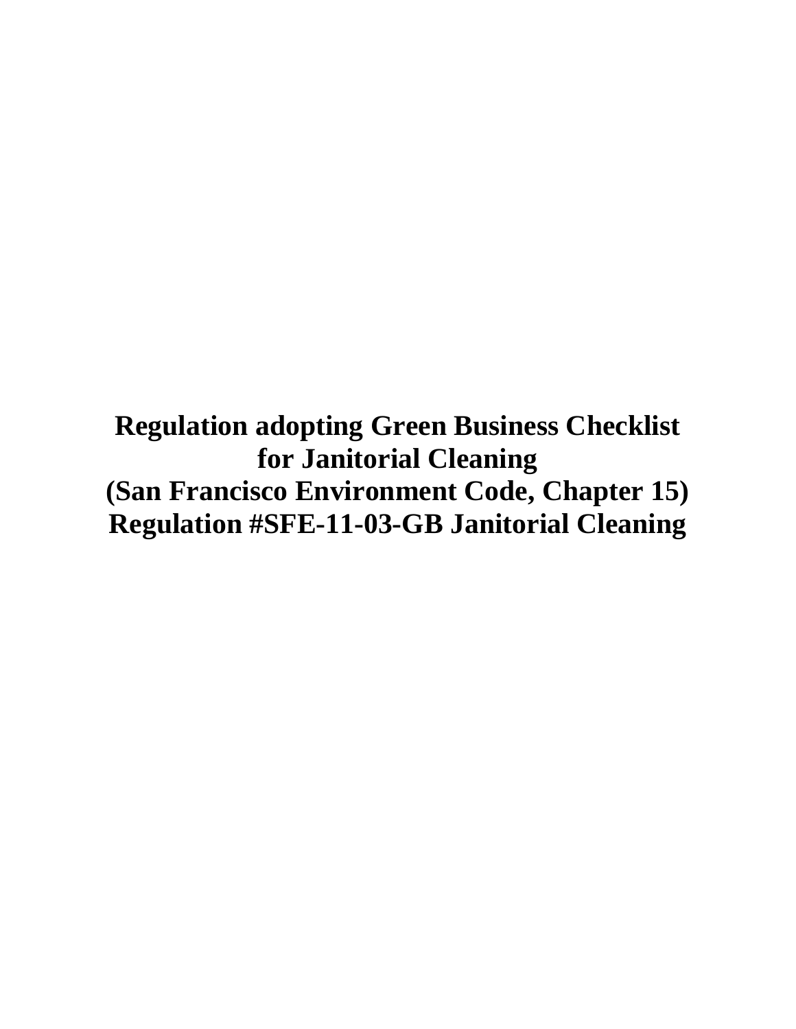# Regulation adopting Green Business Checklist for Janitorial Cleaning
# (San Francisco Environment Code, Chapter 15)
# Regulation #SFE-11-03-GB Janitorial Cleaning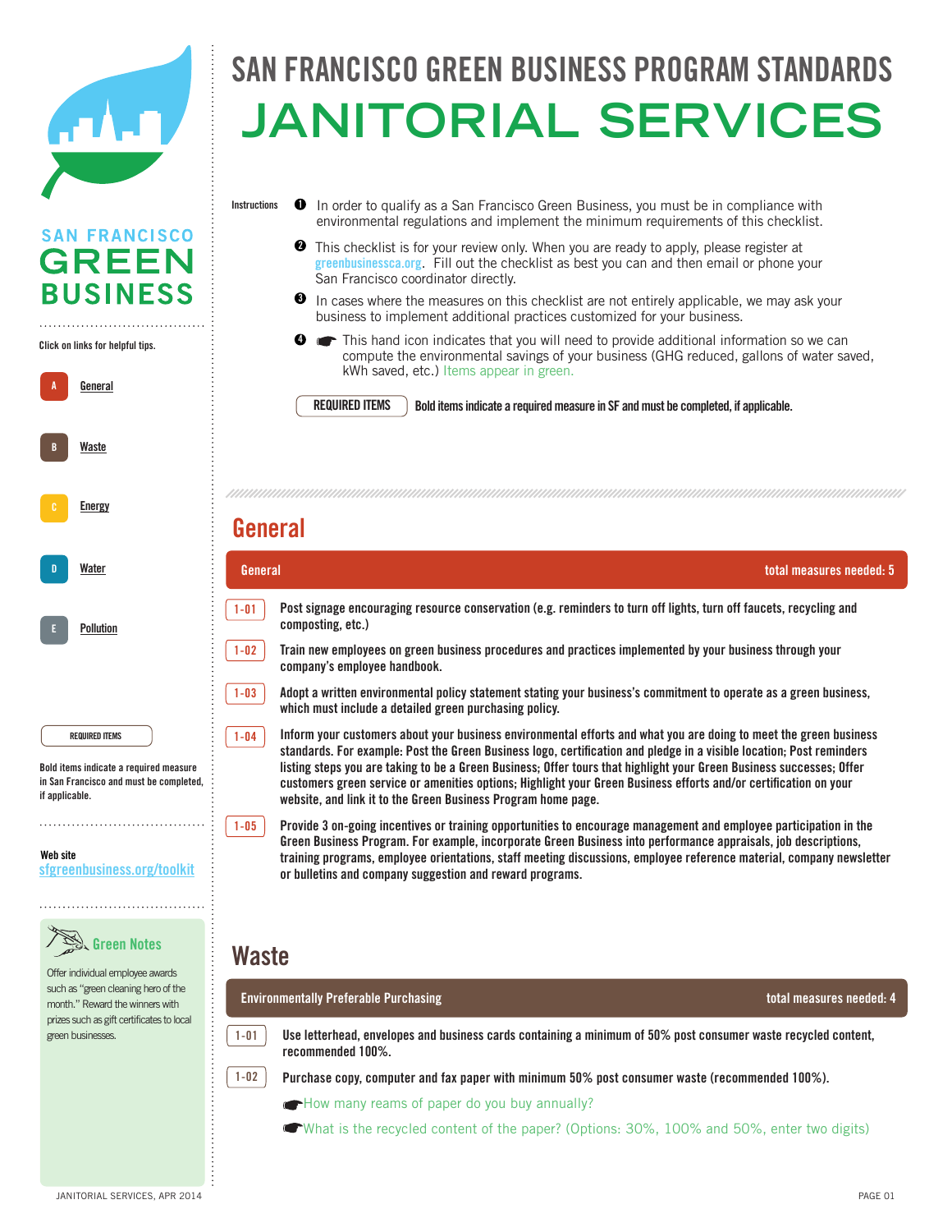# SAN FRANCISCO GREEN BUSINESS PROGRAM STANDARDS

# JANITORIAL SERVICES

SAN FRANCISCO GREEN BUSINESS

Click on links for helpful tips.

- A General
- B Waste
- C Energy
- D Water
- E Pollution

REQUIRED ITEMS

Bold items indicate a required measure in San Francisco and must be completed, if applicable.

Web site
sfgreenbusiness.org/toolkit

**Green Notes**

Offer individual employee awards such as "green cleaning hero of the month." Reward the winners with prizes such as gift certificates to local green businesses.

Instructions

1. In order to qualify as a San Francisco Green Business, you must be in compliance with environmental regulations and implement the minimum requirements of this checklist.
2. This checklist is for your review only. When you are ready to apply, please register at greenbusinessca.org. Fill out the checklist as best you can and then email or phone your San Francisco coordinator directly.
3. In cases where the measures on this checklist are not entirely applicable, we may ask your business to implement additional practices customized for your business.
4. ☛ This hand icon indicates that you will need to provide additional information so we can compute the environmental savings of your business (GHG reduced, gallons of water saved, kWh saved, etc.) Items appear in green.

REQUIRED ITEMS — **Bold items indicate a required measure in SF and must be completed, if applicable.**

## General

**General** — total measures needed: 5

- 1-01 **Post signage encouraging resource conservation (e.g. reminders to turn off lights, turn off faucets, recycling and composting, etc.)**
- 1-02 **Train new employees on green business procedures and practices implemented by your business through your company's employee handbook.**
- 1-03 **Adopt a written environmental policy statement stating your business's commitment to operate as a green business, which must include a detailed green purchasing policy.**
- 1-04 **Inform your customers about your business environmental efforts and what you are doing to meet the green business standards. For example: Post the Green Business logo, certification and pledge in a visible location; Post reminders listing steps you are taking to be a Green Business; Offer tours that highlight your Green Business successes; Offer customers green service or amenities options; Highlight your Green Business efforts and/or certification on your website, and link it to the Green Business Program home page.**
- 1-05 **Provide 3 on-going incentives or training opportunities to encourage management and employee participation in the Green Business Program. For example, incorporate Green Business into performance appraisals, job descriptions, training programs, employee orientations, staff meeting discussions, employee reference material, company newsletter or bulletins and company suggestion and reward programs.**

## Waste

**Environmentally Preferable Purchasing** — total measures needed: 4

- 1-01 **Use letterhead, envelopes and business cards containing a minimum of 50% post consumer waste recycled content, recommended 100%.**
- 1-02 **Purchase copy, computer and fax paper with minimum 50% post consumer waste (recommended 100%).**
  - ☛ How many reams of paper do you buy annually?
  - ☛ What is the recycled content of the paper? (Options: 30%, 100% and 50%, enter two digits)

JANITORIAL SERVICES, APR 2014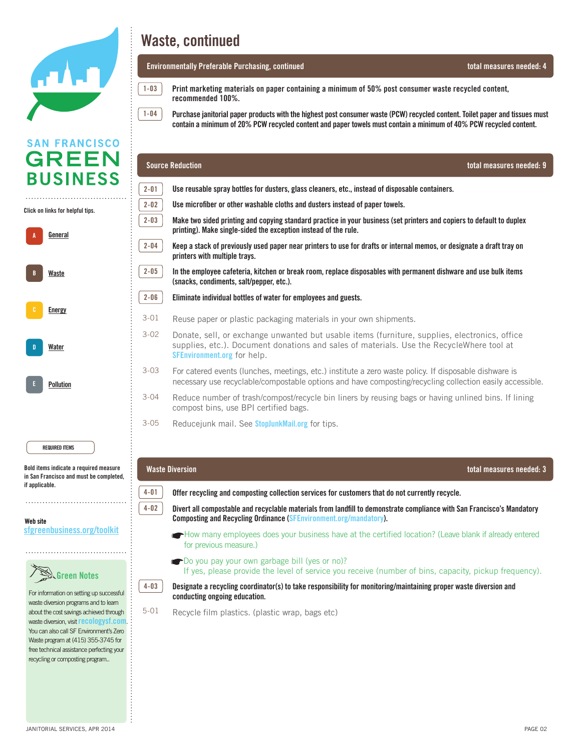# Waste, continued

## Environmentally Preferable Purchasing, continued — total measures needed: 4

**1-03** **Print marketing materials on paper containing a minimum of 50% post consumer waste recycled content, recommended 100%.**

**1-04** **Purchase janitorial paper products with the highest post consumer waste (PCW) recycled content. Toilet paper and tissues must contain a minimum of 20% PCW recycled content and paper towels must contain a minimum of 40% PCW recycled content.**

## Source Reduction — total measures needed: 9

**2-01** **Use reusable spray bottles for dusters, glass cleaners, etc., instead of disposable containers.**

**2-02** **Use microfiber or other washable cloths and dusters instead of paper towels.**

**2-03** **Make two sided printing and copying standard practice in your business (set printers and copiers to default to duplex printing). Make single-sided the exception instead of the rule.**

**2-04** **Keep a stack of previously used paper near printers to use for drafts or internal memos, or designate a draft tray on printers with multiple trays.**

**2-05** **In the employee cafeteria, kitchen or break room, replace disposables with permanent dishware and use bulk items (snacks, condiments, salt/pepper, etc.).**

**2-06** **Eliminate individual bottles of water for employees and guests.**

3-01 Reuse paper or plastic packaging materials in your own shipments.

3-02 Donate, sell, or exchange unwanted but usable items (furniture, supplies, electronics, office supplies, etc.). Document donations and sales of materials. Use the RecycleWhere tool at SFEnvironment.org for help.

3-03 For catered events (lunches, meetings, etc.) institute a zero waste policy. If disposable dishware is necessary use recyclable/compostable options and have composting/recycling collection easily accessible.

3-04 Reduce number of trash/compost/recycle bin liners by reusing bags or having unlined bins. If lining compost bins, use BPI certified bags.

3-05 Reducejunk mail. See StopJunkMail.org for tips.

## Waste Diversion — total measures needed: 3

**4-01** **Offer recycling and composting collection services for customers that do not currently recycle.**

**4-02** **Divert all compostable and recyclable materials from landfill to demonstrate compliance with San Francisco's Mandatory Composting and Recycling Ordinance (SFEnvironment.org/mandatory).**

☛ How many employees does your business have at the certified location? (Leave blank if already entered for previous measure.)

☛ Do you pay your own garbage bill (yes or no)?
If yes, please provide the level of service you receive (number of bins, capacity, pickup frequency).

**4-03** **Designate a recycling coordinator(s) to take responsibility for monitoring/maintaining proper waste diversion and conducting ongoing education.**

5-01 Recycle film plastics. (plastic wrap, bags etc)

---

SAN FRANCISCO GREEN BUSINESS

Click on links for helpful tips.

- A General
- B Waste
- C Energy
- D Water
- E Pollution

REQUIRED ITEMS

Bold items indicate a required measure in San Francisco and must be completed, if applicable.

Web site
sfgreenbusiness.org/toolkit

### Green Notes

For information on setting up successful waste diversion programs and to learn about the cost savings achieved through waste diversion, visit recologysf.com. You can also call SF Environment's Zero Waste program at (415) 355-3745 for free technical assistance perfecting your recycling or composting program..

JANITORIAL SERVICES, APR 2014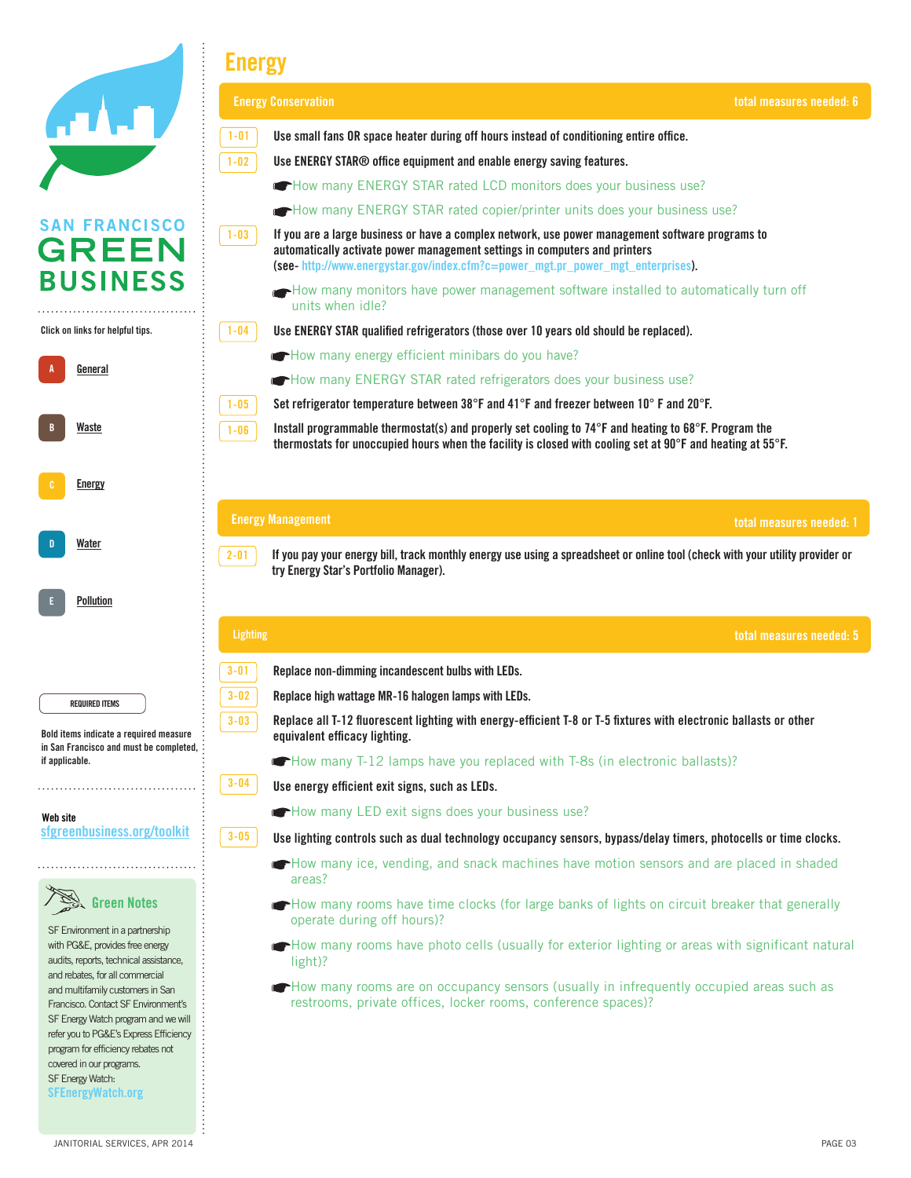SAN FRANCISCO GREEN BUSINESS

Click on links for helpful tips.

A General

B Waste

C Energy

D Water

E Pollution

REQUIRED ITEMS

Bold items indicate a required measure in San Francisco and must be completed, if applicable.

Web site
sfgreenbusiness.org/toolkit

### Green Notes

SF Environment in a partnership with PG&E, provides free energy audits, reports, technical assistance, and rebates, for all commercial and multifamily customers in San Francisco. Contact SF Environment's SF Energy Watch program and we will refer you to PG&E's Express Efficiency program for efficiency rebates not covered in our programs.
SF Energy Watch:
SFEnergyWatch.org

# Energy

## Energy Conservation — total measures needed: 6

1-01 **Use small fans OR space heater during off hours instead of conditioning entire office.**

1-02 **Use ENERGY STAR® office equipment and enable energy saving features.**

- How many ENERGY STAR rated LCD monitors does your business use?
- How many ENERGY STAR rated copier/printer units does your business use?

1-03 **If you are a large business or have a complex network, use power management software programs to automatically activate power management settings in computers and printers (see- http://www.energystar.gov/index.cfm?c=power_mgt.pr_power_mgt_enterprises).**

- How many monitors have power management software installed to automatically turn off units when idle?

1-04 **Use ENERGY STAR qualified refrigerators (those over 10 years old should be replaced).**

- How many energy efficient minibars do you have?
- How many ENERGY STAR rated refrigerators does your business use?

1-05 **Set refrigerator temperature between 38°F and 41°F and freezer between 10° F and 20°F.**

1-06 **Install programmable thermostat(s) and properly set cooling to 74°F and heating to 68°F. Program the thermostats for unoccupied hours when the facility is closed with cooling set at 90°F and heating at 55°F.**

## Energy Management — total measures needed: 1

2-01 **If you pay your energy bill, track monthly energy use using a spreadsheet or online tool (check with your utility provider or try Energy Star's Portfolio Manager).**

## Lighting — total measures needed: 5

3-01 **Replace non-dimming incandescent bulbs with LEDs.**

3-02 **Replace high wattage MR-16 halogen lamps with LEDs.**

3-03 **Replace all T-12 fluorescent lighting with energy-efficient T-8 or T-5 fixtures with electronic ballasts or other equivalent efficacy lighting.**

- How many T-12 lamps have you replaced with T-8s (in electronic ballasts)?

3-04 **Use energy efficient exit signs, such as LEDs.**

- How many LED exit signs does your business use?

3-05 **Use lighting controls such as dual technology occupancy sensors, bypass/delay timers, photocells or time clocks.**

- How many ice, vending, and snack machines have motion sensors and are placed in shaded areas?
- How many rooms have time clocks (for large banks of lights on circuit breaker that generally operate during off hours)?
- How many rooms have photo cells (usually for exterior lighting or areas with significant natural light)?
- How many rooms are on occupancy sensors (usually in infrequently occupied areas such as restrooms, private offices, locker rooms, conference spaces)?

JANITORIAL SERVICES, APR 2014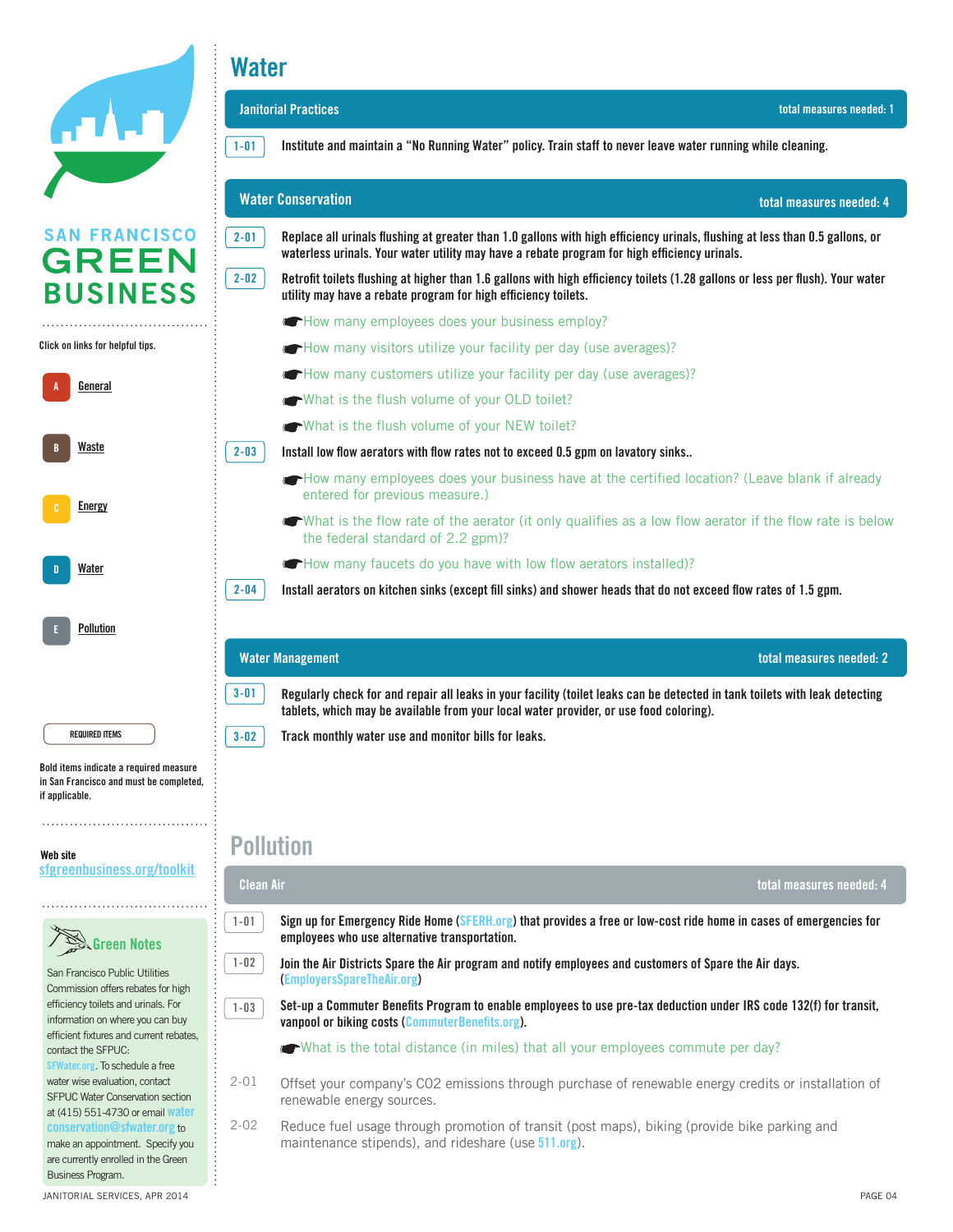SAN FRANCISCO GREEN BUSINESS

Click on links for helpful tips.

- A General
- B Waste
- C Energy
- D Water
- E Pollution

REQUIRED ITEMS

Bold items indicate a required measure in San Francisco and must be completed, if applicable.

Web site
sfgreenbusiness.org/toolkit

### Green Notes

San Francisco Public Utilities Commission offers rebates for high efficiency toilets and urinals. For information on where you can buy efficient fixtures and current rebates, contact the SFPUC: SFWater.org. To schedule a free water wise evaluation, contact SFPUC Water Conservation section at (415) 551-4730 or email waterconservation@sfwater.org to make an appointment. Specify you are currently enrolled in the Green Business Program.

# Water

## Janitorial Practices — total measures needed: 1

**1-01** **Institute and maintain a "No Running Water" policy. Train staff to never leave water running while cleaning.**

## Water Conservation — total measures needed: 4

**2-01** **Replace all urinals flushing at greater than 1.0 gallons with high efficiency urinals, flushing at less than 0.5 gallons, or waterless urinals. Your water utility may have a rebate program for high efficiency urinals.**

**2-02** **Retrofit toilets flushing at higher than 1.6 gallons with high efficiency toilets (1.28 gallons or less per flush). Your water utility may have a rebate program for high efficiency toilets.**

- How many employees does your business employ?
- How many visitors utilize your facility per day (use averages)?
- How many customers utilize your facility per day (use averages)?
- What is the flush volume of your OLD toilet?
- What is the flush volume of your NEW toilet?

**2-03** **Install low flow aerators with flow rates not to exceed 0.5 gpm on lavatory sinks..**

- How many employees does your business have at the certified location? (Leave blank if already entered for previous measure.)
- What is the flow rate of the aerator (it only qualifies as a low flow aerator if the flow rate is below the federal standard of 2.2 gpm)?
- How many faucets do you have with low flow aerators installed)?

**2-04** **Install aerators on kitchen sinks (except fill sinks) and shower heads that do not exceed flow rates of 1.5 gpm.**

## Water Management — total measures needed: 2

**3-01** **Regularly check for and repair all leaks in your facility (toilet leaks can be detected in tank toilets with leak detecting tablets, which may be available from your local water provider, or use food coloring).**

**3-02** **Track monthly water use and monitor bills for leaks.**

# Pollution

## Clean Air — total measures needed: 4

**1-01** **Sign up for Emergency Ride Home (SFERH.org) that provides a free or low-cost ride home in cases of emergencies for employees who use alternative transportation.**

**1-02** **Join the Air Districts Spare the Air program and notify employees and customers of Spare the Air days. (EmployersSpareTheAir.org)**

**1-03** **Set-up a Commuter Benefits Program to enable employees to use pre-tax deduction under IRS code 132(f) for transit, vanpool or biking costs (CommuterBenefits.org).**

- What is the total distance (in miles) that all your employees commute per day?

2-01 Offset your company's $CO_2$ emissions through purchase of renewable energy credits or installation of renewable energy sources.

2-02 Reduce fuel usage through promotion of transit (post maps), biking (provide bike parking and maintenance stipends), and rideshare (use 511.org).

JANITORIAL SERVICES, APR 2014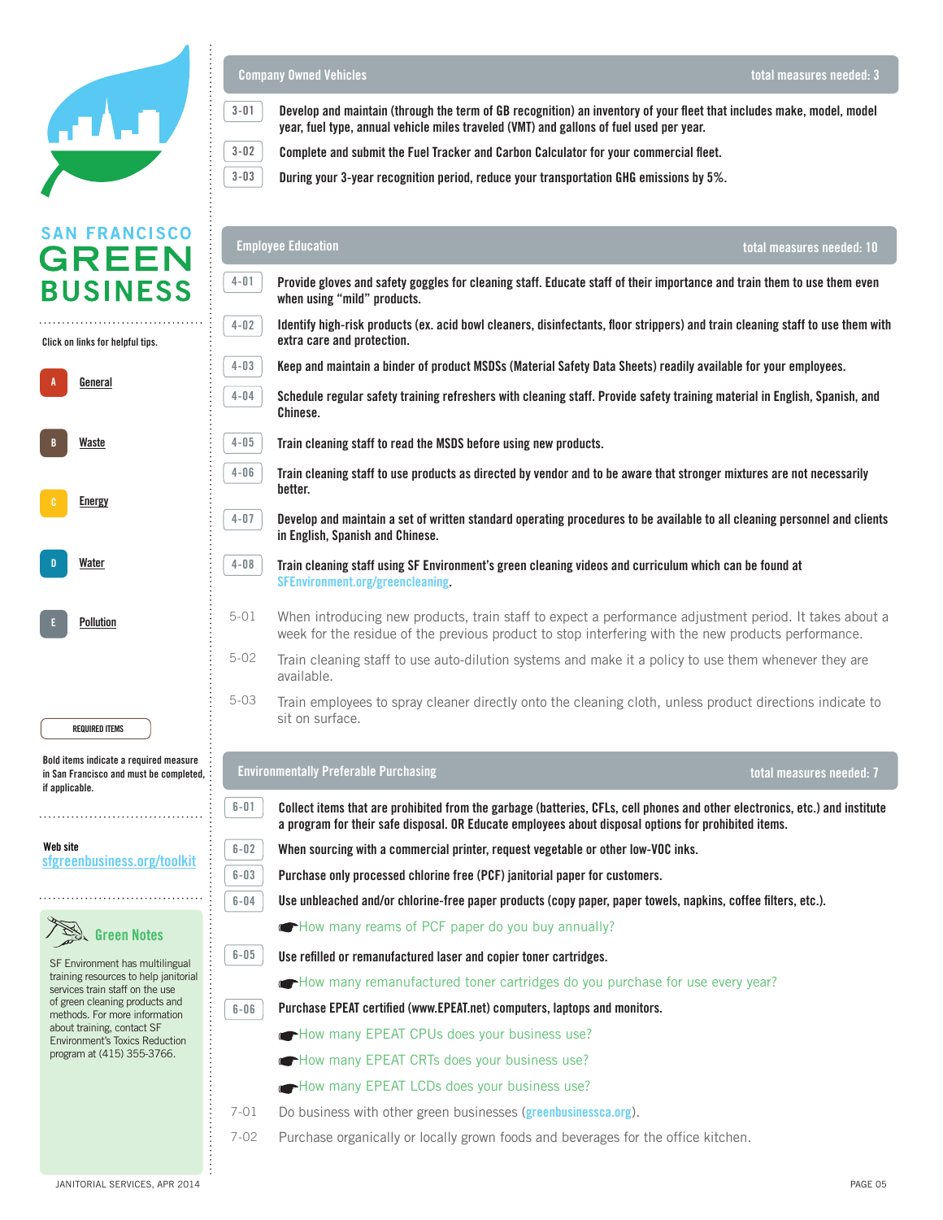## Company Owned Vehicles

total measures needed: 3

**3-01** **Develop and maintain (through the term of GB recognition) an inventory of your fleet that includes make, model, model year, fuel type, annual vehicle miles traveled (VMT) and gallons of fuel used per year.**

**3-02** **Complete and submit the Fuel Tracker and Carbon Calculator for your commercial fleet.**

**3-03** **During your 3-year recognition period, reduce your transportation GHG emissions by 5%.**

## Employee Education

total measures needed: 10

**4-01** **Provide gloves and safety goggles for cleaning staff. Educate staff of their importance and train them to use them even when using "mild" products.**

**4-02** **Identify high-risk products (ex. acid bowl cleaners, disinfectants, floor strippers) and train cleaning staff to use them with extra care and protection.**

**4-03** **Keep and maintain a binder of product MSDSs (Material Safety Data Sheets) readily available for your employees.**

**4-04** **Schedule regular safety training refreshers with cleaning staff. Provide safety training material in English, Spanish, and Chinese.**

**4-05** **Train cleaning staff to read the MSDS before using new products.**

**4-06** **Train cleaning staff to use products as directed by vendor and to be aware that stronger mixtures are not necessarily better.**

**4-07** **Develop and maintain a set of written standard operating procedures to be available to all cleaning personnel and clients in English, Spanish and Chinese.**

**4-08** **Train cleaning staff using SF Environment's green cleaning videos and curriculum which can be found at SFEnvironment.org/greencleaning.**

5-01 When introducing new products, train staff to expect a performance adjustment period. It takes about a week for the residue of the previous product to stop interfering with the new products performance.

5-02 Train cleaning staff to use auto-dilution systems and make it a policy to use them whenever they are available.

5-03 Train employees to spray cleaner directly onto the cleaning cloth, unless product directions indicate to sit on surface.

## Environmentally Preferable Purchasing

total measures needed: 7

**6-01** **Collect items that are prohibited from the garbage (batteries, CFLs, cell phones and other electronics, etc.) and institute a program for their safe disposal. OR Educate employees about disposal options for prohibited items.**

**6-02** **When sourcing with a commercial printer, request vegetable or other low-VOC inks.**

**6-03** **Purchase only processed chlorine free (PCF) janitorial paper for customers.**

**6-04** **Use unbleached and/or chlorine-free paper products (copy paper, paper towels, napkins, coffee filters, etc.).**

- How many reams of PCF paper do you buy annually?

**6-05** **Use refilled or remanufactured laser and copier toner cartridges.**

- How many remanufactured toner cartridges do you purchase for use every year?

**6-06** **Purchase EPEAT certified (www.EPEAT.net) computers, laptops and monitors.**

- How many EPEAT CPUs does your business use?
- How many EPEAT CRTs does your business use?
- How many EPEAT LCDs does your business use?

7-01 Do business with other green businesses (greenbusinessca.org).

7-02 Purchase organically or locally grown foods and beverages for the office kitchen.

---

SAN FRANCISCO GREEN BUSINESS

Click on links for helpful tips.

- A General
- B Waste
- C Energy
- D Water
- E Pollution

REQUIRED ITEMS

Bold items indicate a required measure in San Francisco and must be completed, if applicable.

Web site
sfgreenbusiness.org/toolkit

### Green Notes

SF Environment has multilingual training resources to help janitorial services train staff on the use of green cleaning products and methods. For more information about training, contact SF Environment's Toxics Reduction program at (415) 355-3766.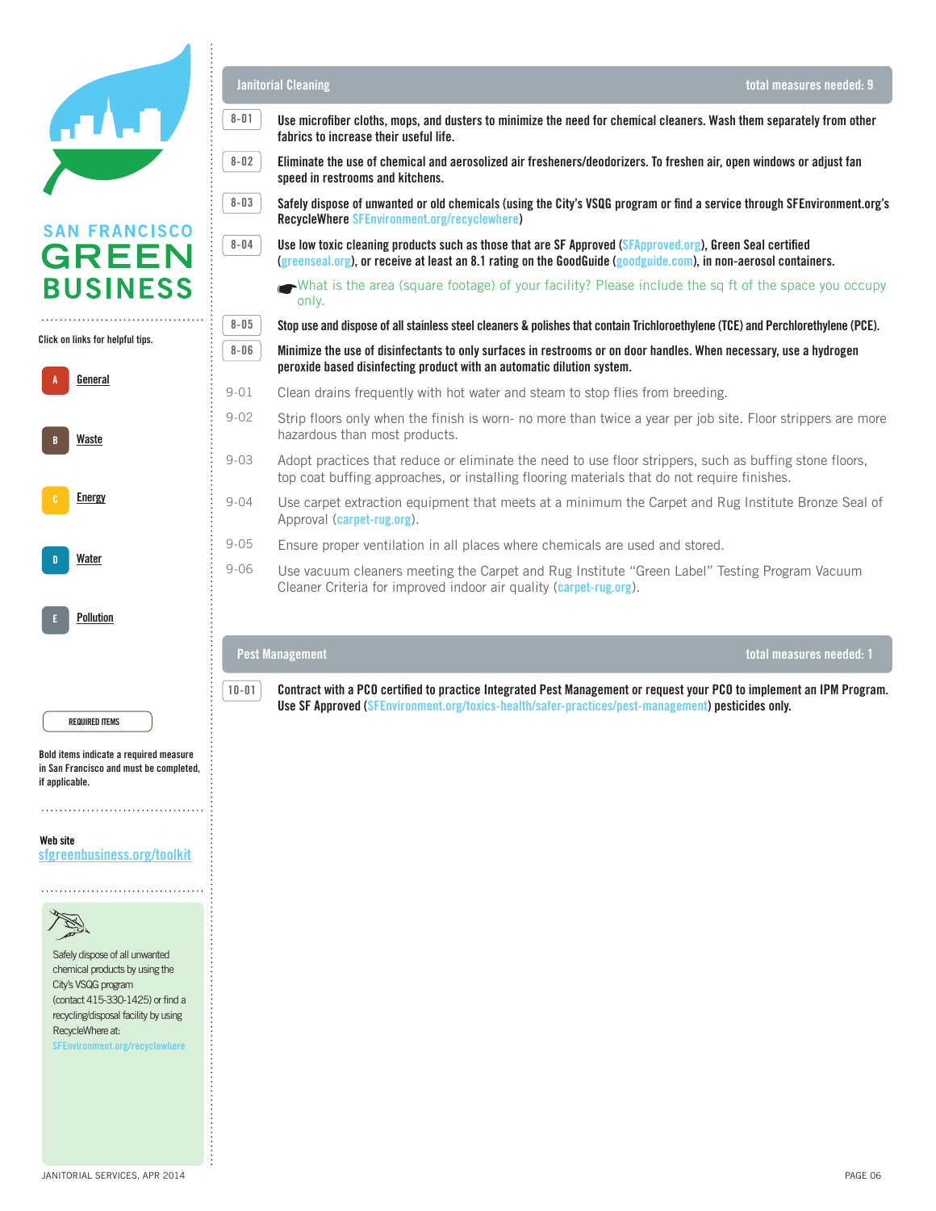SAN FRANCISCO **GREEN BUSINESS**

Click on links for helpful tips.

- A [General]
- B [Waste]
- C [Energy]
- D [Water]
- E [Pollution]

REQUIRED ITEMS

Bold items indicate a required measure in San Francisco and must be completed, if applicable.

Web site
sfgreenbusiness.org/toolkit

Safely dispose of all unwanted chemical products by using the City's VSQG program (contact 415-330-1425) or find a recycling/disposal facility by using RecycleWhere at: SFEnvironment.org/recyclewhere

## Janitorial Cleaning — total measures needed: 9

**8-01** **Use microfiber cloths, mops, and dusters to minimize the need for chemical cleaners. Wash them separately from other fabrics to increase their useful life.**

**8-02** **Eliminate the use of chemical and aerosolized air fresheners/deodorizers. To freshen air, open windows or adjust fan speed in restrooms and kitchens.**

**8-03** **Safely dispose of unwanted or old chemicals (using the City's VSQG program or find a service through SFEnvironment.org's RecycleWhere SFEnvironment.org/recyclewhere)**

**8-04** **Use low toxic cleaning products such as those that are SF Approved (SFApproved.org), Green Seal certified (greenseal.org), or receive at least an 8.1 rating on the GoodGuide (goodguide.com), in non-aerosol containers.**

☛What is the area (square footage) of your facility? Please include the sq ft of the space you occupy only.

**8-05** **Stop use and dispose of all stainless steel cleaners & polishes that contain Trichloroethylene (TCE) and Perchloroethylene (PCE).**

**8-06** **Minimize the use of disinfectants to only surfaces in restrooms or on door handles. When necessary, use a hydrogen peroxide based disinfecting product with an automatic dilution system.**

9-01 Clean drains frequently with hot water and steam to stop flies from breeding.

9-02 Strip floors only when the finish is worn- no more than twice a year per job site. Floor strippers are more hazardous than most products.

9-03 Adopt practices that reduce or eliminate the need to use floor strippers, such as buffing stone floors, top coat buffing approaches, or installing flooring materials that do not require finishes.

9-04 Use carpet extraction equipment that meets at a minimum the Carpet and Rug Institute Bronze Seal of Approval (carpet-rug.org).

9-05 Ensure proper ventilation in all places where chemicals are used and stored.

9-06 Use vacuum cleaners meeting the Carpet and Rug Institute "Green Label" Testing Program Vacuum Cleaner Criteria for improved indoor air quality (carpet-rug.org).

## Pest Management — total measures needed: 1

**10-01** **Contract with a PCO certified to practice Integrated Pest Management or request your PCO to implement an IPM Program. Use SF Approved (SFEnvironment.org/toxics-health/safer-practices/pest-management) pesticides only.**

JANITORIAL SERVICES, APR 2014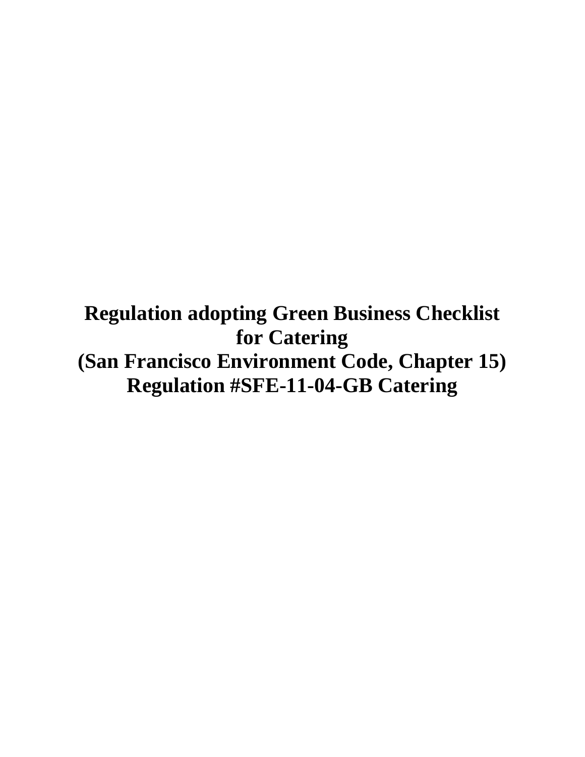# Regulation adopting Green Business Checklist for Catering (San Francisco Environment Code, Chapter 15) Regulation #SFE-11-04-GB Catering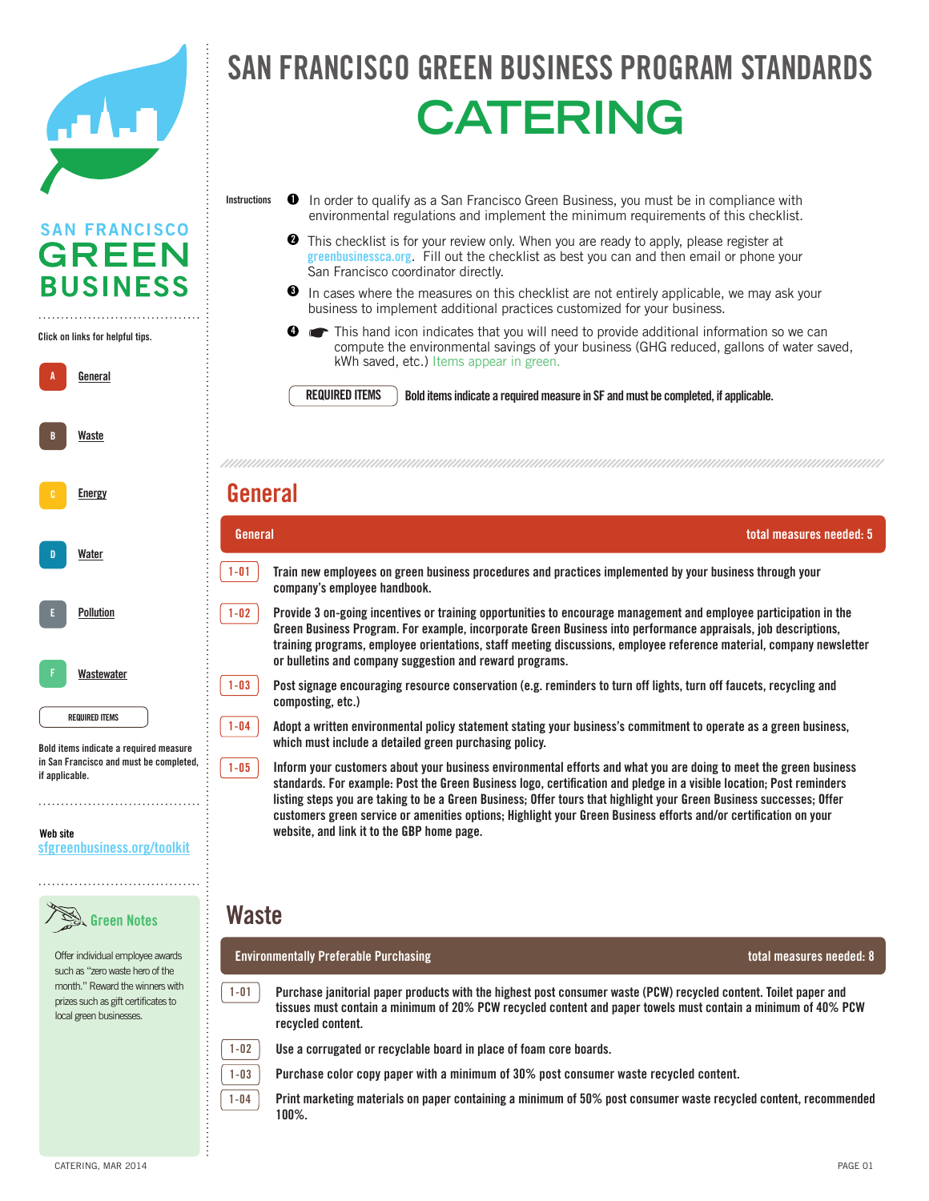# SAN FRANCISCO GREEN BUSINESS PROGRAM STANDARDS

# CATERING

SAN FRANCISCO GREEN BUSINESS

Click on links for helpful tips.

- A General
- B Waste
- C Energy
- D Water
- E Pollution
- F Wastewater

REQUIRED ITEMS

Bold items indicate a required measure in San Francisco and must be completed, if applicable.

Web site
sfgreenbusiness.org/toolkit

**Green Notes**

Offer individual employee awards such as "zero waste hero of the month." Reward the winners with prizes such as gift certificates to local green businesses.

---

Instructions

1. In order to qualify as a San Francisco Green Business, you must be in compliance with environmental regulations and implement the minimum requirements of this checklist.
2. This checklist is for your review only. When you are ready to apply, please register at greenbusinessca.org. Fill out the checklist as best you can and then email or phone your San Francisco coordinator directly.
3. In cases where the measures on this checklist are not entirely applicable, we may ask your business to implement additional practices customized for your business.
4. ☛ This hand icon indicates that you will need to provide additional information so we can compute the environmental savings of your business (GHG reduced, gallons of water saved, kWh saved, etc.) Items appear in green.

REQUIRED ITEMS — Bold items indicate a required measure in SF and must be completed, if applicable.

## General

**General** — total measures needed: 5

- **1-01** **Train new employees on green business procedures and practices implemented by your business through your company's employee handbook.**
- **1-02** **Provide 3 on-going incentives or training opportunities to encourage management and employee participation in the Green Business Program. For example, incorporate Green Business into performance appraisals, job descriptions, training programs, employee orientations, staff meeting discussions, employee reference material, company newsletter or bulletins and company suggestion and reward programs.**
- **1-03** **Post signage encouraging resource conservation (e.g. reminders to turn off lights, turn off faucets, recycling and composting, etc.)**
- **1-04** **Adopt a written environmental policy statement stating your business's commitment to operate as a green business, which must include a detailed green purchasing policy.**
- **1-05** **Inform your customers about your business environmental efforts and what you are doing to meet the green business standards. For example: Post the Green Business logo, certification and pledge in a visible location; Post reminders listing steps you are taking to be a Green Business; Offer tours that highlight your Green Business successes; Offer customers green service or amenities options; Highlight your Green Business efforts and/or certification on your website, and link it to the GBP home page.**

## Waste

**Environmentally Preferable Purchasing** — total measures needed: 8

- **1-01** **Purchase janitorial paper products with the highest post consumer waste (PCW) recycled content. Toilet paper and tissues must contain a minimum of 20% PCW recycled content and paper towels must contain a minimum of 40% PCW recycled content.**
- **1-02** **Use a corrugated or recyclable board in place of foam core boards.**
- **1-03** **Purchase color copy paper with a minimum of 30% post consumer waste recycled content.**
- **1-04** **Print marketing materials on paper containing a minimum of 50% post consumer waste recycled content, recommended 100%.**

CATERING, MAR 2014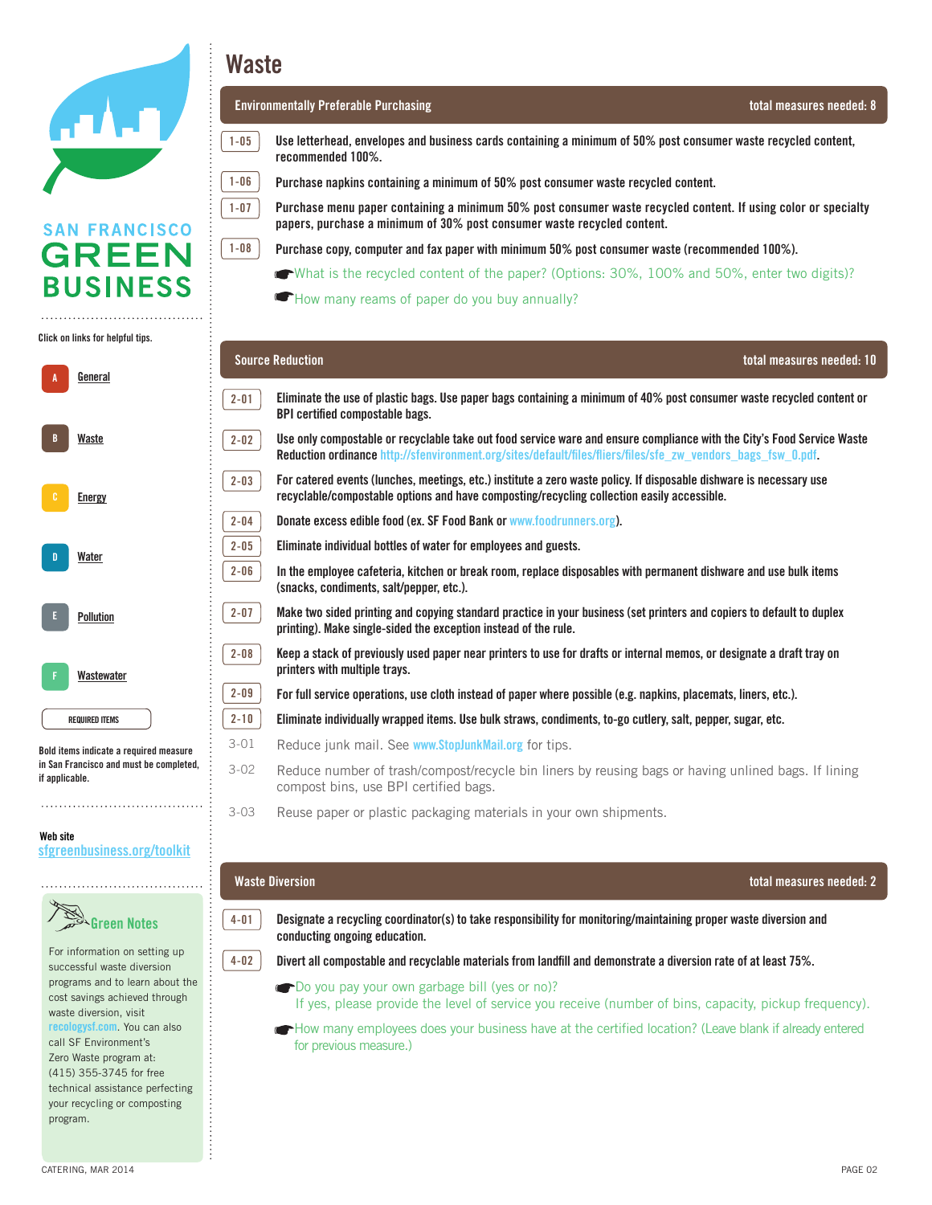SAN FRANCISCO GREEN BUSINESS

Click on links for helpful tips.

- A General
- B Waste
- C Energy
- D Water
- E Pollution
- F Wastewater

REQUIRED ITEMS

Bold items indicate a required measure in San Francisco and must be completed, if applicable.

Web site
sfgreenbusiness.org/toolkit

**Green Notes**

For information on setting up successful waste diversion programs and to learn about the cost savings achieved through waste diversion, visit recologysf.com. You can also call SF Environment's Zero Waste program at: (415) 355-3745 for free technical assistance perfecting your recycling or composting program.

# Waste

## Environmentally Preferable Purchasing — total measures needed: 8

**1-05** **Use letterhead, envelopes and business cards containing a minimum of 50% post consumer waste recycled content, recommended 100%.**

**1-06** **Purchase napkins containing a minimum of 50% post consumer waste recycled content.**

**1-07** **Purchase menu paper containing a minimum 50% post consumer waste recycled content. If using color or specialty papers, purchase a minimum of 30% post consumer waste recycled content.**

**1-08** **Purchase copy, computer and fax paper with minimum 50% post consumer waste (recommended 100%).**

☛What is the recycled content of the paper? (Options: 30%, 100% and 50%, enter two digits)?

☛How many reams of paper do you buy annually?

## Source Reduction — total measures needed: 10

**2-01** **Eliminate the use of plastic bags. Use paper bags containing a minimum of 40% post consumer waste recycled content or BPI certified compostable bags.**

**2-02** **Use only compostable or recyclable take out food service ware and ensure compliance with the City's Food Service Waste Reduction ordinance http://sfenvironment.org/sites/default/files/fliers/files/sfe_zw_vendors_bags_fsw_0.pdf.**

**2-03** **For catered events (lunches, meetings, etc.) institute a zero waste policy. If disposable dishware is necessary use recyclable/compostable options and have composting/recycling collection easily accessible.**

**2-04** **Donate excess edible food (ex. SF Food Bank or www.foodrunners.org).**

**2-05** **Eliminate individual bottles of water for employees and guests.**

**2-06** **In the employee cafeteria, kitchen or break room, replace disposables with permanent dishware and use bulk items (snacks, condiments, salt/pepper, etc.).**

**2-07** **Make two sided printing and copying standard practice in your business (set printers and copiers to default to duplex printing). Make single-sided the exception instead of the rule.**

**2-08** **Keep a stack of previously used paper near printers to use for drafts or internal memos, or designate a draft tray on printers with multiple trays.**

**2-09** **For full service operations, use cloth instead of paper where possible (e.g. napkins, placemats, liners, etc.).**

**2-10** **Eliminate individually wrapped items. Use bulk straws, condiments, to-go cutlery, salt, pepper, sugar, etc.**

3-01 Reduce junk mail. See www.StopJunkMail.org for tips.

3-02 Reduce number of trash/compost/recycle bin liners by reusing bags or having unlined bags. If lining compost bins, use BPI certified bags.

3-03 Reuse paper or plastic packaging materials in your own shipments.

## Waste Diversion — total measures needed: 2

**4-01** **Designate a recycling coordinator(s) to take responsibility for monitoring/maintaining proper waste diversion and conducting ongoing education.**

**4-02** **Divert all compostable and recyclable materials from landfill and demonstrate a diversion rate of at least 75%.**

☛Do you pay your own garbage bill (yes or no)?
If yes, please provide the level of service you receive (number of bins, capacity, pickup frequency).

☛How many employees does your business have at the certified location? (Leave blank if already entered for previous measure.)

CATERING, MAR 2014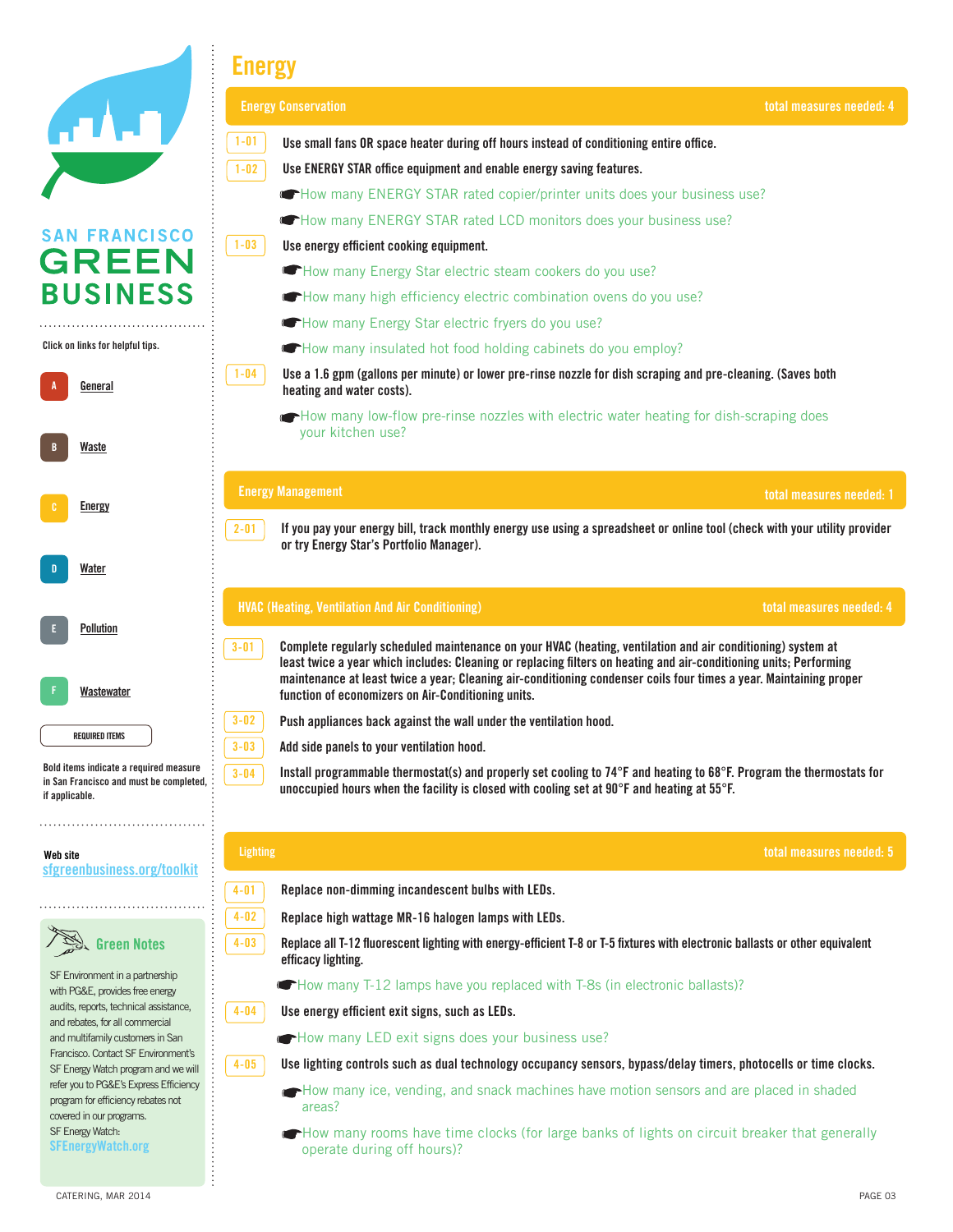SAN FRANCISCO
GREEN
BUSINESS

Click on links for helpful tips.

- A General
- B Waste
- C Energy
- D Water
- E Pollution
- F Wastewater

REQUIRED ITEMS

Bold items indicate a required measure in San Francisco and must be completed, if applicable.

Web site
sfgreenbusiness.org/toolkit

**Green Notes**

SF Environment in a partnership with PG&E, provides free energy audits, reports, technical assistance, and rebates, for all commercial and multifamily customers in San Francisco. Contact SF Environment's SF Energy Watch program and we will refer you to PG&E's Express Efficiency program for efficiency rebates not covered in our programs.
SF Energy Watch:
SFEnergyWatch.org

# Energy

## Energy Conservation — total measures needed: 4

**1-01** Use small fans OR space heater during off hours instead of conditioning entire office.

**1-02** Use ENERGY STAR office equipment and enable energy saving features.

- How many ENERGY STAR rated copier/printer units does your business use?
- How many ENERGY STAR rated LCD monitors does your business use?

**1-03** Use energy efficient cooking equipment.

- How many Energy Star electric steam cookers do you use?
- How many high efficiency electric combination ovens do you use?
- How many Energy Star electric fryers do you use?
- How many insulated hot food holding cabinets do you employ?

**1-04** Use a 1.6 gpm (gallons per minute) or lower pre-rinse nozzle for dish scraping and pre-cleaning. (Saves both heating and water costs).

- How many low-flow pre-rinse nozzles with electric water heating for dish-scraping does your kitchen use?

## Energy Management — total measures needed: 1

**2-01** If you pay your energy bill, track monthly energy use using a spreadsheet or online tool (check with your utility provider or try Energy Star's Portfolio Manager).

## HVAC (Heating, Ventilation And Air Conditioning) — total measures needed: 4

**3-01** Complete regularly scheduled maintenance on your HVAC (heating, ventilation and air conditioning) system at least twice a year which includes: Cleaning or replacing filters on heating and air-conditioning units; Performing maintenance at least twice a year; Cleaning air-conditioning condenser coils four times a year. Maintaining proper function of economizers on Air-Conditioning units.

**3-02** Push appliances back against the wall under the ventilation hood.

**3-03** Add side panels to your ventilation hood.

**3-04** Install programmable thermostat(s) and properly set cooling to 74°F and heating to 68°F. Program the thermostats for unoccupied hours when the facility is closed with cooling set at 90°F and heating at 55°F.

## Lighting — total measures needed: 5

**4-01** Replace non-dimming incandescent bulbs with LEDs.

**4-02** Replace high wattage MR-16 halogen lamps with LEDs.

**4-03** Replace all T-12 fluorescent lighting with energy-efficient T-8 or T-5 fixtures with electronic ballasts or other equivalent efficacy lighting.

- How many T-12 lamps have you replaced with T-8s (in electronic ballasts)?

**4-04** Use energy efficient exit signs, such as LEDs.

- How many LED exit signs does your business use?

**4-05** Use lighting controls such as dual technology occupancy sensors, bypass/delay timers, photocells or time clocks.

- How many ice, vending, and snack machines have motion sensors and are placed in shaded areas?
- How many rooms have time clocks (for large banks of lights on circuit breaker that generally operate during off hours)?

CATERING, MAR 2014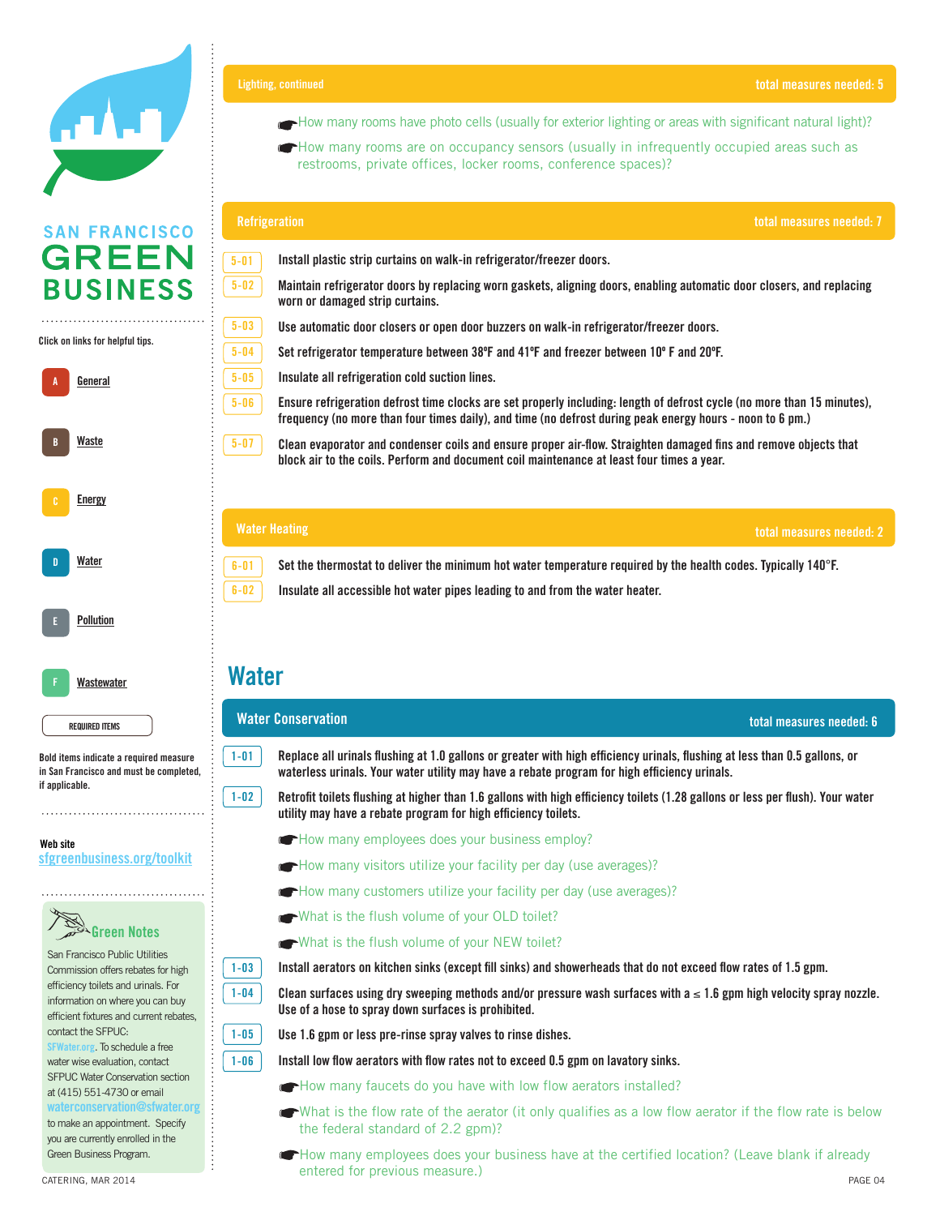SAN FRANCISCO GREEN BUSINESS

Click on links for helpful tips.

- A General
- B Waste
- C Energy
- D Water
- E Pollution
- F Wastewater

REQUIRED ITEMS

Bold items indicate a required measure in San Francisco and must be completed, if applicable.

Web site
sfgreenbusiness.org/toolkit

### Green Notes

San Francisco Public Utilities Commission offers rebates for high efficiency toilets and urinals. For information on where you can buy efficient fixtures and current rebates, contact the SFPUC: SFWater.org. To schedule a free water wise evaluation, contact SFPUC Water Conservation section at (415) 551-4730 or email waterconservation@sfwater.org to make an appointment. Specify you are currently enrolled in the Green Business Program.

### Lighting, continued — total measures needed: 5

- ☛ How many rooms have photo cells (usually for exterior lighting or areas with significant natural light)?
- ☛ How many rooms are on occupancy sensors (usually in infrequently occupied areas such as restrooms, private offices, locker rooms, conference spaces)?

### Refrigeration — total measures needed: 7

- 5-01 **Install plastic strip curtains on walk-in refrigerator/freezer doors.**
- 5-02 **Maintain refrigerator doors by replacing worn gaskets, aligning doors, enabling automatic door closers, and replacing worn or damaged strip curtains.**
- 5-03 **Use automatic door closers or open door buzzers on walk-in refrigerator/freezer doors.**
- 5-04 **Set refrigerator temperature between 38ºF and 41ºF and freezer between 10º F and 20ºF.**
- 5-05 **Insulate all refrigeration cold suction lines.**
- 5-06 **Ensure refrigeration defrost time clocks are set properly including: length of defrost cycle (no more than 15 minutes), frequency (no more than four times daily), and time (no defrost during peak energy hours - noon to 6 pm.)**
- 5-07 **Clean evaporator and condenser coils and ensure proper air-flow. Straighten damaged fins and remove objects that block air to the coils. Perform and document coil maintenance at least four times a year.**

### Water Heating — total measures needed: 2

- 6-01 **Set the thermostat to deliver the minimum hot water temperature required by the health codes. Typically 140°F.**
- 6-02 **Insulate all accessible hot water pipes leading to and from the water heater.**

## Water

### Water Conservation — total measures needed: 6

- 1-01 **Replace all urinals flushing at 1.0 gallons or greater with high efficiency urinals, flushing at less than 0.5 gallons, or waterless urinals. Your water utility may have a rebate program for high efficiency urinals.**
- 1-02 **Retrofit toilets flushing at higher than 1.6 gallons with high efficiency toilets (1.28 gallons or less per flush). Your water utility may have a rebate program for high efficiency toilets.**
  - ☛ How many employees does your business employ?
  - ☛ How many visitors utilize your facility per day (use averages)?
  - ☛ How many customers utilize your facility per day (use averages)?
  - ☛ What is the flush volume of your OLD toilet?
  - ☛ What is the flush volume of your NEW toilet?
- 1-03 **Install aerators on kitchen sinks (except fill sinks) and showerheads that do not exceed flow rates of 1.5 gpm.**
- 1-04 **Clean surfaces using dry sweeping methods and/or pressure wash surfaces with a ≤ 1.6 gpm high velocity spray nozzle. Use of a hose to spray down surfaces is prohibited.**
- 1-05 **Use 1.6 gpm or less pre-rinse spray valves to rinse dishes.**
- 1-06 **Install low flow aerators with flow rates not to exceed 0.5 gpm on lavatory sinks.**
  - ☛ How many faucets do you have with low flow aerators installed?
  - ☛ What is the flow rate of the aerator (it only qualifies as a low flow aerator if the flow rate is below the federal standard of 2.2 gpm)?
  - ☛ How many employees does your business have at the certified location? (Leave blank if already entered for previous measure.)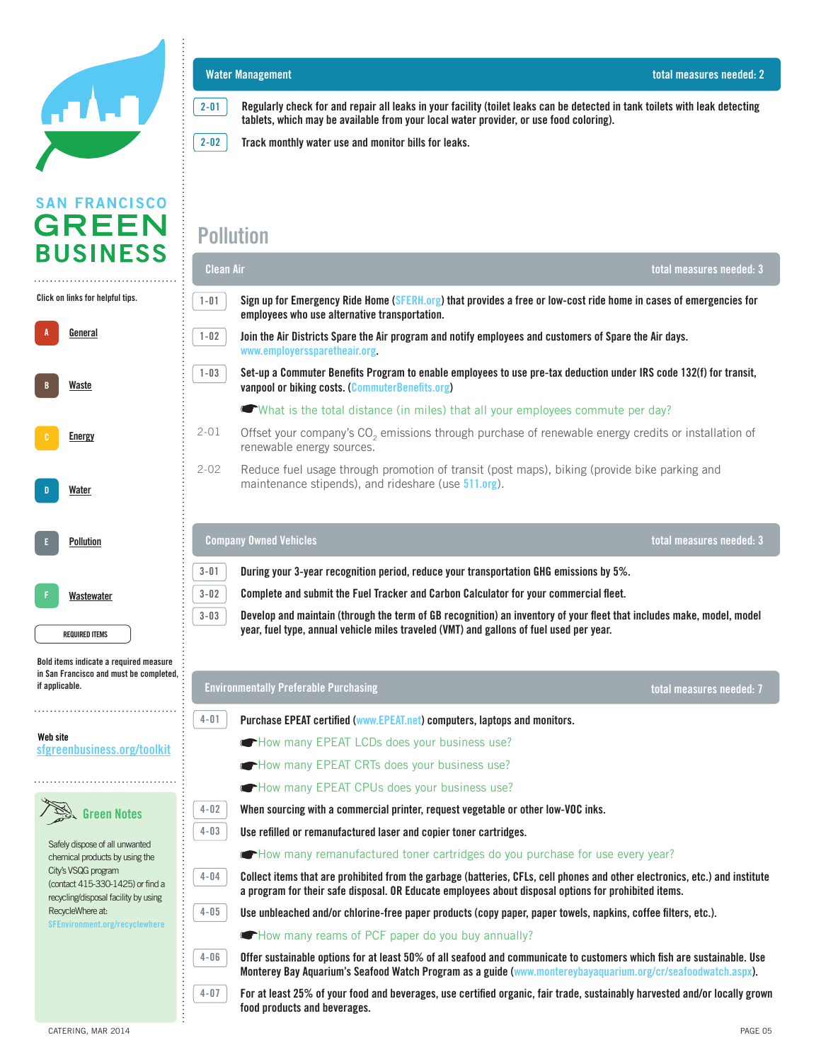SAN FRANCISCO GREEN BUSINESS

Click on links for helpful tips.

- A General
- B Waste
- C Energy
- D Water
- E Pollution
- F Wastewater

REQUIRED ITEMS

Bold items indicate a required measure in San Francisco and must be completed, if applicable.

Web site
sfgreenbusiness.org/toolkit

### Green Notes

Safely dispose of all unwanted chemical products by using the City's VSQG program (contact 415-330-1425) or find a recycling/disposal facility by using RecycleWhere at: SFEnvironment.org/recyclewhere

## Water Management — total measures needed: 2

**2-01** **Regularly check for and repair all leaks in your facility (toilet leaks can be detected in tank toilets with leak detecting tablets, which may be available from your local water provider, or use food coloring).**

**2-02** **Track monthly water use and monitor bills for leaks.**

# Pollution

## Clean Air — total measures needed: 3

**1-01** **Sign up for Emergency Ride Home (SFERH.org) that provides a free or low-cost ride home in cases of emergencies for employees who use alternative transportation.**

**1-02** **Join the Air Districts Spare the Air program and notify employees and customers of Spare the Air days. www.employerssparetheair.org.**

**1-03** **Set-up a Commuter Benefits Program to enable employees to use pre-tax deduction under IRS code 132(f) for transit, vanpool or biking costs. (CommuterBenefits.org)**

☛What is the total distance (in miles) that all your employees commute per day?

2-01 Offset your company's $CO_2$ emissions through purchase of renewable energy credits or installation of renewable energy sources.

2-02 Reduce fuel usage through promotion of transit (post maps), biking (provide bike parking and maintenance stipends), and rideshare (use 511.org).

## Company Owned Vehicles — total measures needed: 3

**3-01** **During your 3-year recognition period, reduce your transportation GHG emissions by 5%.**

**3-02** **Complete and submit the Fuel Tracker and Carbon Calculator for your commercial fleet.**

**3-03** **Develop and maintain (through the term of GB recognition) an inventory of your fleet that includes make, model, model year, fuel type, annual vehicle miles traveled (VMT) and gallons of fuel used per year.**

## Environmentally Preferable Purchasing — total measures needed: 7

**4-01** **Purchase EPEAT certified (www.EPEAT.net) computers, laptops and monitors.**

☛How many EPEAT LCDs does your business use?

☛How many EPEAT CRTs does your business use?

☛How many EPEAT CPUs does your business use?

**4-02** **When sourcing with a commercial printer, request vegetable or other low-VOC inks.**

**4-03** **Use refilled or remanufactured laser and copier toner cartridges.**

☛How many remanufactured toner cartridges do you purchase for use every year?

**4-04** **Collect items that are prohibited from the garbage (batteries, CFLs, cell phones and other electronics, etc.) and institute a program for their safe disposal. OR Educate employees about disposal options for prohibited items.**

**4-05** **Use unbleached and/or chlorine-free paper products (copy paper, paper towels, napkins, coffee filters, etc.).**

☛How many reams of PCF paper do you buy annually?

**4-06** **Offer sustainable options for at least 50% of all seafood and communicate to customers which fish are sustainable. Use Monterey Bay Aquarium's Seafood Watch Program as a guide (www.montereybayaquarium.org/cr/seafoodwatch.aspx).**

**4-07** **For at least 25% of your food and beverages, use certified organic, fair trade, sustainably harvested and/or locally grown food products and beverages.**

CATERING, MAR 2014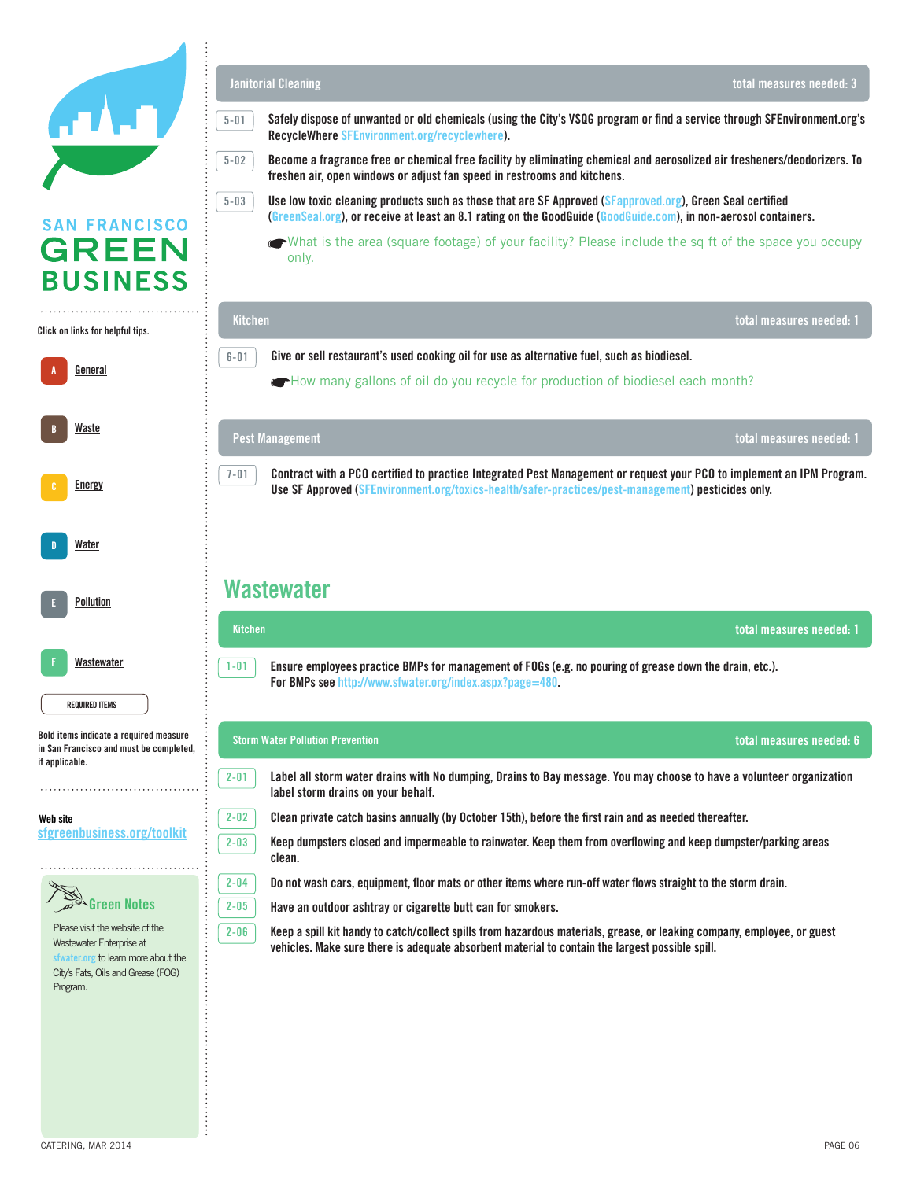SAN FRANCISCO GREEN BUSINESS

Click on links for helpful tips.

A General

B Waste

C Energy

D Water

E Pollution

F Wastewater

REQUIRED ITEMS

Bold items indicate a required measure in San Francisco and must be completed, if applicable.

Web site
sfgreenbusiness.org/toolkit

Green Notes

Please visit the website of the Wastewater Enterprise at sfwater.org to learn more about the City's Fats, Oils and Grease (FOG) Program.

## Janitorial Cleaning — total measures needed: 3

5-01 **Safely dispose of unwanted or old chemicals (using the City's VSQG program or find a service through SFEnvironment.org's RecycleWhere SFEnvironment.org/recyclewhere).**

5-02 **Become a fragrance free or chemical free facility by eliminating chemical and aerosolized air fresheners/deodorizers. To freshen air, open windows or adjust fan speed in restrooms and kitchens.**

5-03 **Use low toxic cleaning products such as those that are SF Approved (SFapproved.org), Green Seal certified (GreenSeal.org), or receive at least an 8.1 rating on the GoodGuide (GoodGuide.com), in non-aerosol containers.**

☛What is the area (square footage) of your facility? Please include the sq ft of the space you occupy only.

## Kitchen — total measures needed: 1

6-01 **Give or sell restaurant's used cooking oil for use as alternative fuel, such as biodiesel.**

☛How many gallons of oil do you recycle for production of biodiesel each month?

## Pest Management — total measures needed: 1

7-01 **Contract with a PCO certified to practice Integrated Pest Management or request your PCO to implement an IPM Program. Use SF Approved (SFEnvironment.org/toxics-health/safer-practices/pest-management) pesticides only.**

# Wastewater

## Kitchen — total measures needed: 1

1-01 **Ensure employees practice BMPs for management of FOGs (e.g. no pouring of grease down the drain, etc.). For BMPs see http://www.sfwater.org/index.aspx?page=480.**

## Storm Water Pollution Prevention — total measures needed: 6

2-01 **Label all storm water drains with No dumping, Drains to Bay message. You may choose to have a volunteer organization label storm drains on your behalf.**

2-02 **Clean private catch basins annually (by October 15th), before the first rain and as needed thereafter.**

2-03 **Keep dumpsters closed and impermeable to rainwater. Keep them from overflowing and keep dumpster/parking areas clean.**

2-04 **Do not wash cars, equipment, floor mats or other items where run-off water flows straight to the storm drain.**

2-05 **Have an outdoor ashtray or cigarette butt can for smokers.**

2-06 **Keep a spill kit handy to catch/collect spills from hazardous materials, grease, or leaking company, employee, or guest vehicles. Make sure there is adequate absorbent material to contain the largest possible spill.**

CATERING, MAR 2014